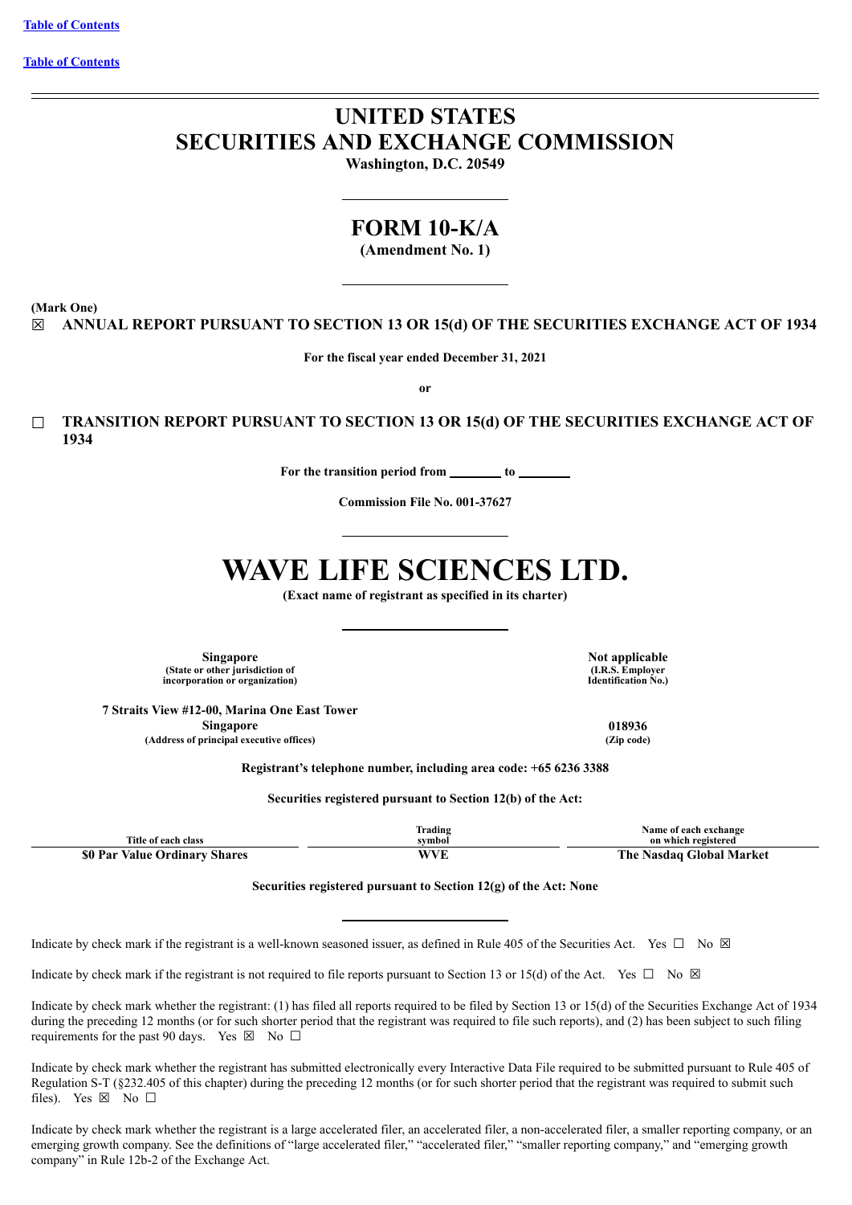[Table of Contents](#)

[Table of Contents](#)

# UNITED STATES
# SECURITIES AND EXCHANGE COMMISSION

**Washington, D.C. 20549**

## FORM 10-K/A

**(Amendment No. 1)**

**(Mark One)**

☒ **ANNUAL REPORT PURSUANT TO SECTION 13 OR 15(d) OF THE SECURITIES EXCHANGE ACT OF 1934**

**For the fiscal year ended December 31, 2021**

**or**

☐ **TRANSITION REPORT PURSUANT TO SECTION 13 OR 15(d) OF THE SECURITIES EXCHANGE ACT OF 1934**

**For the transition period from \_\_\_\_\_\_\_\_ to \_\_\_\_\_\_\_\_**

**Commission File No. 001-37627**

# WAVE LIFE SCIENCES LTD.

**(Exact name of registrant as specified in its charter)**

| **Singapore** | **Not applicable** |
|---|---|
| **(State or other jurisdiction of incorporation or organization)** | **(I.R.S. Employer Identification No.)** |
| **7 Straits View #12-00, Marina One East Tower Singapore** | **018936** |
| **(Address of principal executive offices)** | **(Zip code)** |

**Registrant's telephone number, including area code: +65 6236 3388**

**Securities registered pursuant to Section 12(b) of the Act:**

| Title of each class | Trading symbol | Name of each exchange on which registered |
|---|---|---|
| **$0 Par Value Ordinary Shares** | **WVE** | **The Nasdaq Global Market** |

**Securities registered pursuant to Section 12(g) of the Act: None**

Indicate by check mark if the registrant is a well-known seasoned issuer, as defined in Rule 405 of the Securities Act. Yes ☐ No ☒

Indicate by check mark if the registrant is not required to file reports pursuant to Section 13 or 15(d) of the Act. Yes ☐ No ☒

Indicate by check mark whether the registrant: (1) has filed all reports required to be filed by Section 13 or 15(d) of the Securities Exchange Act of 1934 during the preceding 12 months (or for such shorter period that the registrant was required to file such reports), and (2) has been subject to such filing requirements for the past 90 days. Yes ☒ No ☐

Indicate by check mark whether the registrant has submitted electronically every Interactive Data File required to be submitted pursuant to Rule 405 of Regulation S-T (§232.405 of this chapter) during the preceding 12 months (or for such shorter period that the registrant was required to submit such files). Yes ☒ No ☐

Indicate by check mark whether the registrant is a large accelerated filer, an accelerated filer, a non-accelerated filer, a smaller reporting company, or an emerging growth company. See the definitions of "large accelerated filer," "accelerated filer," "smaller reporting company," and "emerging growth company" in Rule 12b-2 of the Exchange Act.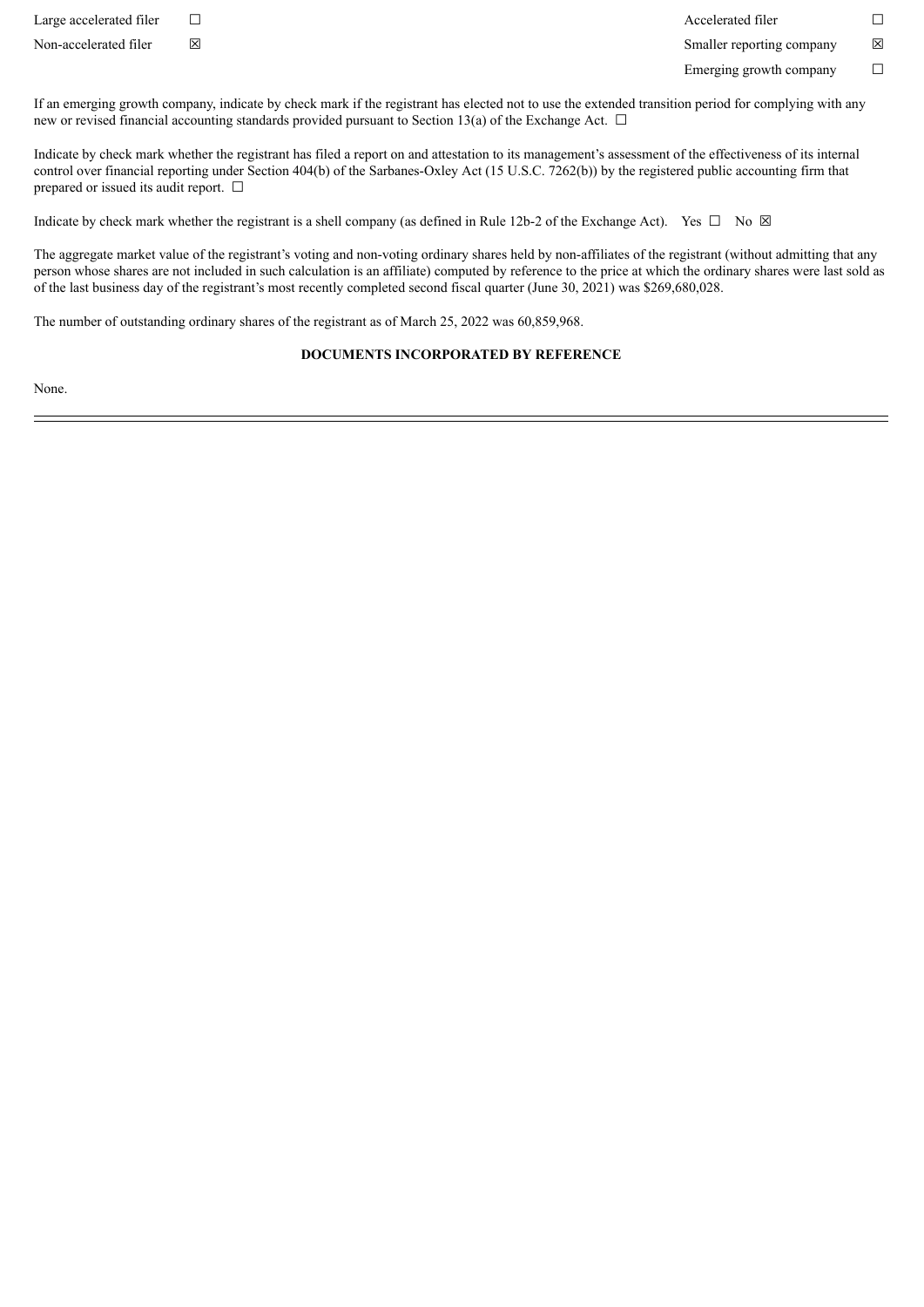| | | | |
|---|---|---|---|
| Large accelerated filer | ☐ | Accelerated filer | ☐ |
| Non-accelerated filer | ☒ | Smaller reporting company | ☒ |
| | | Emerging growth company | ☐ |

If an emerging growth company, indicate by check mark if the registrant has elected not to use the extended transition period for complying with any new or revised financial accounting standards provided pursuant to Section 13(a) of the Exchange Act. ☐

Indicate by check mark whether the registrant has filed a report on and attestation to its management's assessment of the effectiveness of its internal control over financial reporting under Section 404(b) of the Sarbanes-Oxley Act (15 U.S.C. 7262(b)) by the registered public accounting firm that prepared or issued its audit report. ☐

Indicate by check mark whether the registrant is a shell company (as defined in Rule 12b-2 of the Exchange Act). Yes ☐ No ☒

The aggregate market value of the registrant's voting and non-voting ordinary shares held by non-affiliates of the registrant (without admitting that any person whose shares are not included in such calculation is an affiliate) computed by reference to the price at which the ordinary shares were last sold as of the last business day of the registrant's most recently completed second fiscal quarter (June 30, 2021) was $269,680,028.

The number of outstanding ordinary shares of the registrant as of March 25, 2022 was 60,859,968.

**DOCUMENTS INCORPORATED BY REFERENCE**

None.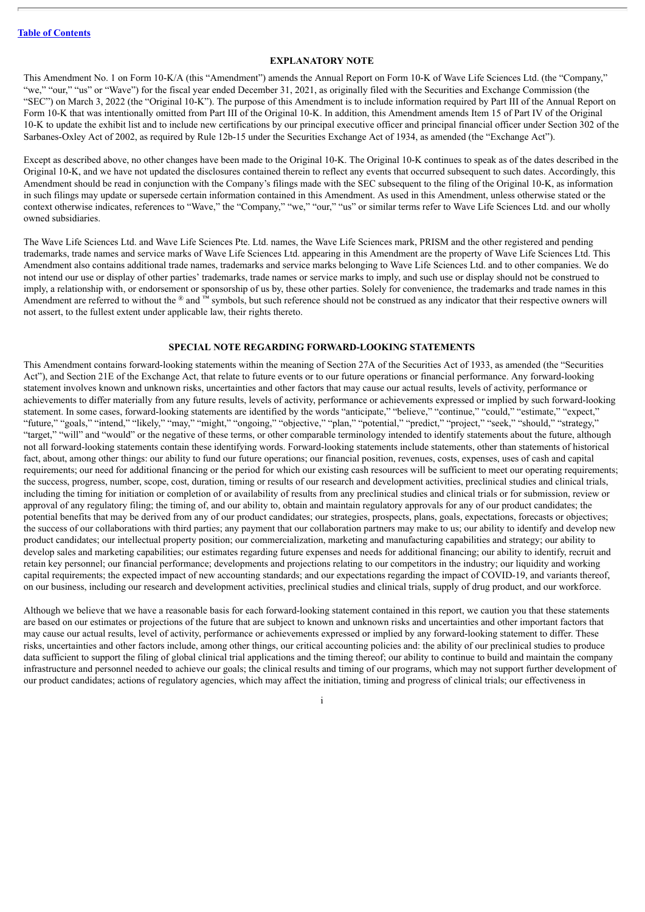[Table of Contents](#)

## EXPLANATORY NOTE

This Amendment No. 1 on Form 10-K/A (this "Amendment") amends the Annual Report on Form 10-K of Wave Life Sciences Ltd. (the "Company," "we," "our," "us" or "Wave") for the fiscal year ended December 31, 2021, as originally filed with the Securities and Exchange Commission (the "SEC") on March 3, 2022 (the "Original 10-K"). The purpose of this Amendment is to include information required by Part III of the Annual Report on Form 10-K that was intentionally omitted from Part III of the Original 10-K. In addition, this Amendment amends Item 15 of Part IV of the Original 10-K to update the exhibit list and to include new certifications by our principal executive officer and principal financial officer under Section 302 of the Sarbanes-Oxley Act of 2002, as required by Rule 12b-15 under the Securities Exchange Act of 1934, as amended (the "Exchange Act").

Except as described above, no other changes have been made to the Original 10-K. The Original 10-K continues to speak as of the dates described in the Original 10-K, and we have not updated the disclosures contained therein to reflect any events that occurred subsequent to such dates. Accordingly, this Amendment should be read in conjunction with the Company's filings made with the SEC subsequent to the filing of the Original 10-K, as information in such filings may update or supersede certain information contained in this Amendment. As used in this Amendment, unless otherwise stated or the context otherwise indicates, references to "Wave," the "Company," "we," "our," "us" or similar terms refer to Wave Life Sciences Ltd. and our wholly owned subsidiaries.

The Wave Life Sciences Ltd. and Wave Life Sciences Pte. Ltd. names, the Wave Life Sciences mark, PRISM and the other registered and pending trademarks, trade names and service marks of Wave Life Sciences Ltd. appearing in this Amendment are the property of Wave Life Sciences Ltd. This Amendment also contains additional trade names, trademarks and service marks belonging to Wave Life Sciences Ltd. and to other companies. We do not intend our use or display of other parties' trademarks, trade names or service marks to imply, and such use or display should not be construed to imply, a relationship with, or endorsement or sponsorship of us by, these other parties. Solely for convenience, the trademarks and trade names in this Amendment are referred to without the ® and ™ symbols, but such reference should not be construed as any indicator that their respective owners will not assert, to the fullest extent under applicable law, their rights thereto.

## SPECIAL NOTE REGARDING FORWARD-LOOKING STATEMENTS

This Amendment contains forward-looking statements within the meaning of Section 27A of the Securities Act of 1933, as amended (the "Securities Act"), and Section 21E of the Exchange Act, that relate to future events or to our future operations or financial performance. Any forward-looking statement involves known and unknown risks, uncertainties and other factors that may cause our actual results, levels of activity, performance or achievements to differ materially from any future results, levels of activity, performance or achievements expressed or implied by such forward-looking statement. In some cases, forward-looking statements are identified by the words "anticipate," "believe," "continue," "could," "estimate," "expect," "future," "goals," "intend," "likely," "may," "might," "ongoing," "objective," "plan," "potential," "predict," "project," "seek," "should," "strategy," "target," "will" and "would" or the negative of these terms, or other comparable terminology intended to identify statements about the future, although not all forward-looking statements contain these identifying words. Forward-looking statements include statements, other than statements of historical fact, about, among other things: our ability to fund our future operations; our financial position, revenues, costs, expenses, uses of cash and capital requirements; our need for additional financing or the period for which our existing cash resources will be sufficient to meet our operating requirements; the success, progress, number, scope, cost, duration, timing or results of our research and development activities, preclinical studies and clinical trials, including the timing for initiation or completion of or availability of results from any preclinical studies and clinical trials or for submission, review or approval of any regulatory filing; the timing of, and our ability to, obtain and maintain regulatory approvals for any of our product candidates; the potential benefits that may be derived from any of our product candidates; our strategies, prospects, plans, goals, expectations, forecasts or objectives; the success of our collaborations with third parties; any payment that our collaboration partners may make to us; our ability to identify and develop new product candidates; our intellectual property position; our commercialization, marketing and manufacturing capabilities and strategy; our ability to develop sales and marketing capabilities; our estimates regarding future expenses and needs for additional financing; our ability to identify, recruit and retain key personnel; our financial performance; developments and projections relating to our competitors in the industry; our liquidity and working capital requirements; the expected impact of new accounting standards; and our expectations regarding the impact of COVID-19, and variants thereof, on our business, including our research and development activities, preclinical studies and clinical trials, supply of drug product, and our workforce.

Although we believe that we have a reasonable basis for each forward-looking statement contained in this report, we caution you that these statements are based on our estimates or projections of the future that are subject to known and unknown risks and uncertainties and other important factors that may cause our actual results, level of activity, performance or achievements expressed or implied by any forward-looking statement to differ. These risks, uncertainties and other factors include, among other things, our critical accounting policies and: the ability of our preclinical studies to produce data sufficient to support the filing of global clinical trial applications and the timing thereof; our ability to continue to build and maintain the company infrastructure and personnel needed to achieve our goals; the clinical results and timing of our programs, which may not support further development of our product candidates; actions of regulatory agencies, which may affect the initiation, timing and progress of clinical trials; our effectiveness in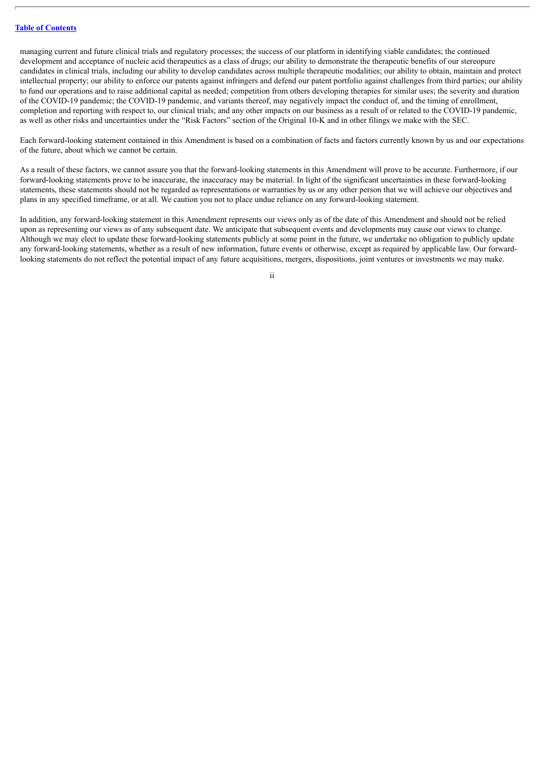managing current and future clinical trials and regulatory processes; the success of our platform in identifying viable candidates; the continued development and acceptance of nucleic acid therapeutics as a class of drugs; our ability to demonstrate the therapeutic benefits of our stereopure candidates in clinical trials, including our ability to develop candidates across multiple therapeutic modalities; our ability to obtain, maintain and protect intellectual property; our ability to enforce our patents against infringers and defend our patent portfolio against challenges from third parties; our ability to fund our operations and to raise additional capital as needed; competition from others developing therapies for similar uses; the severity and duration of the COVID-19 pandemic; the COVID-19 pandemic, and variants thereof, may negatively impact the conduct of, and the timing of enrollment, completion and reporting with respect to, our clinical trials; and any other impacts on our business as a result of or related to the COVID-19 pandemic, as well as other risks and uncertainties under the "Risk Factors" section of the Original 10-K and in other filings we make with the SEC.

Each forward-looking statement contained in this Amendment is based on a combination of facts and factors currently known by us and our expectations of the future, about which we cannot be certain.

As a result of these factors, we cannot assure you that the forward-looking statements in this Amendment will prove to be accurate. Furthermore, if our forward-looking statements prove to be inaccurate, the inaccuracy may be material. In light of the significant uncertainties in these forward-looking statements, these statements should not be regarded as representations or warranties by us or any other person that we will achieve our objectives and plans in any specified timeframe, or at all. We caution you not to place undue reliance on any forward-looking statement.

In addition, any forward-looking statement in this Amendment represents our views only as of the date of this Amendment and should not be relied upon as representing our views as of any subsequent date. We anticipate that subsequent events and developments may cause our views to change. Although we may elect to update these forward-looking statements publicly at some point in the future, we undertake no obligation to publicly update any forward-looking statements, whether as a result of new information, future events or otherwise, except as required by applicable law. Our forward-looking statements do not reflect the potential impact of any future acquisitions, mergers, dispositions, joint ventures or investments we may make.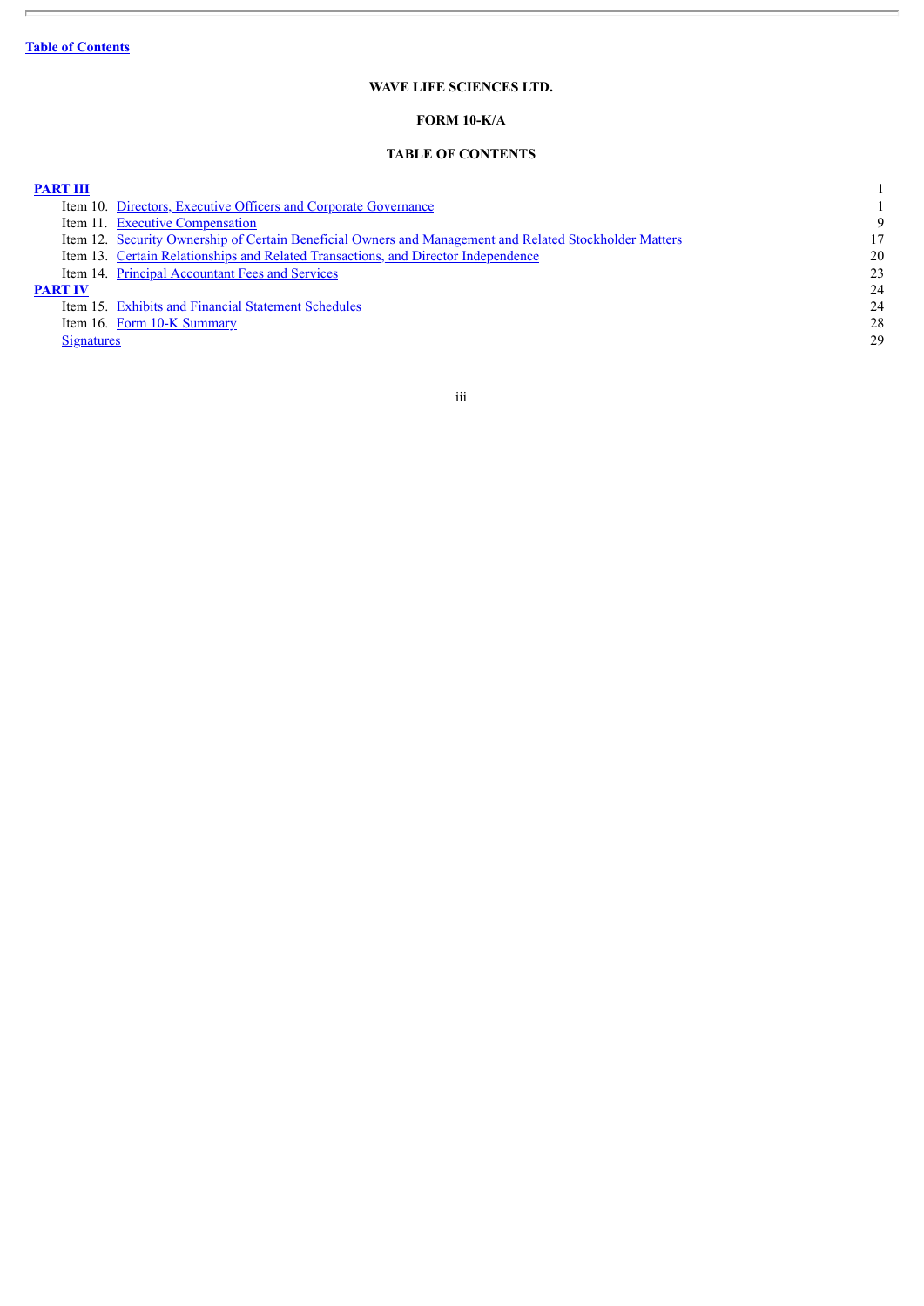**WAVE LIFE SCIENCES LTD.**

**FORM 10-K/A**

**TABLE OF CONTENTS**

| | | |
|---|---|---|
| **PART III** | | 1 |
| Item 10. | Directors, Executive Officers and Corporate Governance | 1 |
| Item 11. | Executive Compensation | 9 |
| Item 12. | Security Ownership of Certain Beneficial Owners and Management and Related Stockholder Matters | 17 |
| Item 13. | Certain Relationships and Related Transactions, and Director Independence | 20 |
| Item 14. | Principal Accountant Fees and Services | 23 |
| **PART IV** | | 24 |
| Item 15. | Exhibits and Financial Statement Schedules | 24 |
| Item 16. | Form 10-K Summary | 28 |
| Signatures | | 29 |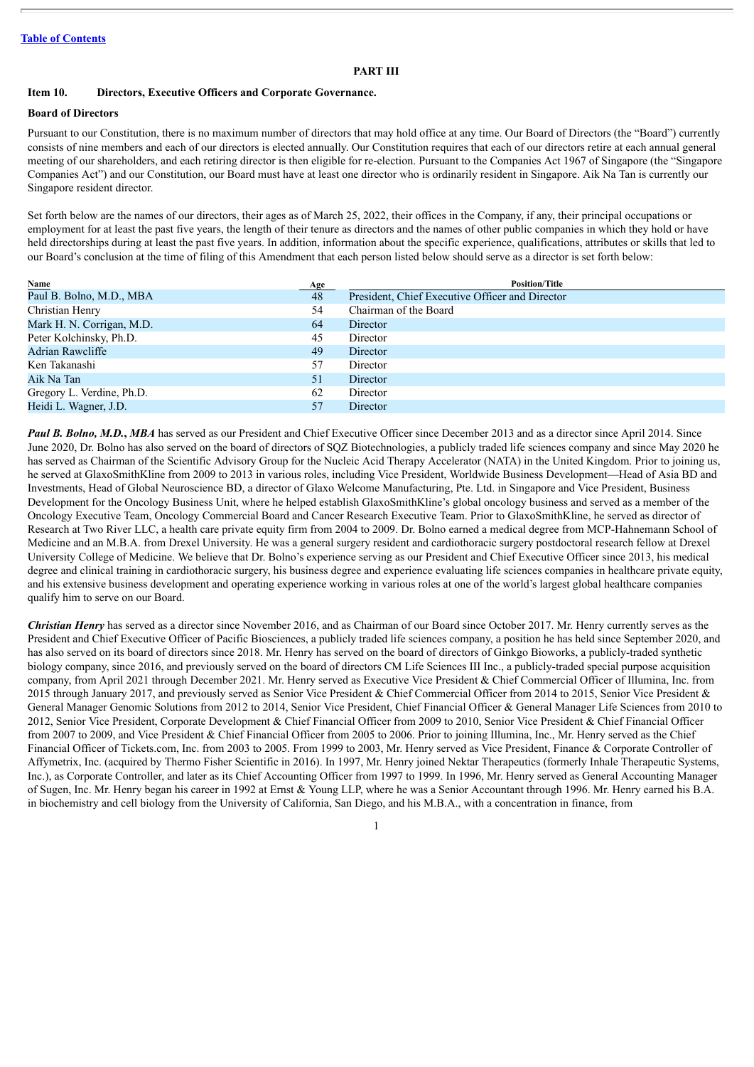Table of Contents

# PART III

## Item 10. Directors, Executive Officers and Corporate Governance.

### Board of Directors

Pursuant to our Constitution, there is no maximum number of directors that may hold office at any time. Our Board of Directors (the "Board") currently consists of nine members and each of our directors is elected annually. Our Constitution requires that each of our directors retire at each annual general meeting of our shareholders, and each retiring director is then eligible for re-election. Pursuant to the Companies Act 1967 of Singapore (the "Singapore Companies Act") and our Constitution, our Board must have at least one director who is ordinarily resident in Singapore. Aik Na Tan is currently our Singapore resident director.

Set forth below are the names of our directors, their ages as of March 25, 2022, their offices in the Company, if any, their principal occupations or employment for at least the past five years, the length of their tenure as directors and the names of other public companies in which they hold or have held directorships during at least the past five years. In addition, information about the specific experience, qualifications, attributes or skills that led to our Board's conclusion at the time of filing of this Amendment that each person listed below should serve as a director is set forth below:

| Name | Age | Position/Title |
|---|---|---|
| Paul B. Bolno, M.D., MBA | 48 | President, Chief Executive Officer and Director |
| Christian Henry | 54 | Chairman of the Board |
| Mark H. N. Corrigan, M.D. | 64 | Director |
| Peter Kolchinsky, Ph.D. | 45 | Director |
| Adrian Rawcliffe | 49 | Director |
| Ken Takanashi | 57 | Director |
| Aik Na Tan | 51 | Director |
| Gregory L. Verdine, Ph.D. | 62 | Director |
| Heidi L. Wagner, J.D. | 57 | Director |

***Paul B. Bolno, M.D., MBA*** has served as our President and Chief Executive Officer since December 2013 and as a director since April 2014. Since June 2020, Dr. Bolno has also served on the board of directors of SQZ Biotechnologies, a publicly traded life sciences company and since May 2020 he has served as Chairman of the Scientific Advisory Group for the Nucleic Acid Therapy Accelerator (NATA) in the United Kingdom. Prior to joining us, he served at GlaxoSmithKline from 2009 to 2013 in various roles, including Vice President, Worldwide Business Development—Head of Asia BD and Investments, Head of Global Neuroscience BD, a director of Glaxo Welcome Manufacturing, Pte. Ltd. in Singapore and Vice President, Business Development for the Oncology Business Unit, where he helped establish GlaxoSmithKline's global oncology business and served as a member of the Oncology Executive Team, Oncology Commercial Board and Cancer Research Executive Team. Prior to GlaxoSmithKline, he served as director of Research at Two River LLC, a health care private equity firm from 2004 to 2009. Dr. Bolno earned a medical degree from MCP-Hahnemann School of Medicine and an M.B.A. from Drexel University. He was a general surgery resident and cardiothoracic surgery postdoctoral research fellow at Drexel University College of Medicine. We believe that Dr. Bolno's experience serving as our President and Chief Executive Officer since 2013, his medical degree and clinical training in cardiothoracic surgery, his business degree and experience evaluating life sciences companies in healthcare private equity, and his extensive business development and operating experience working in various roles at one of the world's largest global healthcare companies qualify him to serve on our Board.

***Christian Henry*** has served as a director since November 2016, and as Chairman of our Board since October 2017. Mr. Henry currently serves as the President and Chief Executive Officer of Pacific Biosciences, a publicly traded life sciences company, a position he has held since September 2020, and has also served on its board of directors since 2018. Mr. Henry has served on the board of directors of Ginkgo Bioworks, a publicly-traded synthetic biology company, since 2016, and previously served on the board of directors CM Life Sciences III Inc., a publicly-traded special purpose acquisition company, from April 2021 through December 2021. Mr. Henry served as Executive Vice President & Chief Commercial Officer of Illumina, Inc. from 2015 through January 2017, and previously served as Senior Vice President & Chief Commercial Officer from 2014 to 2015, Senior Vice President & General Manager Genomic Solutions from 2012 to 2014, Senior Vice President, Chief Financial Officer & General Manager Life Sciences from 2010 to 2012, Senior Vice President, Corporate Development & Chief Financial Officer from 2009 to 2010, Senior Vice President & Chief Financial Officer from 2007 to 2009, and Vice President & Chief Financial Officer from 2005 to 2006. Prior to joining Illumina, Inc., Mr. Henry served as the Chief Financial Officer of Tickets.com, Inc. from 2003 to 2005. From 1999 to 2003, Mr. Henry served as Vice President, Finance & Corporate Controller of Affymetrix, Inc. (acquired by Thermo Fisher Scientific in 2016). In 1997, Mr. Henry joined Nektar Therapeutics (formerly Inhale Therapeutic Systems, Inc.), as Corporate Controller, and later as its Chief Accounting Officer from 1997 to 1999. In 1996, Mr. Henry served as General Accounting Manager of Sugen, Inc. Mr. Henry began his career in 1992 at Ernst & Young LLP, where he was a Senior Accountant through 1996. Mr. Henry earned his B.A. in biochemistry and cell biology from the University of California, San Diego, and his M.B.A., with a concentration in finance, from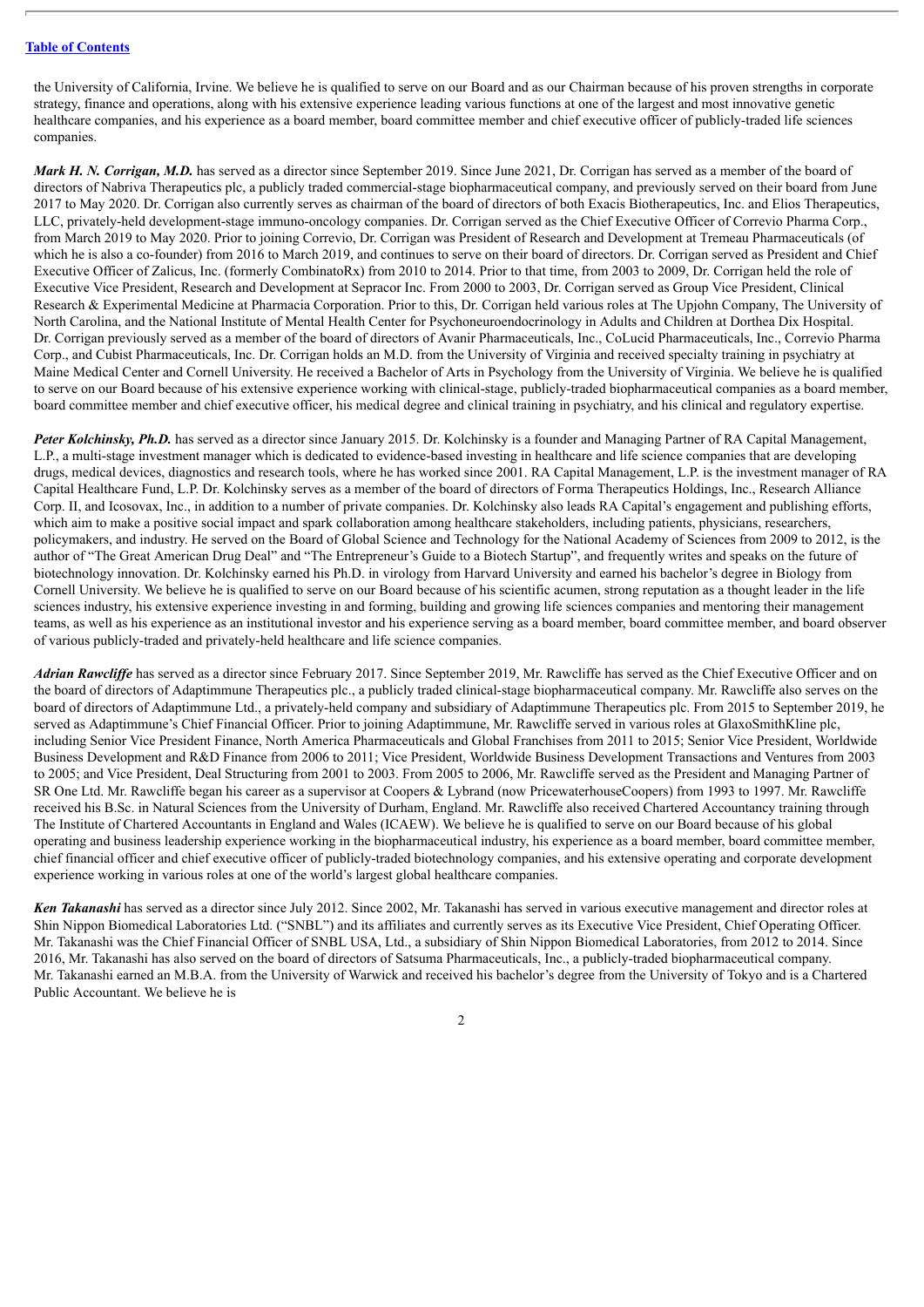the University of California, Irvine. We believe he is qualified to serve on our Board and as our Chairman because of his proven strengths in corporate strategy, finance and operations, along with his extensive experience leading various functions at one of the largest and most innovative genetic healthcare companies, and his experience as a board member, board committee member and chief executive officer of publicly-traded life sciences companies.

***Mark H. N. Corrigan, M.D.*** has served as a director since September 2019. Since June 2021, Dr. Corrigan has served as a member of the board of directors of Nabriva Therapeutics plc, a publicly traded commercial-stage biopharmaceutical company, and previously served on their board from June 2017 to May 2020. Dr. Corrigan also currently serves as chairman of the board of directors of both Exacis Biotherapeutics, Inc. and Elios Therapeutics, LLC, privately-held development-stage immuno-oncology companies. Dr. Corrigan served as the Chief Executive Officer of Correvio Pharma Corp., from March 2019 to May 2020. Prior to joining Correvio, Dr. Corrigan was President of Research and Development at Tremeau Pharmaceuticals (of which he is also a co-founder) from 2016 to March 2019, and continues to serve on their board of directors. Dr. Corrigan served as President and Chief Executive Officer of Zalicus, Inc. (formerly CombinatoRx) from 2010 to 2014. Prior to that time, from 2003 to 2009, Dr. Corrigan held the role of Executive Vice President, Research and Development at Sepracor Inc. From 2000 to 2003, Dr. Corrigan served as Group Vice President, Clinical Research & Experimental Medicine at Pharmacia Corporation. Prior to this, Dr. Corrigan held various roles at The Upjohn Company, The University of North Carolina, and the National Institute of Mental Health Center for Psychoneuroendocrinology in Adults and Children at Dorthea Dix Hospital. Dr. Corrigan previously served as a member of the board of directors of Avanir Pharmaceuticals, Inc., CoLucid Pharmaceuticals, Inc., Correvio Pharma Corp., and Cubist Pharmaceuticals, Inc. Dr. Corrigan holds an M.D. from the University of Virginia and received specialty training in psychiatry at Maine Medical Center and Cornell University. He received a Bachelor of Arts in Psychology from the University of Virginia. We believe he is qualified to serve on our Board because of his extensive experience working with clinical-stage, publicly-traded biopharmaceutical companies as a board member, board committee member and chief executive officer, his medical degree and clinical training in psychiatry, and his clinical and regulatory expertise.

***Peter Kolchinsky, Ph.D.*** has served as a director since January 2015. Dr. Kolchinsky is a founder and Managing Partner of RA Capital Management, L.P., a multi-stage investment manager which is dedicated to evidence-based investing in healthcare and life science companies that are developing drugs, medical devices, diagnostics and research tools, where he has worked since 2001. RA Capital Management, L.P. is the investment manager of RA Capital Healthcare Fund, L.P. Dr. Kolchinsky serves as a member of the board of directors of Forma Therapeutics Holdings, Inc., Research Alliance Corp. II, and Icosovax, Inc., in addition to a number of private companies. Dr. Kolchinsky also leads RA Capital's engagement and publishing efforts, which aim to make a positive social impact and spark collaboration among healthcare stakeholders, including patients, physicians, researchers, policymakers, and industry. He served on the Board of Global Science and Technology for the National Academy of Sciences from 2009 to 2012, is the author of "The Great American Drug Deal" and "The Entrepreneur's Guide to a Biotech Startup", and frequently writes and speaks on the future of biotechnology innovation. Dr. Kolchinsky earned his Ph.D. in virology from Harvard University and earned his bachelor's degree in Biology from Cornell University. We believe he is qualified to serve on our Board because of his scientific acumen, strong reputation as a thought leader in the life sciences industry, his extensive experience investing in and forming, building and growing life sciences companies and mentoring their management teams, as well as his experience as an institutional investor and his experience serving as a board member, board committee member, and board observer of various publicly-traded and privately-held healthcare and life science companies.

***Adrian Rawcliffe*** has served as a director since February 2017. Since September 2019, Mr. Rawcliffe has served as the Chief Executive Officer and on the board of directors of Adaptimmune Therapeutics plc., a publicly traded clinical-stage biopharmaceutical company. Mr. Rawcliffe also serves on the board of directors of Adaptimmune Ltd., a privately-held company and subsidiary of Adaptimmune Therapeutics plc. From 2015 to September 2019, he served as Adaptimmune's Chief Financial Officer. Prior to joining Adaptimmune, Mr. Rawcliffe served in various roles at GlaxoSmithKline plc, including Senior Vice President Finance, North America Pharmaceuticals and Global Franchises from 2011 to 2015; Senior Vice President, Worldwide Business Development and R&D Finance from 2006 to 2011; Vice President, Worldwide Business Development Transactions and Ventures from 2003 to 2005; and Vice President, Deal Structuring from 2001 to 2003. From 2005 to 2006, Mr. Rawcliffe served as the President and Managing Partner of SR One Ltd. Mr. Rawcliffe began his career as a supervisor at Coopers & Lybrand (now PricewaterhouseCoopers) from 1993 to 1997. Mr. Rawcliffe received his B.Sc. in Natural Sciences from the University of Durham, England. Mr. Rawcliffe also received Chartered Accountancy training through The Institute of Chartered Accountants in England and Wales (ICAEW). We believe he is qualified to serve on our Board because of his global operating and business leadership experience working in the biopharmaceutical industry, his experience as a board member, board committee member, chief financial officer and chief executive officer of publicly-traded biotechnology companies, and his extensive operating and corporate development experience working in various roles at one of the world's largest global healthcare companies.

***Ken Takanashi*** has served as a director since July 2012. Since 2002, Mr. Takanashi has served in various executive management and director roles at Shin Nippon Biomedical Laboratories Ltd. ("SNBL") and its affiliates and currently serves as its Executive Vice President, Chief Operating Officer. Mr. Takanashi was the Chief Financial Officer of SNBL USA, Ltd., a subsidiary of Shin Nippon Biomedical Laboratories, from 2012 to 2014. Since 2016, Mr. Takanashi has also served on the board of directors of Satsuma Pharmaceuticals, Inc., a publicly-traded biopharmaceutical company. Mr. Takanashi earned an M.B.A. from the University of Warwick and received his bachelor's degree from the University of Tokyo and is a Chartered Public Accountant. We believe he is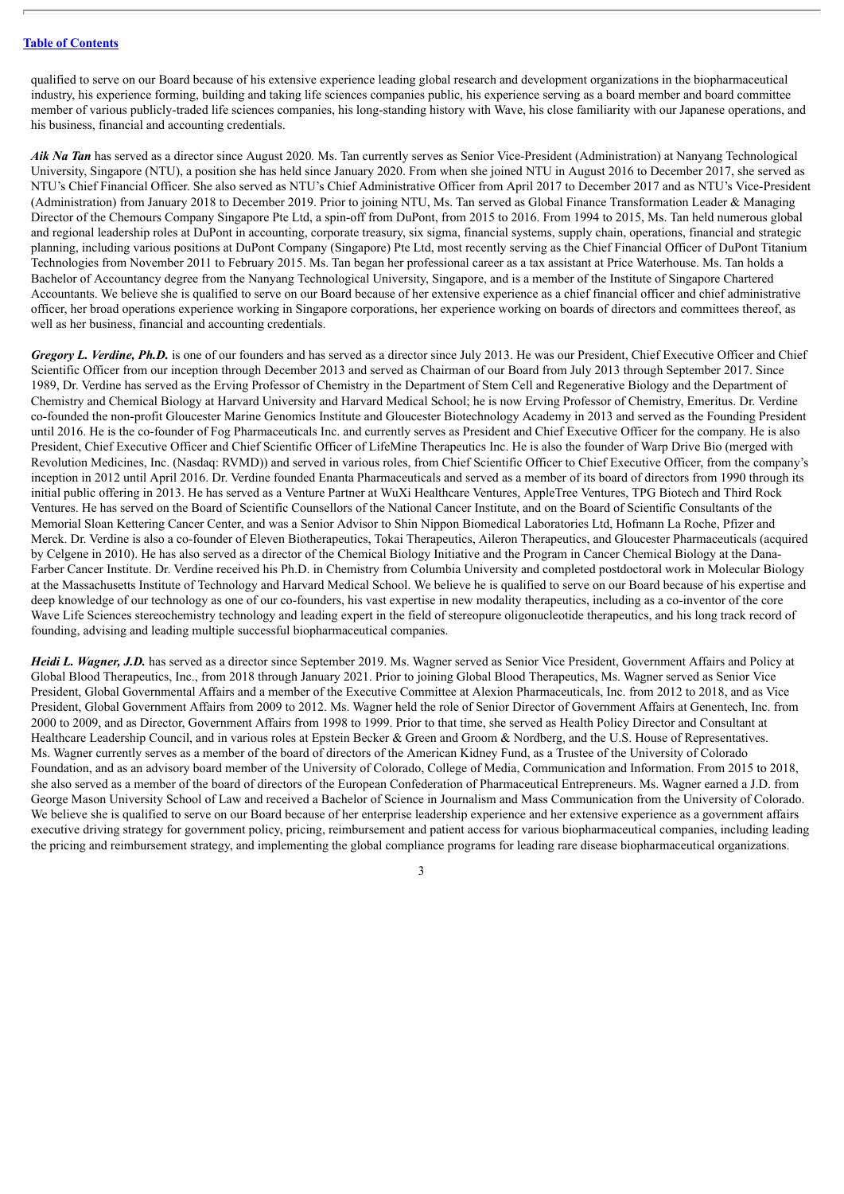qualified to serve on our Board because of his extensive experience leading global research and development organizations in the biopharmaceutical industry, his experience forming, building and taking life sciences companies public, his experience serving as a board member and board committee member of various publicly-traded life sciences companies, his long-standing history with Wave, his close familiarity with our Japanese operations, and his business, financial and accounting credentials.

***Aik Na Tan*** has served as a director since August 2020. Ms. Tan currently serves as Senior Vice-President (Administration) at Nanyang Technological University, Singapore (NTU), a position she has held since January 2020. From when she joined NTU in August 2016 to December 2017, she served as NTU's Chief Financial Officer. She also served as NTU's Chief Administrative Officer from April 2017 to December 2017 and as NTU's Vice-President (Administration) from January 2018 to December 2019. Prior to joining NTU, Ms. Tan served as Global Finance Transformation Leader & Managing Director of the Chemours Company Singapore Pte Ltd, a spin-off from DuPont, from 2015 to 2016. From 1994 to 2015, Ms. Tan held numerous global and regional leadership roles at DuPont in accounting, corporate treasury, six sigma, financial systems, supply chain, operations, financial and strategic planning, including various positions at DuPont Company (Singapore) Pte Ltd, most recently serving as the Chief Financial Officer of DuPont Titanium Technologies from November 2011 to February 2015. Ms. Tan began her professional career as a tax assistant at Price Waterhouse. Ms. Tan holds a Bachelor of Accountancy degree from the Nanyang Technological University, Singapore, and is a member of the Institute of Singapore Chartered Accountants. We believe she is qualified to serve on our Board because of her extensive experience as a chief financial officer and chief administrative officer, her broad operations experience working in Singapore corporations, her experience working on boards of directors and committees thereof, as well as her business, financial and accounting credentials.

***Gregory L. Verdine, Ph.D.*** is one of our founders and has served as a director since July 2013. He was our President, Chief Executive Officer and Chief Scientific Officer from our inception through December 2013 and served as Chairman of our Board from July 2013 through September 2017. Since 1989, Dr. Verdine has served as the Erving Professor of Chemistry in the Department of Stem Cell and Regenerative Biology and the Department of Chemistry and Chemical Biology at Harvard University and Harvard Medical School; he is now Erving Professor of Chemistry, Emeritus. Dr. Verdine co-founded the non-profit Gloucester Marine Genomics Institute and Gloucester Biotechnology Academy in 2013 and served as the Founding President until 2016. He is the co-founder of Fog Pharmaceuticals Inc. and currently serves as President and Chief Executive Officer for the company. He is also President, Chief Executive Officer and Chief Scientific Officer of LifeMine Therapeutics Inc. He is also the founder of Warp Drive Bio (merged with Revolution Medicines, Inc. (Nasdaq: RVMD)) and served in various roles, from Chief Scientific Officer to Chief Executive Officer, from the company's inception in 2012 until April 2016. Dr. Verdine founded Enanta Pharmaceuticals and served as a member of its board of directors from 1990 through its initial public offering in 2013. He has served as a Venture Partner at WuXi Healthcare Ventures, AppleTree Ventures, TPG Biotech and Third Rock Ventures. He has served on the Board of Scientific Counsellors of the National Cancer Institute, and on the Board of Scientific Consultants of the Memorial Sloan Kettering Cancer Center, and was a Senior Advisor to Shin Nippon Biomedical Laboratories Ltd, Hofmann La Roche, Pfizer and Merck. Dr. Verdine is also a co-founder of Eleven Biotherapeutics, Tokai Therapeutics, Aileron Therapeutics, and Gloucester Pharmaceuticals (acquired by Celgene in 2010). He has also served as a director of the Chemical Biology Initiative and the Program in Cancer Chemical Biology at the Dana-Farber Cancer Institute. Dr. Verdine received his Ph.D. in Chemistry from Columbia University and completed postdoctoral work in Molecular Biology at the Massachusetts Institute of Technology and Harvard Medical School. We believe he is qualified to serve on our Board because of his expertise and deep knowledge of our technology as one of our co-founders, his vast expertise in new modality therapeutics, including as a co-inventor of the core Wave Life Sciences stereochemistry technology and leading expert in the field of stereopure oligonucleotide therapeutics, and his long track record of founding, advising and leading multiple successful biopharmaceutical companies.

***Heidi L. Wagner, J.D.*** has served as a director since September 2019. Ms. Wagner served as Senior Vice President, Government Affairs and Policy at Global Blood Therapeutics, Inc., from 2018 through January 2021. Prior to joining Global Blood Therapeutics, Ms. Wagner served as Senior Vice President, Global Governmental Affairs and a member of the Executive Committee at Alexion Pharmaceuticals, Inc. from 2012 to 2018, and as Vice President, Global Government Affairs from 2009 to 2012. Ms. Wagner held the role of Senior Director of Government Affairs at Genentech, Inc. from 2000 to 2009, and as Director, Government Affairs from 1998 to 1999. Prior to that time, she served as Health Policy Director and Consultant at Healthcare Leadership Council, and in various roles at Epstein Becker & Green and Groom & Nordberg, and the U.S. House of Representatives. Ms. Wagner currently serves as a member of the board of directors of the American Kidney Fund, as a Trustee of the University of Colorado Foundation, and as an advisory board member of the University of Colorado, College of Media, Communication and Information. From 2015 to 2018, she also served as a member of the board of directors of the European Confederation of Pharmaceutical Entrepreneurs. Ms. Wagner earned a J.D. from George Mason University School of Law and received a Bachelor of Science in Journalism and Mass Communication from the University of Colorado. We believe she is qualified to serve on our Board because of her enterprise leadership experience and her extensive experience as a government affairs executive driving strategy for government policy, pricing, reimbursement and patient access for various biopharmaceutical companies, including leading the pricing and reimbursement strategy, and implementing the global compliance programs for leading rare disease biopharmaceutical organizations.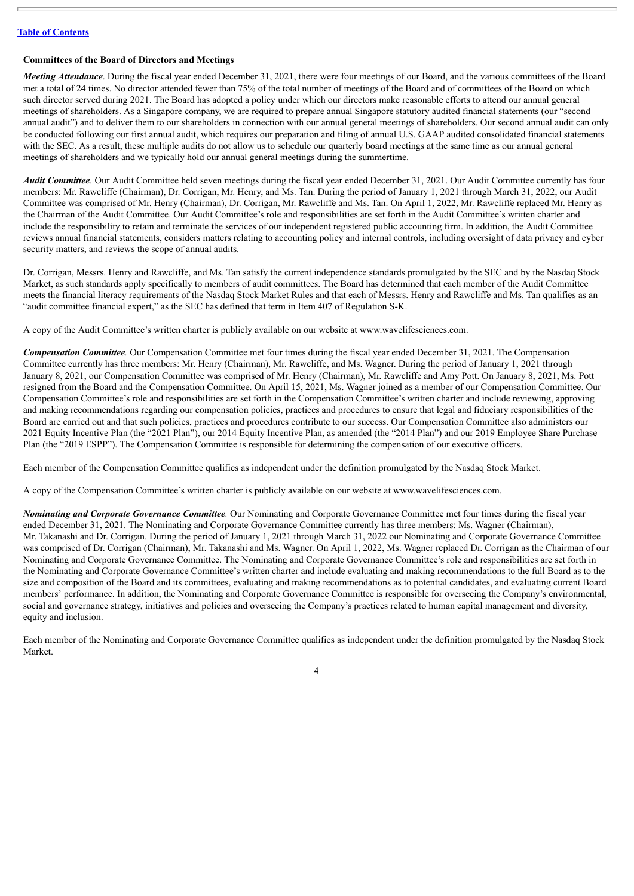### Committees of the Board of Directors and Meetings

***Meeting Attendance***. During the fiscal year ended December 31, 2021, there were four meetings of our Board, and the various committees of the Board met a total of 24 times. No director attended fewer than 75% of the total number of meetings of the Board and of committees of the Board on which such director served during 2021. The Board has adopted a policy under which our directors make reasonable efforts to attend our annual general meetings of shareholders. As a Singapore company, we are required to prepare annual Singapore statutory audited financial statements (our "second annual audit") and to deliver them to our shareholders in connection with our annual general meetings of shareholders. Our second annual audit can only be conducted following our first annual audit, which requires our preparation and filing of annual U.S. GAAP audited consolidated financial statements with the SEC. As a result, these multiple audits do not allow us to schedule our quarterly board meetings at the same time as our annual general meetings of shareholders and we typically hold our annual general meetings during the summertime.

***Audit Committee.*** Our Audit Committee held seven meetings during the fiscal year ended December 31, 2021. Our Audit Committee currently has four members: Mr. Rawcliffe (Chairman), Dr. Corrigan, Mr. Henry, and Ms. Tan. During the period of January 1, 2021 through March 31, 2022, our Audit Committee was comprised of Mr. Henry (Chairman), Dr. Corrigan, Mr. Rawcliffe and Ms. Tan. On April 1, 2022, Mr. Rawcliffe replaced Mr. Henry as the Chairman of the Audit Committee. Our Audit Committee's role and responsibilities are set forth in the Audit Committee's written charter and include the responsibility to retain and terminate the services of our independent registered public accounting firm. In addition, the Audit Committee reviews annual financial statements, considers matters relating to accounting policy and internal controls, including oversight of data privacy and cyber security matters, and reviews the scope of annual audits.

Dr. Corrigan, Messrs. Henry and Rawcliffe, and Ms. Tan satisfy the current independence standards promulgated by the SEC and by the Nasdaq Stock Market, as such standards apply specifically to members of audit committees. The Board has determined that each member of the Audit Committee meets the financial literacy requirements of the Nasdaq Stock Market Rules and that each of Messrs. Henry and Rawcliffe and Ms. Tan qualifies as an "audit committee financial expert," as the SEC has defined that term in Item 407 of Regulation S-K.

A copy of the Audit Committee's written charter is publicly available on our website at www.wavelifesciences.com.

***Compensation Committee.*** Our Compensation Committee met four times during the fiscal year ended December 31, 2021. The Compensation Committee currently has three members: Mr. Henry (Chairman), Mr. Rawcliffe, and Ms. Wagner. During the period of January 1, 2021 through January 8, 2021, our Compensation Committee was comprised of Mr. Henry (Chairman), Mr. Rawcliffe and Amy Pott. On January 8, 2021, Ms. Pott resigned from the Board and the Compensation Committee. On April 15, 2021, Ms. Wagner joined as a member of our Compensation Committee. Our Compensation Committee's role and responsibilities are set forth in the Compensation Committee's written charter and include reviewing, approving and making recommendations regarding our compensation policies, practices and procedures to ensure that legal and fiduciary responsibilities of the Board are carried out and that such policies, practices and procedures contribute to our success. Our Compensation Committee also administers our 2021 Equity Incentive Plan (the "2021 Plan"), our 2014 Equity Incentive Plan, as amended (the "2014 Plan") and our 2019 Employee Share Purchase Plan (the "2019 ESPP"). The Compensation Committee is responsible for determining the compensation of our executive officers.

Each member of the Compensation Committee qualifies as independent under the definition promulgated by the Nasdaq Stock Market.

A copy of the Compensation Committee's written charter is publicly available on our website at www.wavelifesciences.com.

***Nominating and Corporate Governance Committee.*** Our Nominating and Corporate Governance Committee met four times during the fiscal year ended December 31, 2021. The Nominating and Corporate Governance Committee currently has three members: Ms. Wagner (Chairman), Mr. Takanashi and Dr. Corrigan. During the period of January 1, 2021 through March 31, 2022 our Nominating and Corporate Governance Committee was comprised of Dr. Corrigan (Chairman), Mr. Takanashi and Ms. Wagner. On April 1, 2022, Ms. Wagner replaced Dr. Corrigan as the Chairman of our Nominating and Corporate Governance Committee. The Nominating and Corporate Governance Committee's role and responsibilities are set forth in the Nominating and Corporate Governance Committee's written charter and include evaluating and making recommendations to the full Board as to the size and composition of the Board and its committees, evaluating and making recommendations as to potential candidates, and evaluating current Board members' performance. In addition, the Nominating and Corporate Governance Committee is responsible for overseeing the Company's environmental, social and governance strategy, initiatives and policies and overseeing the Company's practices related to human capital management and diversity, equity and inclusion.

Each member of the Nominating and Corporate Governance Committee qualifies as independent under the definition promulgated by the Nasdaq Stock Market.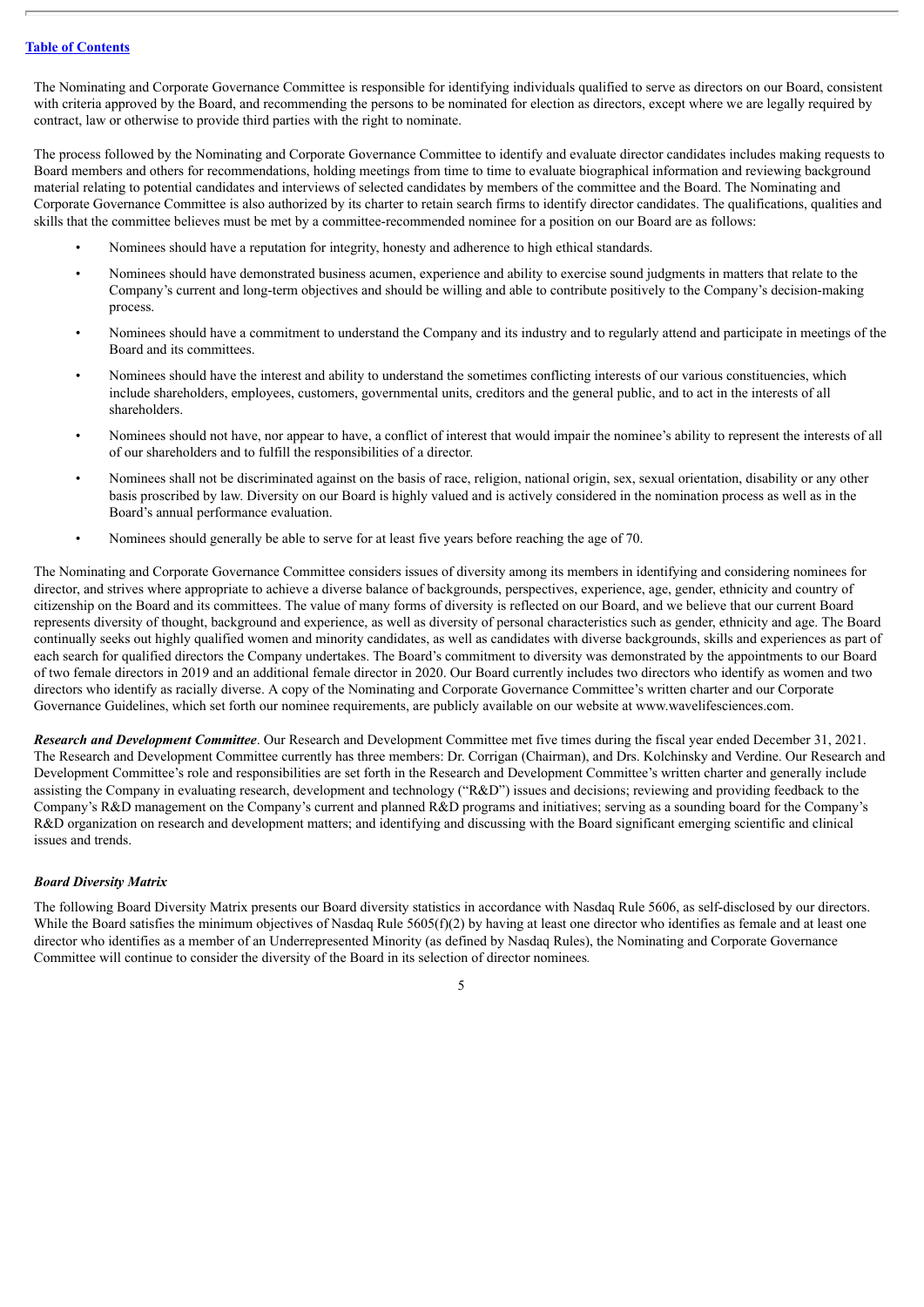The Nominating and Corporate Governance Committee is responsible for identifying individuals qualified to serve as directors on our Board, consistent with criteria approved by the Board, and recommending the persons to be nominated for election as directors, except where we are legally required by contract, law or otherwise to provide third parties with the right to nominate.

The process followed by the Nominating and Corporate Governance Committee to identify and evaluate director candidates includes making requests to Board members and others for recommendations, holding meetings from time to time to evaluate biographical information and reviewing background material relating to potential candidates and interviews of selected candidates by members of the committee and the Board. The Nominating and Corporate Governance Committee is also authorized by its charter to retain search firms to identify director candidates. The qualifications, qualities and skills that the committee believes must be met by a committee-recommended nominee for a position on our Board are as follows:

- Nominees should have a reputation for integrity, honesty and adherence to high ethical standards.
- Nominees should have demonstrated business acumen, experience and ability to exercise sound judgments in matters that relate to the Company's current and long-term objectives and should be willing and able to contribute positively to the Company's decision-making process.
- Nominees should have a commitment to understand the Company and its industry and to regularly attend and participate in meetings of the Board and its committees.
- Nominees should have the interest and ability to understand the sometimes conflicting interests of our various constituencies, which include shareholders, employees, customers, governmental units, creditors and the general public, and to act in the interests of all shareholders.
- Nominees should not have, nor appear to have, a conflict of interest that would impair the nominee's ability to represent the interests of all of our shareholders and to fulfill the responsibilities of a director.
- Nominees shall not be discriminated against on the basis of race, religion, national origin, sex, sexual orientation, disability or any other basis proscribed by law. Diversity on our Board is highly valued and is actively considered in the nomination process as well as in the Board's annual performance evaluation.
- Nominees should generally be able to serve for at least five years before reaching the age of 70.

The Nominating and Corporate Governance Committee considers issues of diversity among its members in identifying and considering nominees for director, and strives where appropriate to achieve a diverse balance of backgrounds, perspectives, experience, age, gender, ethnicity and country of citizenship on the Board and its committees. The value of many forms of diversity is reflected on our Board, and we believe that our current Board represents diversity of thought, background and experience, as well as diversity of personal characteristics such as gender, ethnicity and age. The Board continually seeks out highly qualified women and minority candidates, as well as candidates with diverse backgrounds, skills and experiences as part of each search for qualified directors the Company undertakes. The Board's commitment to diversity was demonstrated by the appointments to our Board of two female directors in 2019 and an additional female director in 2020. Our Board currently includes two directors who identify as women and two directors who identify as racially diverse. A copy of the Nominating and Corporate Governance Committee's written charter and our Corporate Governance Guidelines, which set forth our nominee requirements, are publicly available on our website at www.wavelifesciences.com.

***Research and Development Committee***. Our Research and Development Committee met five times during the fiscal year ended December 31, 2021. The Research and Development Committee currently has three members: Dr. Corrigan (Chairman), and Drs. Kolchinsky and Verdine. Our Research and Development Committee's role and responsibilities are set forth in the Research and Development Committee's written charter and generally include assisting the Company in evaluating research, development and technology ("R&D") issues and decisions; reviewing and providing feedback to the Company's R&D management on the Company's current and planned R&D programs and initiatives; serving as a sounding board for the Company's R&D organization on research and development matters; and identifying and discussing with the Board significant emerging scientific and clinical issues and trends.

***Board Diversity Matrix***

The following Board Diversity Matrix presents our Board diversity statistics in accordance with Nasdaq Rule 5606, as self-disclosed by our directors. While the Board satisfies the minimum objectives of Nasdaq Rule 5605(f)(2) by having at least one director who identifies as female and at least one director who identifies as a member of an Underrepresented Minority (as defined by Nasdaq Rules), the Nominating and Corporate Governance Committee will continue to consider the diversity of the Board in its selection of director nominees.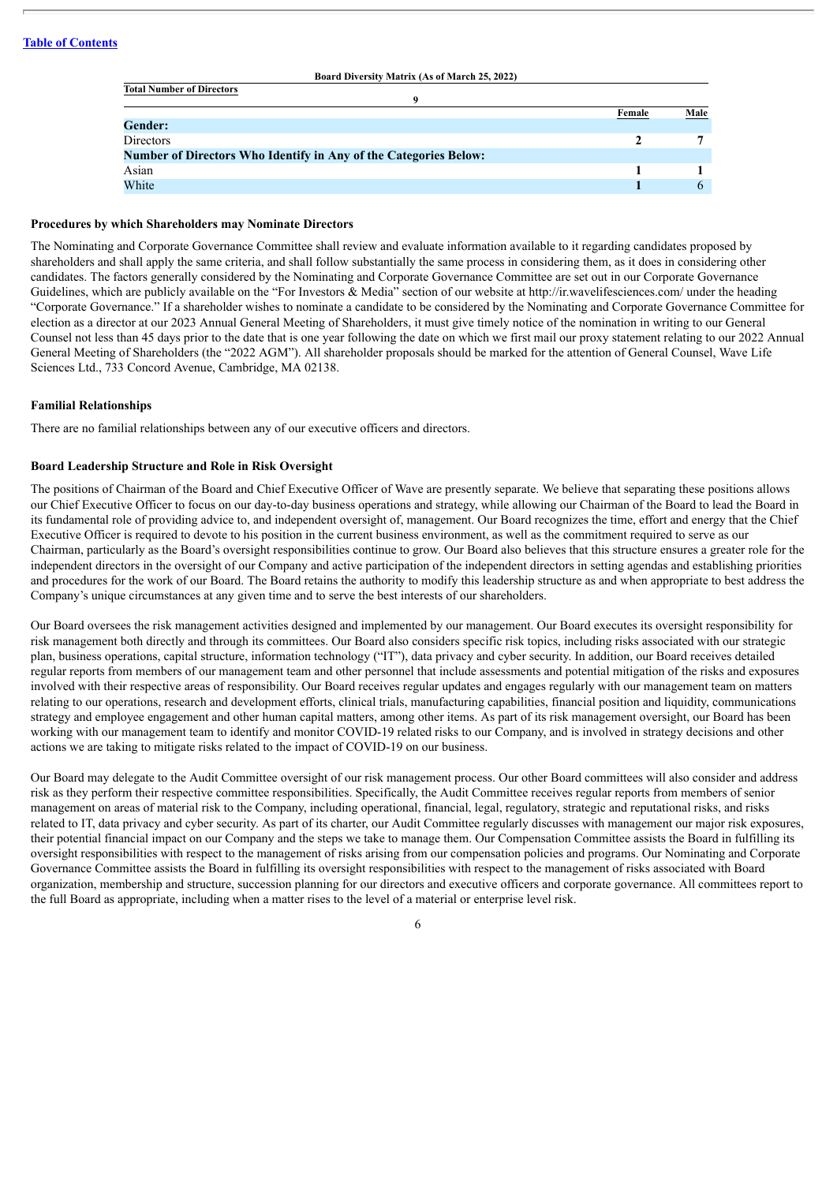**Board Diversity Matrix (As of March 25, 2022)**

| Total Number of Directors | | |
|---|---|---|
| 9 | | |
| | Female | Male |
| **Gender:** | | |
| Directors | 2 | 7 |
| **Number of Directors Who Identify in Any of the Categories Below:** | | |
| Asian | 1 | 1 |
| White | 1 | 6 |

**Procedures by which Shareholders may Nominate Directors**

The Nominating and Corporate Governance Committee shall review and evaluate information available to it regarding candidates proposed by shareholders and shall apply the same criteria, and shall follow substantially the same process in considering them, as it does in considering other candidates. The factors generally considered by the Nominating and Corporate Governance Committee are set out in our Corporate Governance Guidelines, which are publicly available on the "For Investors & Media" section of our website at http://ir.wavelifesciences.com/ under the heading "Corporate Governance." If a shareholder wishes to nominate a candidate to be considered by the Nominating and Corporate Governance Committee for election as a director at our 2023 Annual General Meeting of Shareholders, it must give timely notice of the nomination in writing to our General Counsel not less than 45 days prior to the date that is one year following the date on which we first mail our proxy statement relating to our 2022 Annual General Meeting of Shareholders (the "2022 AGM"). All shareholder proposals should be marked for the attention of General Counsel, Wave Life Sciences Ltd., 733 Concord Avenue, Cambridge, MA 02138.

**Familial Relationships**

There are no familial relationships between any of our executive officers and directors.

**Board Leadership Structure and Role in Risk Oversight**

The positions of Chairman of the Board and Chief Executive Officer of Wave are presently separate. We believe that separating these positions allows our Chief Executive Officer to focus on our day-to-day business operations and strategy, while allowing our Chairman of the Board to lead the Board in its fundamental role of providing advice to, and independent oversight of, management. Our Board recognizes the time, effort and energy that the Chief Executive Officer is required to devote to his position in the current business environment, as well as the commitment required to serve as our Chairman, particularly as the Board's oversight responsibilities continue to grow. Our Board also believes that this structure ensures a greater role for the independent directors in the oversight of our Company and active participation of the independent directors in setting agendas and establishing priorities and procedures for the work of our Board. The Board retains the authority to modify this leadership structure as and when appropriate to best address the Company's unique circumstances at any given time and to serve the best interests of our shareholders.

Our Board oversees the risk management activities designed and implemented by our management. Our Board executes its oversight responsibility for risk management both directly and through its committees. Our Board also considers specific risk topics, including risks associated with our strategic plan, business operations, capital structure, information technology ("IT"), data privacy and cyber security. In addition, our Board receives detailed regular reports from members of our management team and other personnel that include assessments and potential mitigation of the risks and exposures involved with their respective areas of responsibility. Our Board receives regular updates and engages regularly with our management team on matters relating to our operations, research and development efforts, clinical trials, manufacturing capabilities, financial position and liquidity, communications strategy and employee engagement and other human capital matters, among other items. As part of its risk management oversight, our Board has been working with our management team to identify and monitor COVID-19 related risks to our Company, and is involved in strategy decisions and other actions we are taking to mitigate risks related to the impact of COVID-19 on our business.

Our Board may delegate to the Audit Committee oversight of our risk management process. Our other Board committees will also consider and address risk as they perform their respective committee responsibilities. Specifically, the Audit Committee receives regular reports from members of senior management on areas of material risk to the Company, including operational, financial, legal, regulatory, strategic and reputational risks, and risks related to IT, data privacy and cyber security. As part of its charter, our Audit Committee regularly discusses with management our major risk exposures, their potential financial impact on our Company and the steps we take to manage them. Our Compensation Committee assists the Board in fulfilling its oversight responsibilities with respect to the management of risks arising from our compensation policies and programs. Our Nominating and Corporate Governance Committee assists the Board in fulfilling its oversight responsibilities with respect to the management of risks associated with Board organization, membership and structure, succession planning for our directors and executive officers and corporate governance. All committees report to the full Board as appropriate, including when a matter rises to the level of a material or enterprise level risk.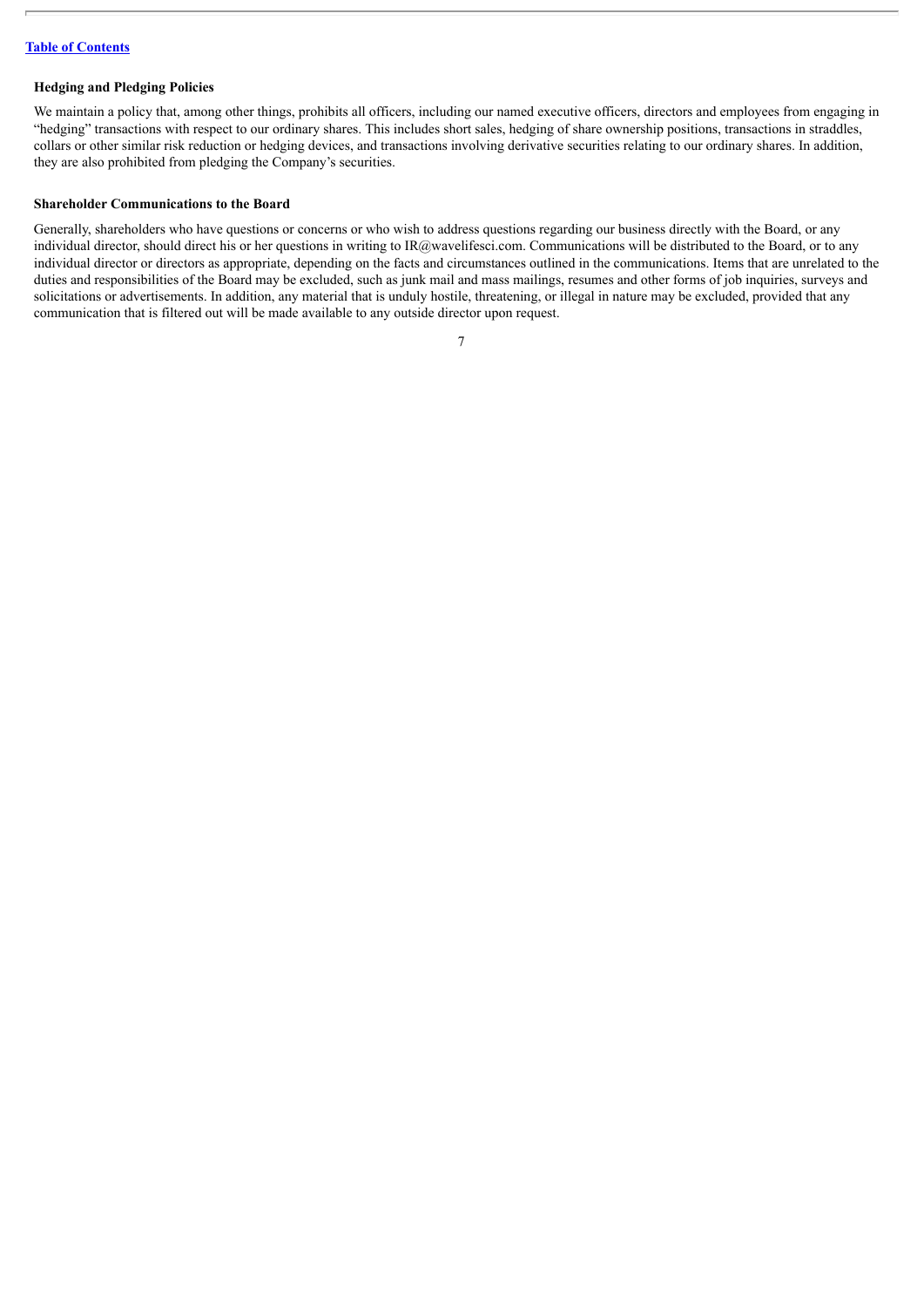### Hedging and Pledging Policies

We maintain a policy that, among other things, prohibits all officers, including our named executive officers, directors and employees from engaging in "hedging" transactions with respect to our ordinary shares. This includes short sales, hedging of share ownership positions, transactions in straddles, collars or other similar risk reduction or hedging devices, and transactions involving derivative securities relating to our ordinary shares. In addition, they are also prohibited from pledging the Company's securities.

### Shareholder Communications to the Board

Generally, shareholders who have questions or concerns or who wish to address questions regarding our business directly with the Board, or any individual director, should direct his or her questions in writing to IR@wavelifesci.com. Communications will be distributed to the Board, or to any individual director or directors as appropriate, depending on the facts and circumstances outlined in the communications. Items that are unrelated to the duties and responsibilities of the Board may be excluded, such as junk mail and mass mailings, resumes and other forms of job inquiries, surveys and solicitations or advertisements. In addition, any material that is unduly hostile, threatening, or illegal in nature may be excluded, provided that any communication that is filtered out will be made available to any outside director upon request.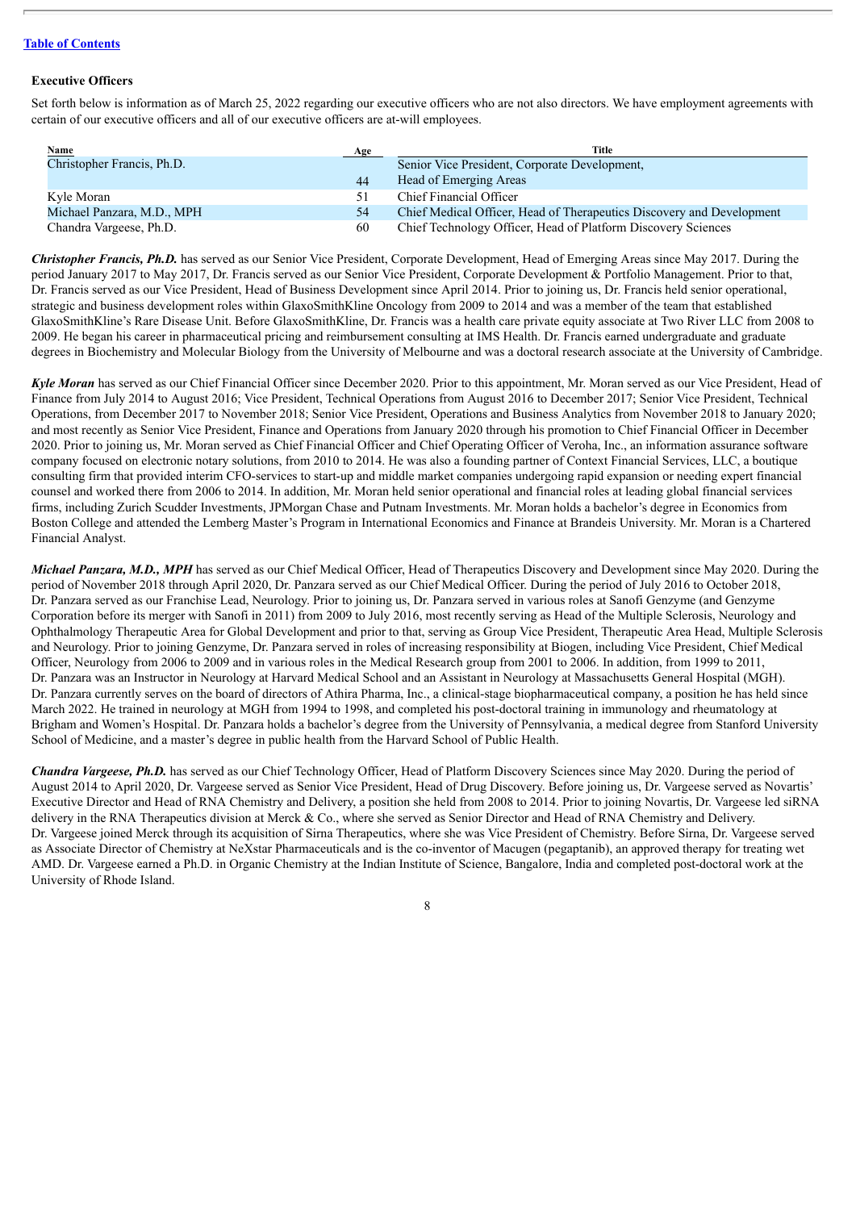[Table of Contents](#)

### Executive Officers

Set forth below is information as of March 25, 2022 regarding our executive officers who are not also directors. We have employment agreements with certain of our executive officers and all of our executive officers are at-will employees.

| Name | Age | Title |
|---|---|---|
| Christopher Francis, Ph.D. | 44 | Senior Vice President, Corporate Development, Head of Emerging Areas |
| Kyle Moran | 51 | Chief Financial Officer |
| Michael Panzara, M.D., MPH | 54 | Chief Medical Officer, Head of Therapeutics Discovery and Development |
| Chandra Vargeese, Ph.D. | 60 | Chief Technology Officer, Head of Platform Discovery Sciences |

***Christopher Francis, Ph.D.*** has served as our Senior Vice President, Corporate Development, Head of Emerging Areas since May 2017. During the period January 2017 to May 2017, Dr. Francis served as our Senior Vice President, Corporate Development & Portfolio Management. Prior to that, Dr. Francis served as our Vice President, Head of Business Development since April 2014. Prior to joining us, Dr. Francis held senior operational, strategic and business development roles within GlaxoSmithKline Oncology from 2009 to 2014 and was a member of the team that established GlaxoSmithKline's Rare Disease Unit. Before GlaxoSmithKline, Dr. Francis was a health care private equity associate at Two River LLC from 2008 to 2009. He began his career in pharmaceutical pricing and reimbursement consulting at IMS Health. Dr. Francis earned undergraduate and graduate degrees in Biochemistry and Molecular Biology from the University of Melbourne and was a doctoral research associate at the University of Cambridge.

***Kyle Moran*** has served as our Chief Financial Officer since December 2020. Prior to this appointment, Mr. Moran served as our Vice President, Head of Finance from July 2014 to August 2016; Vice President, Technical Operations from August 2016 to December 2017; Senior Vice President, Technical Operations, from December 2017 to November 2018; Senior Vice President, Operations and Business Analytics from November 2018 to January 2020; and most recently as Senior Vice President, Finance and Operations from January 2020 through his promotion to Chief Financial Officer in December 2020. Prior to joining us, Mr. Moran served as Chief Financial Officer and Chief Operating Officer of Veroha, Inc., an information assurance software company focused on electronic notary solutions, from 2010 to 2014. He was also a founding partner of Context Financial Services, LLC, a boutique consulting firm that provided interim CFO-services to start-up and middle market companies undergoing rapid expansion or needing expert financial counsel and worked there from 2006 to 2014. In addition, Mr. Moran held senior operational and financial roles at leading global financial services firms, including Zurich Scudder Investments, JPMorgan Chase and Putnam Investments. Mr. Moran holds a bachelor's degree in Economics from Boston College and attended the Lemberg Master's Program in International Economics and Finance at Brandeis University. Mr. Moran is a Chartered Financial Analyst.

***Michael Panzara, M.D., MPH*** has served as our Chief Medical Officer, Head of Therapeutics Discovery and Development since May 2020. During the period of November 2018 through April 2020, Dr. Panzara served as our Chief Medical Officer. During the period of July 2016 to October 2018, Dr. Panzara served as our Franchise Lead, Neurology. Prior to joining us, Dr. Panzara served in various roles at Sanofi Genzyme (and Genzyme Corporation before its merger with Sanofi in 2011) from 2009 to July 2016, most recently serving as Head of the Multiple Sclerosis, Neurology and Ophthalmology Therapeutic Area for Global Development and prior to that, serving as Group Vice President, Therapeutic Area Head, Multiple Sclerosis and Neurology. Prior to joining Genzyme, Dr. Panzara served in roles of increasing responsibility at Biogen, including Vice President, Chief Medical Officer, Neurology from 2006 to 2009 and in various roles in the Medical Research group from 2001 to 2006. In addition, from 1999 to 2011, Dr. Panzara was an Instructor in Neurology at Harvard Medical School and an Assistant in Neurology at Massachusetts General Hospital (MGH). Dr. Panzara currently serves on the board of directors of Athira Pharma, Inc., a clinical-stage biopharmaceutical company, a position he has held since March 2022. He trained in neurology at MGH from 1994 to 1998, and completed his post-doctoral training in immunology and rheumatology at Brigham and Women's Hospital. Dr. Panzara holds a bachelor's degree from the University of Pennsylvania, a medical degree from Stanford University School of Medicine, and a master's degree in public health from the Harvard School of Public Health.

***Chandra Vargeese, Ph.D.*** has served as our Chief Technology Officer, Head of Platform Discovery Sciences since May 2020. During the period of August 2014 to April 2020, Dr. Vargeese served as Senior Vice President, Head of Drug Discovery. Before joining us, Dr. Vargeese served as Novartis' Executive Director and Head of RNA Chemistry and Delivery, a position she held from 2008 to 2014. Prior to joining Novartis, Dr. Vargeese led siRNA delivery in the RNA Therapeutics division at Merck & Co., where she served as Senior Director and Head of RNA Chemistry and Delivery. Dr. Vargeese joined Merck through its acquisition of Sirna Therapeutics, where she was Vice President of Chemistry. Before Sirna, Dr. Vargeese served as Associate Director of Chemistry at NeXstar Pharmaceuticals and is the co-inventor of Macugen (pegaptanib), an approved therapy for treating wet AMD. Dr. Vargeese earned a Ph.D. in Organic Chemistry at the Indian Institute of Science, Bangalore, India and completed post-doctoral work at the University of Rhode Island.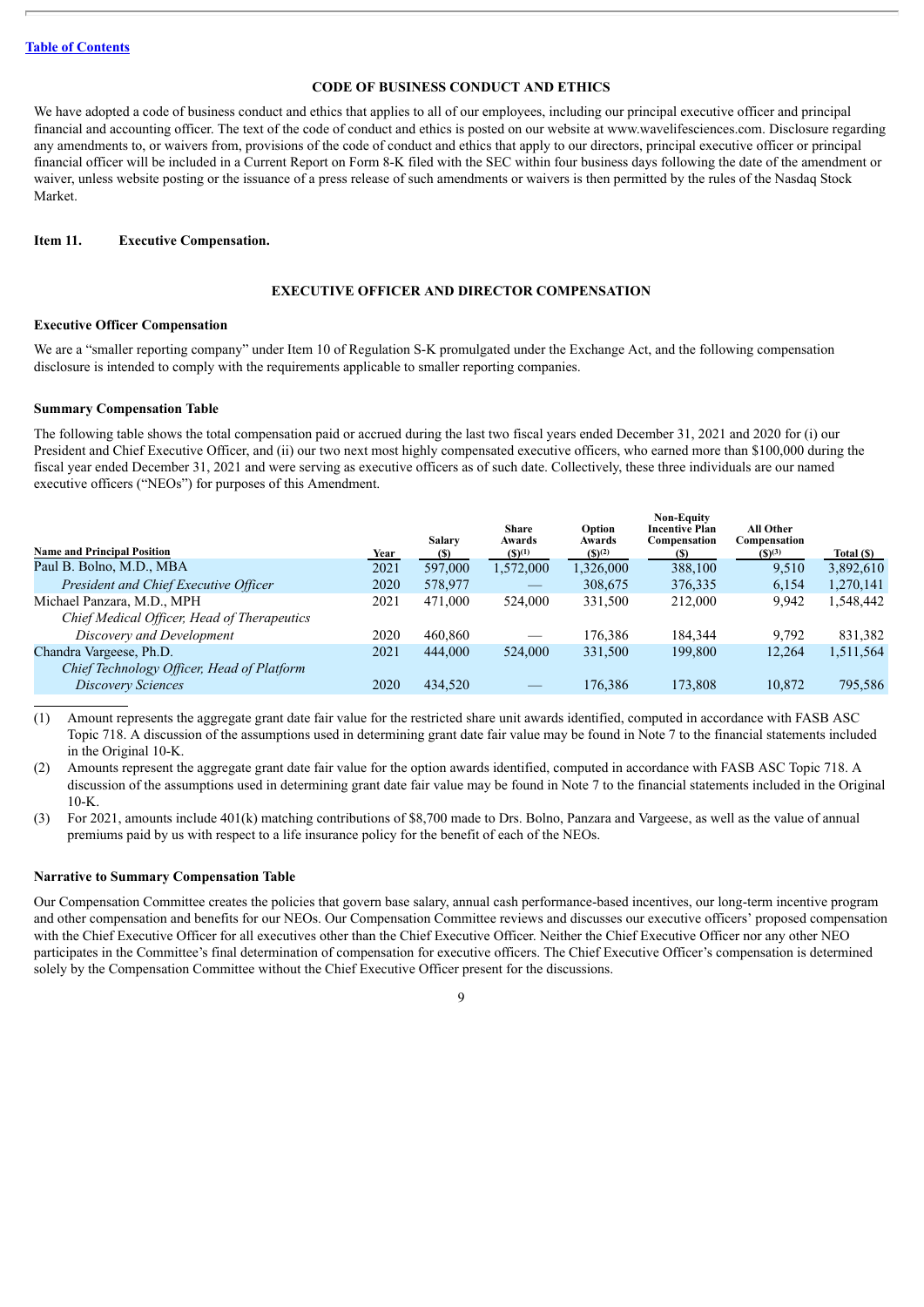[Table of Contents](#)

## CODE OF BUSINESS CONDUCT AND ETHICS

We have adopted a code of business conduct and ethics that applies to all of our employees, including our principal executive officer and principal financial and accounting officer. The text of the code of conduct and ethics is posted on our website at www.wavelifesciences.com. Disclosure regarding any amendments to, or waivers from, provisions of the code of conduct and ethics that apply to our directors, principal executive officer or principal financial officer will be included in a Current Report on Form 8-K filed with the SEC within four business days following the date of the amendment or waiver, unless website posting or the issuance of a press release of such amendments or waivers is then permitted by the rules of the Nasdaq Stock Market.

**Item 11. Executive Compensation.**

## EXECUTIVE OFFICER AND DIRECTOR COMPENSATION

### Executive Officer Compensation

We are a "smaller reporting company" under Item 10 of Regulation S-K promulgated under the Exchange Act, and the following compensation disclosure is intended to comply with the requirements applicable to smaller reporting companies.

### Summary Compensation Table

The following table shows the total compensation paid or accrued during the last two fiscal years ended December 31, 2021 and 2020 for (i) our President and Chief Executive Officer, and (ii) our two next most highly compensated executive officers, who earned more than $100,000 during the fiscal year ended December 31, 2021 and were serving as executive officers as of such date. Collectively, these three individuals are our named executive officers ("NEOs") for purposes of this Amendment.

| Name and Principal Position | Year | Salary ($) | Share Awards ($)[1] | Option Awards ($)[2] | Non-Equity Incentive Plan Compensation ($) | All Other Compensation ($)[3] | Total ($) |
|---|---|---|---|---|---|---|---|
| Paul B. Bolno, M.D., MBA | 2021 | 597,000 | 1,572,000 | 1,326,000 | 388,100 | 9,510 | 3,892,610 |
| *President and Chief Executive Officer* | 2020 | 578,977 | — | 308,675 | 376,335 | 6,154 | 1,270,141 |
| Michael Panzara, M.D., MPH | 2021 | 471,000 | 524,000 | 331,500 | 212,000 | 9,942 | 1,548,442 |
| *Chief Medical Officer, Head of Therapeutics Discovery and Development* | 2020 | 460,860 | — | 176,386 | 184,344 | 9,792 | 831,382 |
| Chandra Vargeese, Ph.D. | 2021 | 444,000 | 524,000 | 331,500 | 199,800 | 12,264 | 1,511,564 |
| *Chief Technology Officer, Head of Platform Discovery Sciences* | 2020 | 434,520 | — | 176,386 | 173,808 | 10,872 | 795,586 |

(1) Amount represents the aggregate grant date fair value for the restricted share unit awards identified, computed in accordance with FASB ASC Topic 718. A discussion of the assumptions used in determining grant date fair value may be found in Note 7 to the financial statements included in the Original 10-K.

(2) Amounts represent the aggregate grant date fair value for the option awards identified, computed in accordance with FASB ASC Topic 718. A discussion of the assumptions used in determining grant date fair value may be found in Note 7 to the financial statements included in the Original 10-K.

(3) For 2021, amounts include 401(k) matching contributions of $8,700 made to Drs. Bolno, Panzara and Vargeese, as well as the value of annual premiums paid by us with respect to a life insurance policy for the benefit of each of the NEOs.

### Narrative to Summary Compensation Table

Our Compensation Committee creates the policies that govern base salary, annual cash performance-based incentives, our long-term incentive program and other compensation and benefits for our NEOs. Our Compensation Committee reviews and discusses our executive officers' proposed compensation with the Chief Executive Officer for all executives other than the Chief Executive Officer. Neither the Chief Executive Officer nor any other NEO participates in the Committee's final determination of compensation for executive officers. The Chief Executive Officer's compensation is determined solely by the Compensation Committee without the Chief Executive Officer present for the discussions.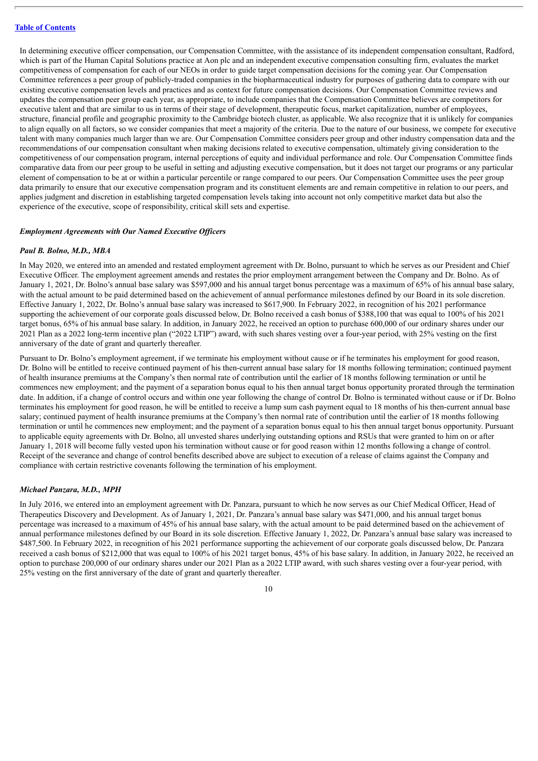In determining executive officer compensation, our Compensation Committee, with the assistance of its independent compensation consultant, Radford, which is part of the Human Capital Solutions practice at Aon plc and an independent executive compensation consulting firm, evaluates the market competitiveness of compensation for each of our NEOs in order to guide target compensation decisions for the coming year. Our Compensation Committee references a peer group of publicly-traded companies in the biopharmaceutical industry for purposes of gathering data to compare with our existing executive compensation levels and practices and as context for future compensation decisions. Our Compensation Committee reviews and updates the compensation peer group each year, as appropriate, to include companies that the Compensation Committee believes are competitors for executive talent and that are similar to us in terms of their stage of development, therapeutic focus, market capitalization, number of employees, structure, financial profile and geographic proximity to the Cambridge biotech cluster, as applicable. We also recognize that it is unlikely for companies to align equally on all factors, so we consider companies that meet a majority of the criteria. Due to the nature of our business, we compete for executive talent with many companies much larger than we are. Our Compensation Committee considers peer group and other industry compensation data and the recommendations of our compensation consultant when making decisions related to executive compensation, ultimately giving consideration to the competitiveness of our compensation program, internal perceptions of equity and individual performance and role. Our Compensation Committee finds comparative data from our peer group to be useful in setting and adjusting executive compensation, but it does not target our programs or any particular element of compensation to be at or within a particular percentile or range compared to our peers. Our Compensation Committee uses the peer group data primarily to ensure that our executive compensation program and its constituent elements are and remain competitive in relation to our peers, and applies judgment and discretion in establishing targeted compensation levels taking into account not only competitive market data but also the experience of the executive, scope of responsibility, critical skill sets and expertise.

***Employment Agreements with Our Named Executive Officers***

***Paul B. Bolno, M.D., MBA***

In May 2020, we entered into an amended and restated employment agreement with Dr. Bolno, pursuant to which he serves as our President and Chief Executive Officer. The employment agreement amends and restates the prior employment arrangement between the Company and Dr. Bolno. As of January 1, 2021, Dr. Bolno's annual base salary was $597,000 and his annual target bonus percentage was a maximum of 65% of his annual base salary, with the actual amount to be paid determined based on the achievement of annual performance milestones defined by our Board in its sole discretion. Effective January 1, 2022, Dr. Bolno's annual base salary was increased to $617,900. In February 2022, in recognition of his 2021 performance supporting the achievement of our corporate goals discussed below, Dr. Bolno received a cash bonus of $388,100 that was equal to 100% of his 2021 target bonus, 65% of his annual base salary. In addition, in January 2022, he received an option to purchase 600,000 of our ordinary shares under our 2021 Plan as a 2022 long-term incentive plan ("2022 LTIP") award, with such shares vesting over a four-year period, with 25% vesting on the first anniversary of the date of grant and quarterly thereafter.

Pursuant to Dr. Bolno's employment agreement, if we terminate his employment without cause or if he terminates his employment for good reason, Dr. Bolno will be entitled to receive continued payment of his then-current annual base salary for 18 months following termination; continued payment of health insurance premiums at the Company's then normal rate of contribution until the earlier of 18 months following termination or until he commences new employment; and the payment of a separation bonus equal to his then annual target bonus opportunity prorated through the termination date. In addition, if a change of control occurs and within one year following the change of control Dr. Bolno is terminated without cause or if Dr. Bolno terminates his employment for good reason, he will be entitled to receive a lump sum cash payment equal to 18 months of his then-current annual base salary; continued payment of health insurance premiums at the Company's then normal rate of contribution until the earlier of 18 months following termination or until he commences new employment; and the payment of a separation bonus equal to his then annual target bonus opportunity. Pursuant to applicable equity agreements with Dr. Bolno, all unvested shares underlying outstanding options and RSUs that were granted to him on or after January 1, 2018 will become fully vested upon his termination without cause or for good reason within 12 months following a change of control. Receipt of the severance and change of control benefits described above are subject to execution of a release of claims against the Company and compliance with certain restrictive covenants following the termination of his employment.

***Michael Panzara, M.D., MPH***

In July 2016, we entered into an employment agreement with Dr. Panzara, pursuant to which he now serves as our Chief Medical Officer, Head of Therapeutics Discovery and Development. As of January 1, 2021, Dr. Panzara's annual base salary was $471,000, and his annual target bonus percentage was increased to a maximum of 45% of his annual base salary, with the actual amount to be paid determined based on the achievement of annual performance milestones defined by our Board in its sole discretion. Effective January 1, 2022, Dr. Panzara's annual base salary was increased to $487,500. In February 2022, in recognition of his 2021 performance supporting the achievement of our corporate goals discussed below, Dr. Panzara received a cash bonus of $212,000 that was equal to 100% of his 2021 target bonus, 45% of his base salary. In addition, in January 2022, he received an option to purchase 200,000 of our ordinary shares under our 2021 Plan as a 2022 LTIP award, with such shares vesting over a four-year period, with 25% vesting on the first anniversary of the date of grant and quarterly thereafter.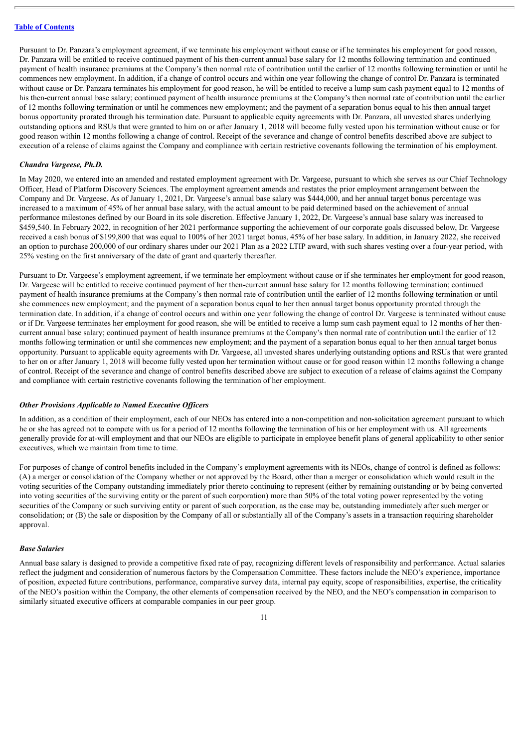Pursuant to Dr. Panzara's employment agreement, if we terminate his employment without cause or if he terminates his employment for good reason, Dr. Panzara will be entitled to receive continued payment of his then-current annual base salary for 12 months following termination and continued payment of health insurance premiums at the Company's then normal rate of contribution until the earlier of 12 months following termination or until he commences new employment. In addition, if a change of control occurs and within one year following the change of control Dr. Panzara is terminated without cause or Dr. Panzara terminates his employment for good reason, he will be entitled to receive a lump sum cash payment equal to 12 months of his then-current annual base salary; continued payment of health insurance premiums at the Company's then normal rate of contribution until the earlier of 12 months following termination or until he commences new employment; and the payment of a separation bonus equal to his then annual target bonus opportunity prorated through his termination date. Pursuant to applicable equity agreements with Dr. Panzara, all unvested shares underlying outstanding options and RSUs that were granted to him on or after January 1, 2018 will become fully vested upon his termination without cause or for good reason within 12 months following a change of control. Receipt of the severance and change of control benefits described above are subject to execution of a release of claims against the Company and compliance with certain restrictive covenants following the termination of his employment.

### *Chandra Vargeese, Ph.D.*

In May 2020, we entered into an amended and restated employment agreement with Dr. Vargeese, pursuant to which she serves as our Chief Technology Officer, Head of Platform Discovery Sciences. The employment agreement amends and restates the prior employment arrangement between the Company and Dr. Vargeese. As of January 1, 2021, Dr. Vargeese's annual base salary was $444,000, and her annual target bonus percentage was increased to a maximum of 45% of her annual base salary, with the actual amount to be paid determined based on the achievement of annual performance milestones defined by our Board in its sole discretion. Effective January 1, 2022, Dr. Vargeese's annual base salary was increased to $459,540. In February 2022, in recognition of her 2021 performance supporting the achievement of our corporate goals discussed below, Dr. Vargeese received a cash bonus of $199,800 that was equal to 100% of her 2021 target bonus, 45% of her base salary. In addition, in January 2022, she received an option to purchase 200,000 of our ordinary shares under our 2021 Plan as a 2022 LTIP award, with such shares vesting over a four-year period, with 25% vesting on the first anniversary of the date of grant and quarterly thereafter.

Pursuant to Dr. Vargeese's employment agreement, if we terminate her employment without cause or if she terminates her employment for good reason, Dr. Vargeese will be entitled to receive continued payment of her then-current annual base salary for 12 months following termination; continued payment of health insurance premiums at the Company's then normal rate of contribution until the earlier of 12 months following termination or until she commences new employment; and the payment of a separation bonus equal to her then annual target bonus opportunity prorated through the termination date. In addition, if a change of control occurs and within one year following the change of control Dr. Vargeese is terminated without cause or if Dr. Vargeese terminates her employment for good reason, she will be entitled to receive a lump sum cash payment equal to 12 months of her then-current annual base salary; continued payment of health insurance premiums at the Company's then normal rate of contribution until the earlier of 12 months following termination or until she commences new employment; and the payment of a separation bonus equal to her then annual target bonus opportunity. Pursuant to applicable equity agreements with Dr. Vargeese, all unvested shares underlying outstanding options and RSUs that were granted to her on or after January 1, 2018 will become fully vested upon her termination without cause or for good reason within 12 months following a change of control. Receipt of the severance and change of control benefits described above are subject to execution of a release of claims against the Company and compliance with certain restrictive covenants following the termination of her employment.

### *Other Provisions Applicable to Named Executive Officers*

In addition, as a condition of their employment, each of our NEOs has entered into a non-competition and non-solicitation agreement pursuant to which he or she has agreed not to compete with us for a period of 12 months following the termination of his or her employment with us. All agreements generally provide for at-will employment and that our NEOs are eligible to participate in employee benefit plans of general applicability to other senior executives, which we maintain from time to time.

For purposes of change of control benefits included in the Company's employment agreements with its NEOs, change of control is defined as follows: (A) a merger or consolidation of the Company whether or not approved by the Board, other than a merger or consolidation which would result in the voting securities of the Company outstanding immediately prior thereto continuing to represent (either by remaining outstanding or by being converted into voting securities of the surviving entity or the parent of such corporation) more than 50% of the total voting power represented by the voting securities of the Company or such surviving entity or parent of such corporation, as the case may be, outstanding immediately after such merger or consolidation; or (B) the sale or disposition by the Company of all or substantially all of the Company's assets in a transaction requiring shareholder approval.

### *Base Salaries*

Annual base salary is designed to provide a competitive fixed rate of pay, recognizing different levels of responsibility and performance. Actual salaries reflect the judgment and consideration of numerous factors by the Compensation Committee. These factors include the NEO's experience, importance of position, expected future contributions, performance, comparative survey data, internal pay equity, scope of responsibilities, expertise, the criticality of the NEO's position within the Company, the other elements of compensation received by the NEO, and the NEO's compensation in comparison to similarly situated executive officers at comparable companies in our peer group.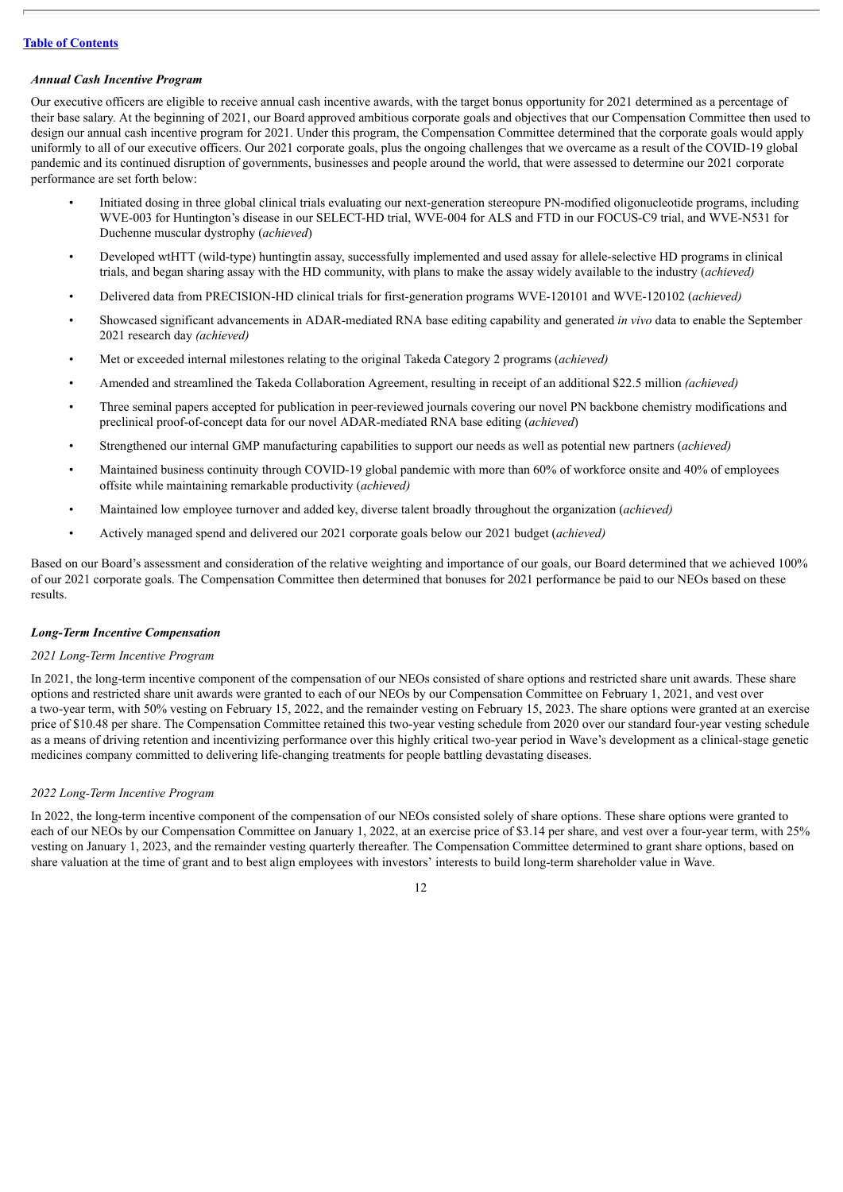### *Annual Cash Incentive Program*

Our executive officers are eligible to receive annual cash incentive awards, with the target bonus opportunity for 2021 determined as a percentage of their base salary. At the beginning of 2021, our Board approved ambitious corporate goals and objectives that our Compensation Committee then used to design our annual cash incentive program for 2021. Under this program, the Compensation Committee determined that the corporate goals would apply uniformly to all of our executive officers. Our 2021 corporate goals, plus the ongoing challenges that we overcame as a result of the COVID-19 global pandemic and its continued disruption of governments, businesses and people around the world, that were assessed to determine our 2021 corporate performance are set forth below:

- Initiated dosing in three global clinical trials evaluating our next-generation stereopure PN-modified oligonucleotide programs, including WVE-003 for Huntington's disease in our SELECT-HD trial, WVE-004 for ALS and FTD in our FOCUS-C9 trial, and WVE-N531 for Duchenne muscular dystrophy (*achieved*)
- Developed wtHTT (wild-type) huntingtin assay, successfully implemented and used assay for allele-selective HD programs in clinical trials, and began sharing assay with the HD community, with plans to make the assay widely available to the industry (*achieved)*
- Delivered data from PRECISION-HD clinical trials for first-generation programs WVE-120101 and WVE-120102 (*achieved)*
- Showcased significant advancements in ADAR-mediated RNA base editing capability and generated *in vivo* data to enable the September 2021 research day *(achieved)*
- Met or exceeded internal milestones relating to the original Takeda Category 2 programs (*achieved)*
- Amended and streamlined the Takeda Collaboration Agreement, resulting in receipt of an additional $22.5 million *(achieved)*
- Three seminal papers accepted for publication in peer-reviewed journals covering our novel PN backbone chemistry modifications and preclinical proof-of-concept data for our novel ADAR-mediated RNA base editing (*achieved*)
- Strengthened our internal GMP manufacturing capabilities to support our needs as well as potential new partners (*achieved)*
- Maintained business continuity through COVID-19 global pandemic with more than 60% of workforce onsite and 40% of employees offsite while maintaining remarkable productivity (*achieved)*
- Maintained low employee turnover and added key, diverse talent broadly throughout the organization (*achieved)*
- Actively managed spend and delivered our 2021 corporate goals below our 2021 budget (*achieved)*

Based on our Board's assessment and consideration of the relative weighting and importance of our goals, our Board determined that we achieved 100% of our 2021 corporate goals. The Compensation Committee then determined that bonuses for 2021 performance be paid to our NEOs based on these results.

### *Long-Term Incentive Compensation*

*2021 Long-Term Incentive Program*

In 2021, the long-term incentive component of the compensation of our NEOs consisted of share options and restricted share unit awards. These share options and restricted share unit awards were granted to each of our NEOs by our Compensation Committee on February 1, 2021, and vest over a two-year term, with 50% vesting on February 15, 2022, and the remainder vesting on February 15, 2023. The share options were granted at an exercise price of $10.48 per share. The Compensation Committee retained this two-year vesting schedule from 2020 over our standard four-year vesting schedule as a means of driving retention and incentivizing performance over this highly critical two-year period in Wave's development as a clinical-stage genetic medicines company committed to delivering life-changing treatments for people battling devastating diseases.

*2022 Long-Term Incentive Program*

In 2022, the long-term incentive component of the compensation of our NEOs consisted solely of share options. These share options were granted to each of our NEOs by our Compensation Committee on January 1, 2022, at an exercise price of $3.14 per share, and vest over a four-year term, with 25% vesting on January 1, 2023, and the remainder vesting quarterly thereafter. The Compensation Committee determined to grant share options, based on share valuation at the time of grant and to best align employees with investors' interests to build long-term shareholder value in Wave.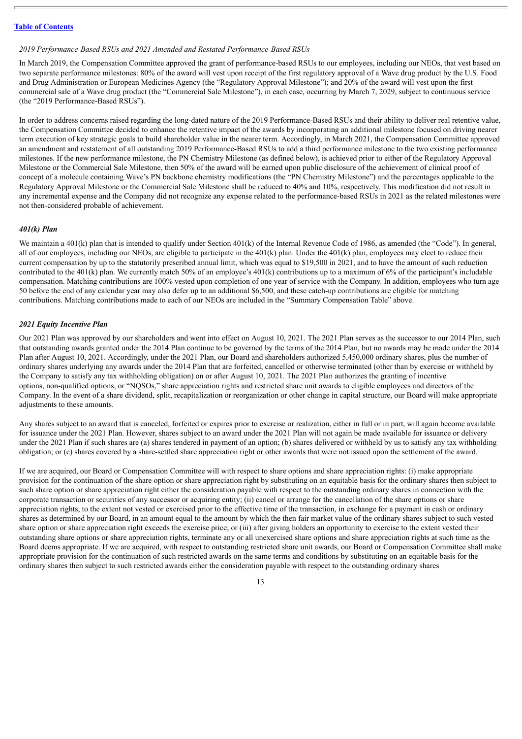*2019 Performance-Based RSUs and 2021 Amended and Restated Performance-Based RSUs*

In March 2019, the Compensation Committee approved the grant of performance-based RSUs to our employees, including our NEOs, that vest based on two separate performance milestones: 80% of the award will vest upon receipt of the first regulatory approval of a Wave drug product by the U.S. Food and Drug Administration or European Medicines Agency (the "Regulatory Approval Milestone"); and 20% of the award will vest upon the first commercial sale of a Wave drug product (the "Commercial Sale Milestone"), in each case, occurring by March 7, 2029, subject to continuous service (the "2019 Performance-Based RSUs").

In order to address concerns raised regarding the long-dated nature of the 2019 Performance-Based RSUs and their ability to deliver real retentive value, the Compensation Committee decided to enhance the retentive impact of the awards by incorporating an additional milestone focused on driving nearer term execution of key strategic goals to build shareholder value in the nearer term. Accordingly, in March 2021, the Compensation Committee approved an amendment and restatement of all outstanding 2019 Performance-Based RSUs to add a third performance milestone to the two existing performance milestones. If the new performance milestone, the PN Chemistry Milestone (as defined below), is achieved prior to either of the Regulatory Approval Milestone or the Commercial Sale Milestone, then 50% of the award will be earned upon public disclosure of the achievement of clinical proof of concept of a molecule containing Wave's PN backbone chemistry modifications (the "PN Chemistry Milestone") and the percentages applicable to the Regulatory Approval Milestone or the Commercial Sale Milestone shall be reduced to 40% and 10%, respectively. This modification did not result in any incremental expense and the Company did not recognize any expense related to the performance-based RSUs in 2021 as the related milestones were not then-considered probable of achievement.

*401(k) Plan*

We maintain a 401(k) plan that is intended to qualify under Section 401(k) of the Internal Revenue Code of 1986, as amended (the "Code"). In general, all of our employees, including our NEOs, are eligible to participate in the 401(k) plan. Under the 401(k) plan, employees may elect to reduce their current compensation by up to the statutorily prescribed annual limit, which was equal to $19,500 in 2021, and to have the amount of such reduction contributed to the 401(k) plan. We currently match 50% of an employee's 401(k) contributions up to a maximum of 6% of the participant's includable compensation. Matching contributions are 100% vested upon completion of one year of service with the Company. In addition, employees who turn age 50 before the end of any calendar year may also defer up to an additional $6,500, and these catch-up contributions are eligible for matching contributions. Matching contributions made to each of our NEOs are included in the "Summary Compensation Table" above.

*2021 Equity Incentive Plan*

Our 2021 Plan was approved by our shareholders and went into effect on August 10, 2021. The 2021 Plan serves as the successor to our 2014 Plan, such that outstanding awards granted under the 2014 Plan continue to be governed by the terms of the 2014 Plan, but no awards may be made under the 2014 Plan after August 10, 2021. Accordingly, under the 2021 Plan, our Board and shareholders authorized 5,450,000 ordinary shares, plus the number of ordinary shares underlying any awards under the 2014 Plan that are forfeited, cancelled or otherwise terminated (other than by exercise or withheld by the Company to satisfy any tax withholding obligation) on or after August 10, 2021. The 2021 Plan authorizes the granting of incentive options, non-qualified options, or "NQSOs," share appreciation rights and restricted share unit awards to eligible employees and directors of the Company. In the event of a share dividend, split, recapitalization or reorganization or other change in capital structure, our Board will make appropriate adjustments to these amounts.

Any shares subject to an award that is canceled, forfeited or expires prior to exercise or realization, either in full or in part, will again become available for issuance under the 2021 Plan. However, shares subject to an award under the 2021 Plan will not again be made available for issuance or delivery under the 2021 Plan if such shares are (a) shares tendered in payment of an option; (b) shares delivered or withheld by us to satisfy any tax withholding obligation; or (c) shares covered by a share-settled share appreciation right or other awards that were not issued upon the settlement of the award.

If we are acquired, our Board or Compensation Committee will with respect to share options and share appreciation rights: (i) make appropriate provision for the continuation of the share option or share appreciation right by substituting on an equitable basis for the ordinary shares then subject to such share option or share appreciation right either the consideration payable with respect to the outstanding ordinary shares in connection with the corporate transaction or securities of any successor or acquiring entity; (ii) cancel or arrange for the cancellation of the share options or share appreciation rights, to the extent not vested or exercised prior to the effective time of the transaction, in exchange for a payment in cash or ordinary shares as determined by our Board, in an amount equal to the amount by which the then fair market value of the ordinary shares subject to such vested share option or share appreciation right exceeds the exercise price; or (iii) after giving holders an opportunity to exercise to the extent vested their outstanding share options or share appreciation rights, terminate any or all unexercised share options and share appreciation rights at such time as the Board deems appropriate. If we are acquired, with respect to outstanding restricted share unit awards, our Board or Compensation Committee shall make appropriate provision for the continuation of such restricted awards on the same terms and conditions by substituting on an equitable basis for the ordinary shares then subject to such restricted awards either the consideration payable with respect to the outstanding ordinary shares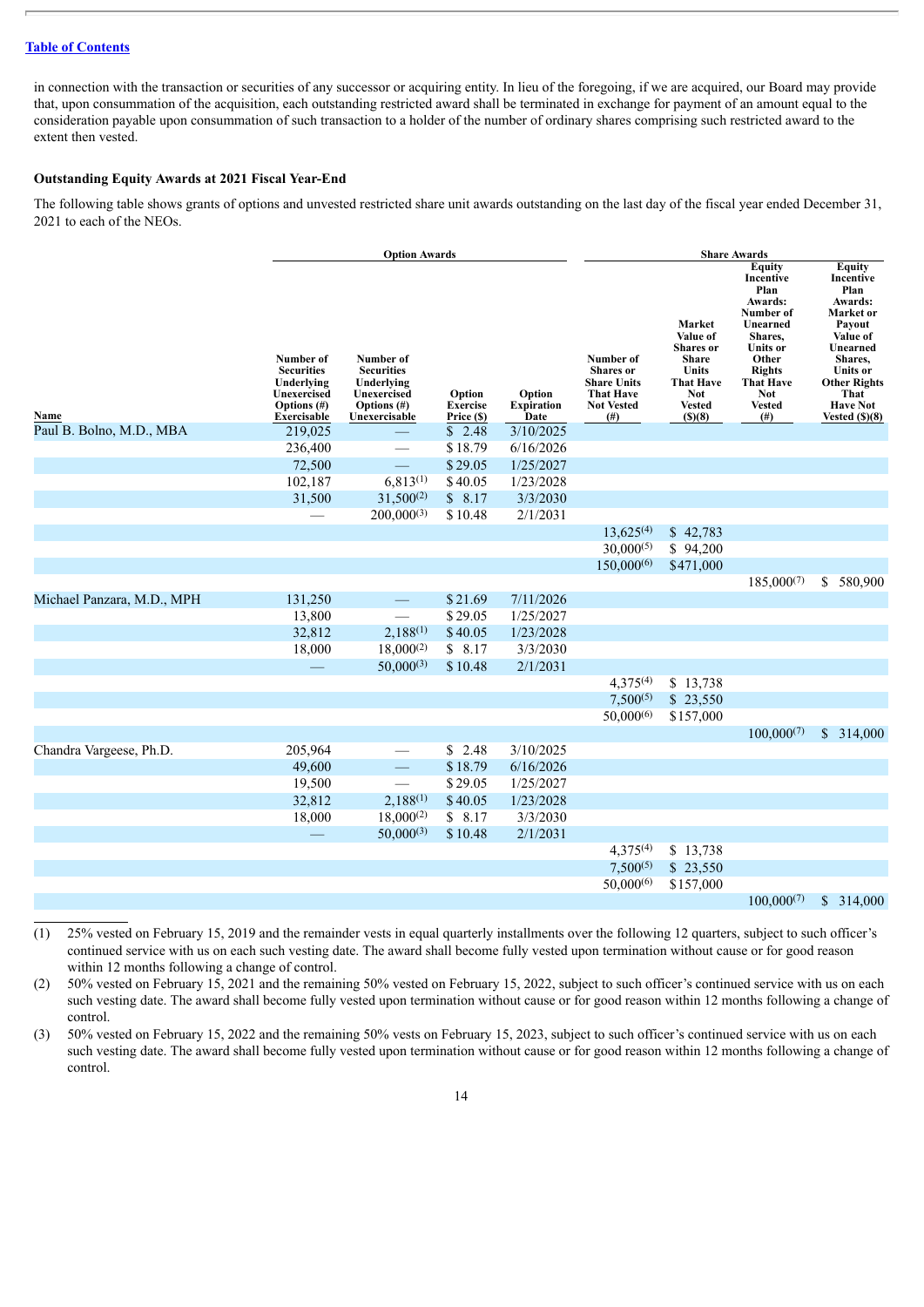in connection with the transaction or securities of any successor or acquiring entity. In lieu of the foregoing, if we are acquired, our Board may provide that, upon consummation of the acquisition, each outstanding restricted award shall be terminated in exchange for payment of an amount equal to the consideration payable upon consummation of such transaction to a holder of the number of ordinary shares comprising such restricted award to the extent then vested.

**Outstanding Equity Awards at 2021 Fiscal Year-End**

The following table shows grants of options and unvested restricted share unit awards outstanding on the last day of the fiscal year ended December 31, 2021 to each of the NEOs.

| | Option Awards | | | | Share Awards | | | |
|---|---|---|---|---|---|---|---|---|
| Name | Number of Securities Underlying Unexercised Options (#) Exercisable | Number of Securities Underlying Unexercised Options (#) Unexercisable | Option Exercise Price ($) | Option Expiration Date | Number of Shares or Share Units That Have Not Vested (#) | Market Value of Shares or Share Units That Have Not Vested ($)(8) | Equity Incentive Plan Awards: Number of Unearned Shares, Units or Other Rights That Have Not Vested (#) | Equity Incentive Plan Awards: Market or Payout Value of Unearned Shares, Units or Other Rights That Have Not Vested ($)(8) |
| Paul B. Bolno, M.D., MBA | 219,025 | — | $ 2.48 | 3/10/2025 | | | | |
| | 236,400 | — | $ 18.79 | 6/16/2026 | | | | |
| | 72,500 | — | $ 29.05 | 1/25/2027 | | | | |
| | 102,187 | 6,813(1) | $ 40.05 | 1/23/2028 | | | | |
| | 31,500 | 31,500(2) | $ 8.17 | 3/3/2030 | | | | |
| | — | 200,000(3) | $ 10.48 | 2/1/2031 | | | | |
| | | | | | 13,625(4) | $ 42,783 | | |
| | | | | | 30,000(5) | $ 94,200 | | |
| | | | | | 150,000(6) | $471,000 | | |
| | | | | | | | 185,000(7) | $ 580,900 |
| Michael Panzara, M.D., MPH | 131,250 | — | $ 21.69 | 7/11/2026 | | | | |
| | 13,800 | — | $ 29.05 | 1/25/2027 | | | | |
| | 32,812 | 2,188(1) | $ 40.05 | 1/23/2028 | | | | |
| | 18,000 | 18,000(2) | $ 8.17 | 3/3/2030 | | | | |
| | — | 50,000(3) | $ 10.48 | 2/1/2031 | | | | |
| | | | | | 4,375(4) | $ 13,738 | | |
| | | | | | 7,500(5) | $ 23,550 | | |
| | | | | | 50,000(6) | $157,000 | | |
| | | | | | | | 100,000(7) | $ 314,000 |
| Chandra Vargeese, Ph.D. | 205,964 | — | $ 2.48 | 3/10/2025 | | | | |
| | 49,600 | — | $ 18.79 | 6/16/2026 | | | | |
| | 19,500 | — | $ 29.05 | 1/25/2027 | | | | |
| | 32,812 | 2,188(1) | $ 40.05 | 1/23/2028 | | | | |
| | 18,000 | 18,000(2) | $ 8.17 | 3/3/2030 | | | | |
| | — | 50,000(3) | $ 10.48 | 2/1/2031 | | | | |
| | | | | | 4,375(4) | $ 13,738 | | |
| | | | | | 7,500(5) | $ 23,550 | | |
| | | | | | 50,000(6) | $157,000 | | |
| | | | | | | | 100,000(7) | $ 314,000 |

(1) 25% vested on February 15, 2019 and the remainder vests in equal quarterly installments over the following 12 quarters, subject to such officer's continued service with us on each such vesting date. The award shall become fully vested upon termination without cause or for good reason within 12 months following a change of control.

(2) 50% vested on February 15, 2021 and the remaining 50% vested on February 15, 2022, subject to such officer's continued service with us on each such vesting date. The award shall become fully vested upon termination without cause or for good reason within 12 months following a change of control.

(3) 50% vested on February 15, 2022 and the remaining 50% vests on February 15, 2023, subject to such officer's continued service with us on each such vesting date. The award shall become fully vested upon termination without cause or for good reason within 12 months following a change of control.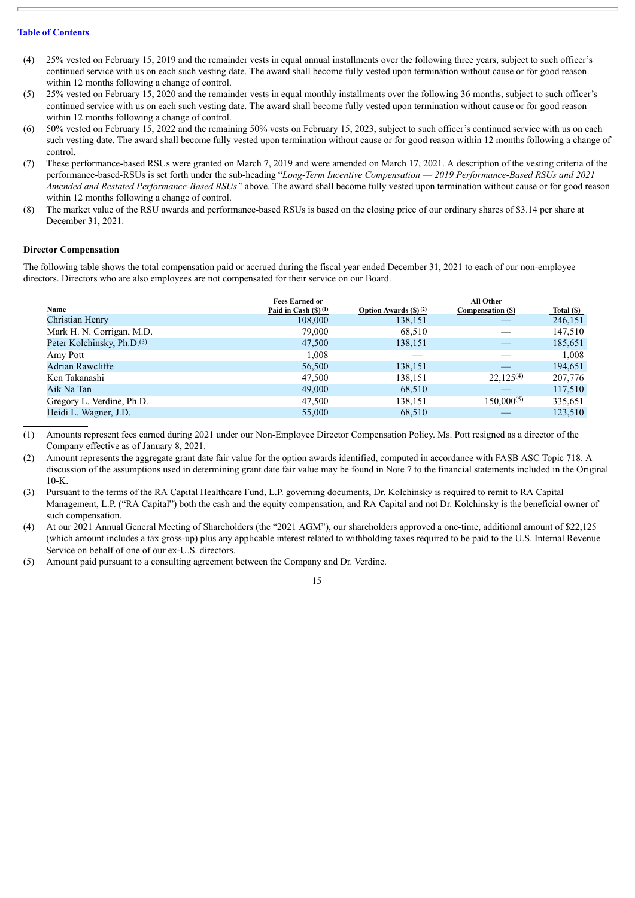[Table of Contents](#)

(4) 25% vested on February 15, 2019 and the remainder vests in equal annual installments over the following three years, subject to such officer's continued service with us on each such vesting date. The award shall become fully vested upon termination without cause or for good reason within 12 months following a change of control.

(5) 25% vested on February 15, 2020 and the remainder vests in equal monthly installments over the following 36 months, subject to such officer's continued service with us on each such vesting date. The award shall become fully vested upon termination without cause or for good reason within 12 months following a change of control.

(6) 50% vested on February 15, 2022 and the remaining 50% vests on February 15, 2023, subject to such officer's continued service with us on each such vesting date. The award shall become fully vested upon termination without cause or for good reason within 12 months following a change of control.

(7) These performance-based RSUs were granted on March 7, 2019 and were amended on March 17, 2021. A description of the vesting criteria of the performance-based-RSUs is set forth under the sub-heading "*Long-Term Incentive Compensation — 2019 Performance-Based RSUs and 2021 Amended and Restated Performance-Based RSUs"* above. The award shall become fully vested upon termination without cause or for good reason within 12 months following a change of control.

(8) The market value of the RSU awards and performance-based RSUs is based on the closing price of our ordinary shares of $3.14 per share at December 31, 2021.

**Director Compensation**

The following table shows the total compensation paid or accrued during the fiscal year ended December 31, 2021 to each of our non-employee directors. Directors who are also employees are not compensated for their service on our Board.

| Name | Fees Earned or Paid in Cash ($) (1) | Option Awards ($) (2) | All Other Compensation ($) | Total ($) |
|---|---|---|---|---|
| Christian Henry | 108,000 | 138,151 | — | 246,151 |
| Mark H. N. Corrigan, M.D. | 79,000 | 68,510 | — | 147,510 |
| Peter Kolchinsky, Ph.D.(3) | 47,500 | 138,151 | — | 185,651 |
| Amy Pott | 1,008 | — | — | 1,008 |
| Adrian Rawcliffe | 56,500 | 138,151 | — | 194,651 |
| Ken Takanashi | 47,500 | 138,151 | 22,125(4) | 207,776 |
| Aik Na Tan | 49,000 | 68,510 | — | 117,510 |
| Gregory L. Verdine, Ph.D. | 47,500 | 138,151 | 150,000(5) | 335,651 |
| Heidi L. Wagner, J.D. | 55,000 | 68,510 | — | 123,510 |

(1) Amounts represent fees earned during 2021 under our Non-Employee Director Compensation Policy. Ms. Pott resigned as a director of the Company effective as of January 8, 2021.

(2) Amount represents the aggregate grant date fair value for the option awards identified, computed in accordance with FASB ASC Topic 718. A discussion of the assumptions used in determining grant date fair value may be found in Note 7 to the financial statements included in the Original 10-K.

(3) Pursuant to the terms of the RA Capital Healthcare Fund, L.P. governing documents, Dr. Kolchinsky is required to remit to RA Capital Management, L.P. ("RA Capital") both the cash and the equity compensation, and RA Capital and not Dr. Kolchinsky is the beneficial owner of such compensation.

(4) At our 2021 Annual General Meeting of Shareholders (the "2021 AGM"), our shareholders approved a one-time, additional amount of $22,125 (which amount includes a tax gross-up) plus any applicable interest related to withholding taxes required to be paid to the U.S. Internal Revenue Service on behalf of one of our ex-U.S. directors.

(5) Amount paid pursuant to a consulting agreement between the Company and Dr. Verdine.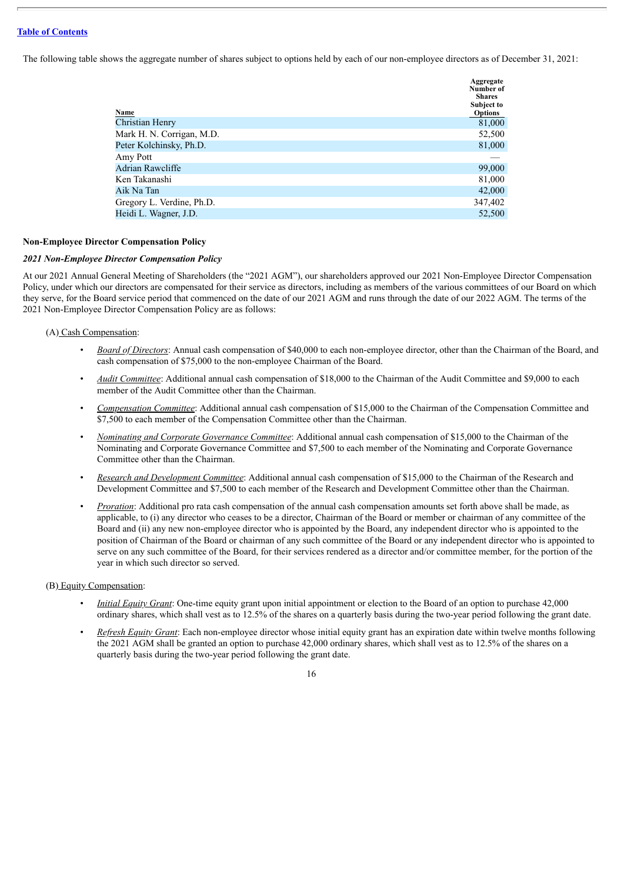The following table shows the aggregate number of shares subject to options held by each of our non-employee directors as of December 31, 2021:

| Name | Aggregate Number of Shares Subject to Options |
|---|---|
| Christian Henry | 81,000 |
| Mark H. N. Corrigan, M.D. | 52,500 |
| Peter Kolchinsky, Ph.D. | 81,000 |
| Amy Pott | — |
| Adrian Rawcliffe | 99,000 |
| Ken Takanashi | 81,000 |
| Aik Na Tan | 42,000 |
| Gregory L. Verdine, Ph.D. | 347,402 |
| Heidi L. Wagner, J.D. | 52,500 |

**Non-Employee Director Compensation Policy**

***2021 Non-Employee Director Compensation Policy***

At our 2021 Annual General Meeting of Shareholders (the "2021 AGM"), our shareholders approved our 2021 Non-Employee Director Compensation Policy, under which our directors are compensated for their service as directors, including as members of the various committees of our Board on which they serve, for the Board service period that commenced on the date of our 2021 AGM and runs through the date of our 2022 AGM. The terms of the 2021 Non-Employee Director Compensation Policy are as follows:

(A) Cash Compensation:

- *Board of Directors*: Annual cash compensation of $40,000 to each non-employee director, other than the Chairman of the Board, and cash compensation of $75,000 to the non-employee Chairman of the Board.
- *Audit Committee*: Additional annual cash compensation of $18,000 to the Chairman of the Audit Committee and $9,000 to each member of the Audit Committee other than the Chairman.
- *Compensation Committee*: Additional annual cash compensation of $15,000 to the Chairman of the Compensation Committee and $7,500 to each member of the Compensation Committee other than the Chairman.
- *Nominating and Corporate Governance Committee*: Additional annual cash compensation of $15,000 to the Chairman of the Nominating and Corporate Governance Committee and $7,500 to each member of the Nominating and Corporate Governance Committee other than the Chairman.
- *Research and Development Committee*: Additional annual cash compensation of $15,000 to the Chairman of the Research and Development Committee and $7,500 to each member of the Research and Development Committee other than the Chairman.
- *Proration*: Additional pro rata cash compensation of the annual cash compensation amounts set forth above shall be made, as applicable, to (i) any director who ceases to be a director, Chairman of the Board or member or chairman of any committee of the Board and (ii) any new non-employee director who is appointed by the Board, any independent director who is appointed to the position of Chairman of the Board or chairman of any such committee of the Board or any independent director who is appointed to serve on any such committee of the Board, for their services rendered as a director and/or committee member, for the portion of the year in which such director so served.

(B) Equity Compensation:

- *Initial Equity Grant*: One-time equity grant upon initial appointment or election to the Board of an option to purchase 42,000 ordinary shares, which shall vest as to 12.5% of the shares on a quarterly basis during the two-year period following the grant date.
- *Refresh Equity Grant*: Each non-employee director whose initial equity grant has an expiration date within twelve months following the 2021 AGM shall be granted an option to purchase 42,000 ordinary shares, which shall vest as to 12.5% of the shares on a quarterly basis during the two-year period following the grant date.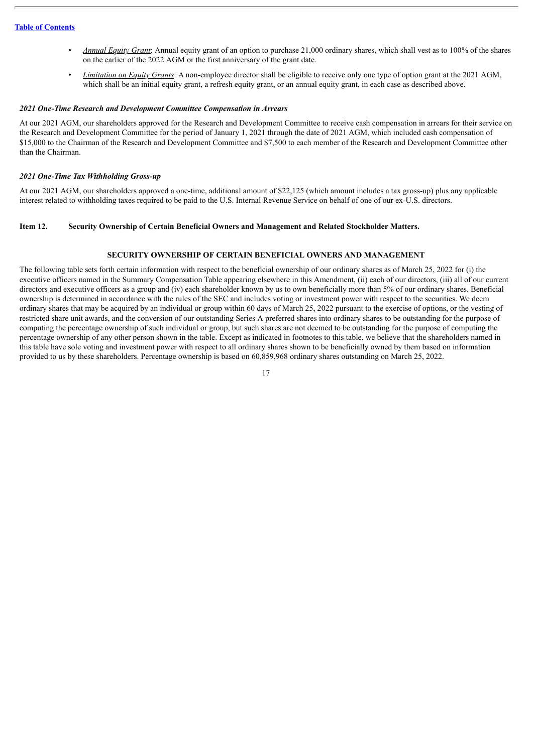- *Annual Equity Grant*: Annual equity grant of an option to purchase 21,000 ordinary shares, which shall vest as to 100% of the shares on the earlier of the 2022 AGM or the first anniversary of the grant date.
- *Limitation on Equity Grants*: A non-employee director shall be eligible to receive only one type of option grant at the 2021 AGM, which shall be an initial equity grant, a refresh equity grant, or an annual equity grant, in each case as described above.

### *2021 One-Time Research and Development Committee Compensation in Arrears*

At our 2021 AGM, our shareholders approved for the Research and Development Committee to receive cash compensation in arrears for their service on the Research and Development Committee for the period of January 1, 2021 through the date of 2021 AGM, which included cash compensation of $15,000 to the Chairman of the Research and Development Committee and $7,500 to each member of the Research and Development Committee other than the Chairman.

### *2021 One-Time Tax Withholding Gross-up*

At our 2021 AGM, our shareholders approved a one-time, additional amount of $22,125 (which amount includes a tax gross-up) plus any applicable interest related to withholding taxes required to be paid to the U.S. Internal Revenue Service on behalf of one of our ex-U.S. directors.

## Item 12. Security Ownership of Certain Beneficial Owners and Management and Related Stockholder Matters.

### SECURITY OWNERSHIP OF CERTAIN BENEFICIAL OWNERS AND MANAGEMENT

The following table sets forth certain information with respect to the beneficial ownership of our ordinary shares as of March 25, 2022 for (i) the executive officers named in the Summary Compensation Table appearing elsewhere in this Amendment, (ii) each of our directors, (iii) all of our current directors and executive officers as a group and (iv) each shareholder known by us to own beneficially more than 5% of our ordinary shares. Beneficial ownership is determined in accordance with the rules of the SEC and includes voting or investment power with respect to the securities. We deem ordinary shares that may be acquired by an individual or group within 60 days of March 25, 2022 pursuant to the exercise of options, or the vesting of restricted share unit awards, and the conversion of our outstanding Series A preferred shares into ordinary shares to be outstanding for the purpose of computing the percentage ownership of such individual or group, but such shares are not deemed to be outstanding for the purpose of computing the percentage ownership of any other person shown in the table. Except as indicated in footnotes to this table, we believe that the shareholders named in this table have sole voting and investment power with respect to all ordinary shares shown to be beneficially owned by them based on information provided to us by these shareholders. Percentage ownership is based on 60,859,968 ordinary shares outstanding on March 25, 2022.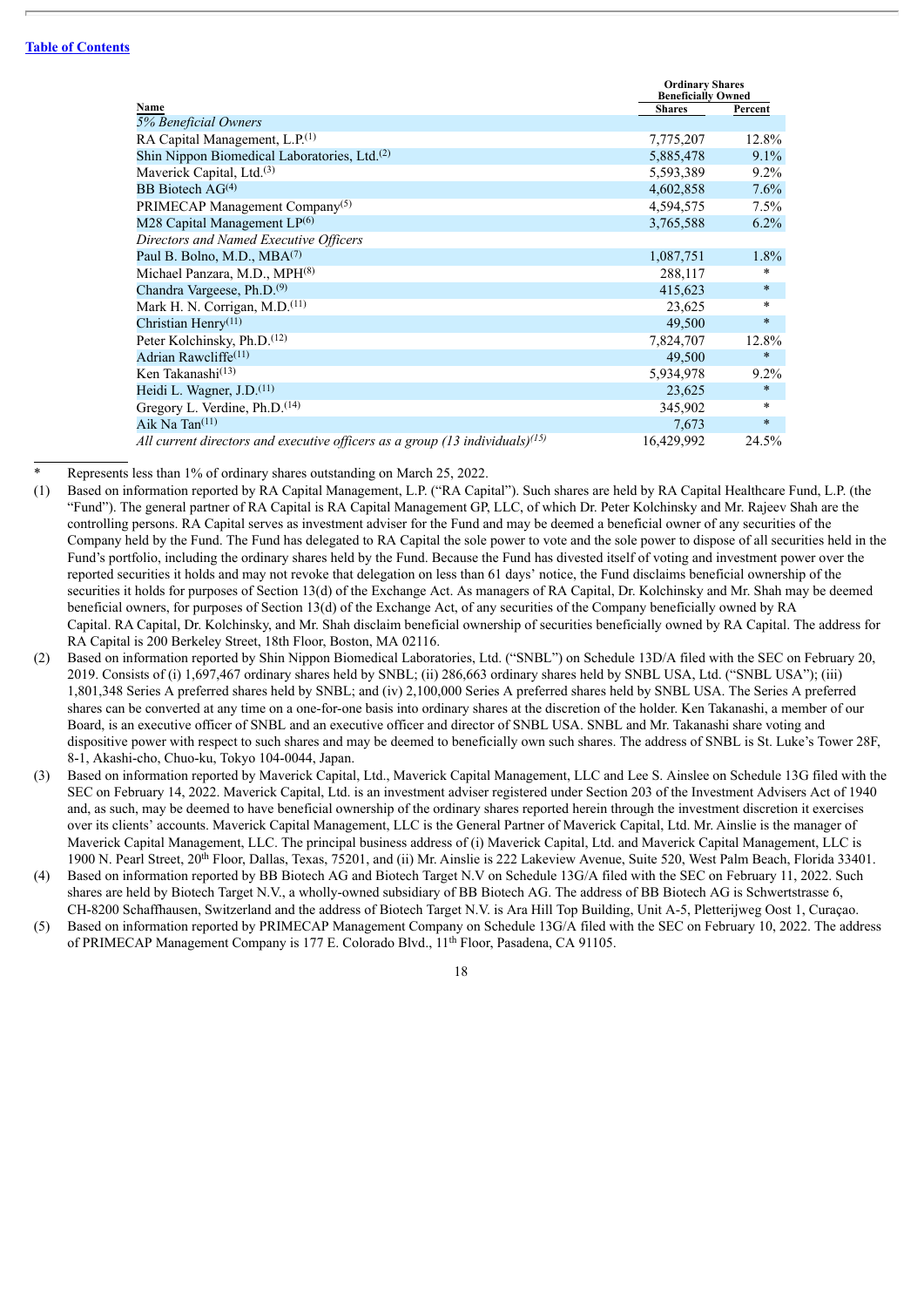| Name | Ordinary Shares Beneficially Owned | |
|---|---|---|
| | Shares | Percent |
| *5% Beneficial Owners* | | |
| RA Capital Management, L.P.[(1)] | 7,775,207 | 12.8% |
| Shin Nippon Biomedical Laboratories, Ltd.[(2)] | 5,885,478 | 9.1% |
| Maverick Capital, Ltd.[(3)] | 5,593,389 | 9.2% |
| BB Biotech AG[(4)] | 4,602,858 | 7.6% |
| PRIMECAP Management Company[(5)] | 4,594,575 | 7.5% |
| M28 Capital Management LP[(6)] | 3,765,588 | 6.2% |
| *Directors and Named Executive Officers* | | |
| Paul B. Bolno, M.D., MBA[(7)] | 1,087,751 | 1.8% |
| Michael Panzara, M.D., MPH[(8)] | 288,117 | * |
| Chandra Vargeese, Ph.D.[(9)] | 415,623 | * |
| Mark H. N. Corrigan, M.D.[(11)] | 23,625 | * |
| Christian Henry[(11)] | 49,500 | * |
| Peter Kolchinsky, Ph.D.[(12)] | 7,824,707 | 12.8% |
| Adrian Rawcliffe[(11)] | 49,500 | * |
| Ken Takanashi[(13)] | 5,934,978 | 9.2% |
| Heidi L. Wagner, J.D.[(11)] | 23,625 | * |
| Gregory L. Verdine, Ph.D.[(14)] | 345,902 | * |
| Aik Na Tan[(11)] | 7,673 | * |
| *All current directors and executive officers as a group (13 individuals)[(15)]* | 16,429,992 | 24.5% |

\* Represents less than 1% of ordinary shares outstanding on March 25, 2022.

(1) Based on information reported by RA Capital Management, L.P. ("RA Capital"). Such shares are held by RA Capital Healthcare Fund, L.P. (the "Fund"). The general partner of RA Capital is RA Capital Management GP, LLC, of which Dr. Peter Kolchinsky and Mr. Rajeev Shah are the controlling persons. RA Capital serves as investment adviser for the Fund and may be deemed a beneficial owner of any securities of the Company held by the Fund. The Fund has delegated to RA Capital the sole power to vote and the sole power to dispose of all securities held in the Fund's portfolio, including the ordinary shares held by the Fund. Because the Fund has divested itself of voting and investment power over the reported securities it holds and may not revoke that delegation on less than 61 days' notice, the Fund disclaims beneficial ownership of the securities it holds for purposes of Section 13(d) of the Exchange Act. As managers of RA Capital, Dr. Kolchinsky and Mr. Shah may be deemed beneficial owners, for purposes of Section 13(d) of the Exchange Act, of any securities of the Company beneficially owned by RA Capital. RA Capital, Dr. Kolchinsky, and Mr. Shah disclaim beneficial ownership of securities beneficially owned by RA Capital. The address for RA Capital is 200 Berkeley Street, 18th Floor, Boston, MA 02116.

(2) Based on information reported by Shin Nippon Biomedical Laboratories, Ltd. ("SNBL") on Schedule 13D/A filed with the SEC on February 20, 2019. Consists of (i) 1,697,467 ordinary shares held by SNBL; (ii) 286,663 ordinary shares held by SNBL USA, Ltd. ("SNBL USA"); (iii) 1,801,348 Series A preferred shares held by SNBL; and (iv) 2,100,000 Series A preferred shares held by SNBL USA. The Series A preferred shares can be converted at any time on a one-for-one basis into ordinary shares at the discretion of the holder. Ken Takanashi, a member of our Board, is an executive officer of SNBL and an executive officer and director of SNBL USA. SNBL and Mr. Takanashi share voting and dispositive power with respect to such shares and may be deemed to beneficially own such shares. The address of SNBL is St. Luke's Tower 28F, 8-1, Akashi-cho, Chuo-ku, Tokyo 104-0044, Japan.

(3) Based on information reported by Maverick Capital, Ltd., Maverick Capital Management, LLC and Lee S. Ainslee on Schedule 13G filed with the SEC on February 14, 2022. Maverick Capital, Ltd. is an investment adviser registered under Section 203 of the Investment Advisers Act of 1940 and, as such, may be deemed to have beneficial ownership of the ordinary shares reported herein through the investment discretion it exercises over its clients' accounts. Maverick Capital Management, LLC is the General Partner of Maverick Capital, Ltd. Mr. Ainslie is the manager of Maverick Capital Management, LLC. The principal business address of (i) Maverick Capital, Ltd. and Maverick Capital Management, LLC is 1900 N. Pearl Street, 20th Floor, Dallas, Texas, 75201, and (ii) Mr. Ainslie is 222 Lakeview Avenue, Suite 520, West Palm Beach, Florida 33401.

(4) Based on information reported by BB Biotech AG and Biotech Target N.V on Schedule 13G/A filed with the SEC on February 11, 2022. Such shares are held by Biotech Target N.V., a wholly-owned subsidiary of BB Biotech AG. The address of BB Biotech AG is Schwertstrasse 6, CH-8200 Schaffhausen, Switzerland and the address of Biotech Target N.V. is Ara Hill Top Building, Unit A-5, Pletterijweg Oost 1, Curaçao.

(5) Based on information reported by PRIMECAP Management Company on Schedule 13G/A filed with the SEC on February 10, 2022. The address of PRIMECAP Management Company is 177 E. Colorado Blvd., 11th Floor, Pasadena, CA 91105.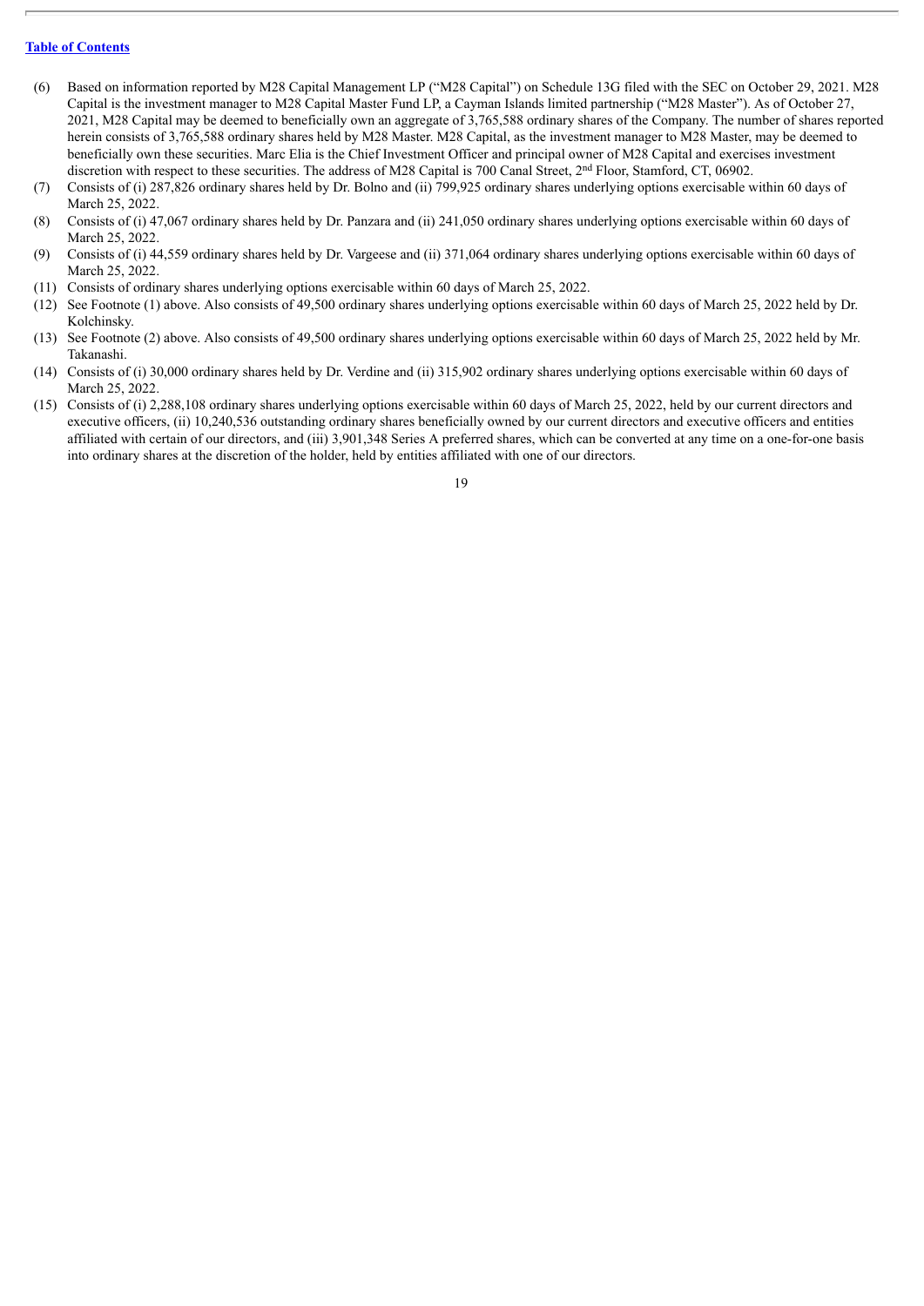(6) Based on information reported by M28 Capital Management LP ("M28 Capital") on Schedule 13G filed with the SEC on October 29, 2021. M28 Capital is the investment manager to M28 Capital Master Fund LP, a Cayman Islands limited partnership ("M28 Master"). As of October 27, 2021, M28 Capital may be deemed to beneficially own an aggregate of 3,765,588 ordinary shares of the Company. The number of shares reported herein consists of 3,765,588 ordinary shares held by M28 Master. M28 Capital, as the investment manager to M28 Master, may be deemed to beneficially own these securities. Marc Elia is the Chief Investment Officer and principal owner of M28 Capital and exercises investment discretion with respect to these securities. The address of M28 Capital is 700 Canal Street, 2nd Floor, Stamford, CT, 06902.

(7) Consists of (i) 287,826 ordinary shares held by Dr. Bolno and (ii) 799,925 ordinary shares underlying options exercisable within 60 days of March 25, 2022.

(8) Consists of (i) 47,067 ordinary shares held by Dr. Panzara and (ii) 241,050 ordinary shares underlying options exercisable within 60 days of March 25, 2022.

(9) Consists of (i) 44,559 ordinary shares held by Dr. Vargeese and (ii) 371,064 ordinary shares underlying options exercisable within 60 days of March 25, 2022.

(11) Consists of ordinary shares underlying options exercisable within 60 days of March 25, 2022.

(12) See Footnote (1) above. Also consists of 49,500 ordinary shares underlying options exercisable within 60 days of March 25, 2022 held by Dr. Kolchinsky.

(13) See Footnote (2) above. Also consists of 49,500 ordinary shares underlying options exercisable within 60 days of March 25, 2022 held by Mr. Takanashi.

(14) Consists of (i) 30,000 ordinary shares held by Dr. Verdine and (ii) 315,902 ordinary shares underlying options exercisable within 60 days of March 25, 2022.

(15) Consists of (i) 2,288,108 ordinary shares underlying options exercisable within 60 days of March 25, 2022, held by our current directors and executive officers, (ii) 10,240,536 outstanding ordinary shares beneficially owned by our current directors and executive officers and entities affiliated with certain of our directors, and (iii) 3,901,348 Series A preferred shares, which can be converted at any time on a one-for-one basis into ordinary shares at the discretion of the holder, held by entities affiliated with one of our directors.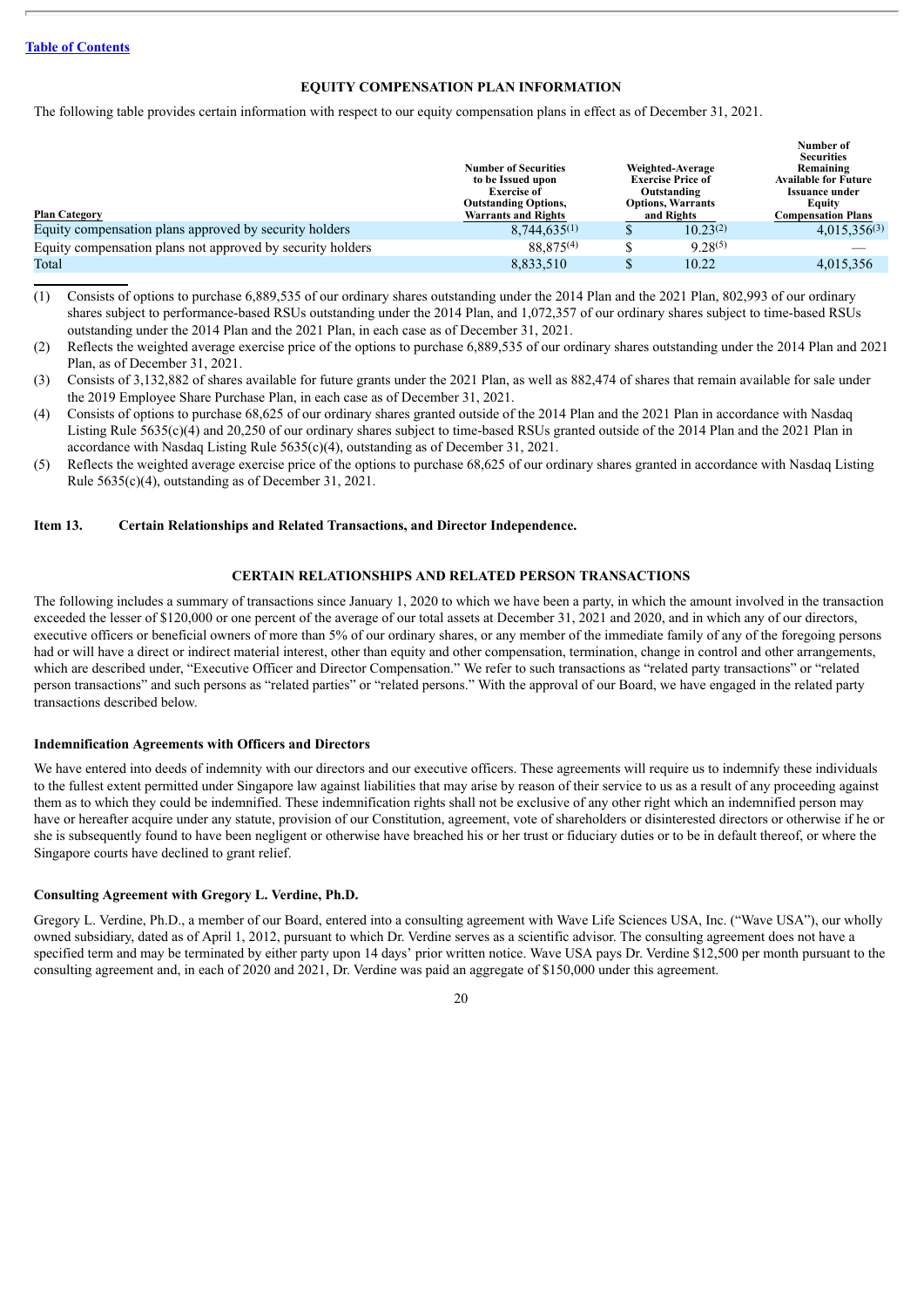## EQUITY COMPENSATION PLAN INFORMATION

The following table provides certain information with respect to our equity compensation plans in effect as of December 31, 2021.

| Plan Category | Number of Securities to be Issued upon Exercise of Outstanding Options, Warrants and Rights | Weighted-Average Exercise Price of Outstanding Options, Warrants and Rights | Number of Securities Remaining Available for Future Issuance under Equity Compensation Plans |
|---|---|---|---|
| Equity compensation plans approved by security holders | 8,744,635[(1)] | $ 10.23[(2)] | 4,015,356[(3)] |
| Equity compensation plans not approved by security holders | 88,875[(4)] | $ 9.28[(5)] | — |
| Total | 8,833,510 | $ 10.22 | 4,015,356 |

(1) Consists of options to purchase 6,889,535 of our ordinary shares outstanding under the 2014 Plan and the 2021 Plan, 802,993 of our ordinary shares subject to performance-based RSUs outstanding under the 2014 Plan, and 1,072,357 of our ordinary shares subject to time-based RSUs outstanding under the 2014 Plan and the 2021 Plan, in each case as of December 31, 2021.

(2) Reflects the weighted average exercise price of the options to purchase 6,889,535 of our ordinary shares outstanding under the 2014 Plan and 2021 Plan, as of December 31, 2021.

(3) Consists of 3,132,882 of shares available for future grants under the 2021 Plan, as well as 882,474 of shares that remain available for sale under the 2019 Employee Share Purchase Plan, in each case as of December 31, 2021.

(4) Consists of options to purchase 68,625 of our ordinary shares granted outside of the 2014 Plan and the 2021 Plan in accordance with Nasdaq Listing Rule 5635(c)(4) and 20,250 of our ordinary shares subject to time-based RSUs granted outside of the 2014 Plan and the 2021 Plan in accordance with Nasdaq Listing Rule 5635(c)(4), outstanding as of December 31, 2021.

(5) Reflects the weighted average exercise price of the options to purchase 68,625 of our ordinary shares granted in accordance with Nasdaq Listing Rule 5635(c)(4), outstanding as of December 31, 2021.

### Item 13. Certain Relationships and Related Transactions, and Director Independence.

## CERTAIN RELATIONSHIPS AND RELATED PERSON TRANSACTIONS

The following includes a summary of transactions since January 1, 2020 to which we have been a party, in which the amount involved in the transaction exceeded the lesser of $120,000 or one percent of the average of our total assets at December 31, 2021 and 2020, and in which any of our directors, executive officers or beneficial owners of more than 5% of our ordinary shares, or any member of the immediate family of any of the foregoing persons had or will have a direct or indirect material interest, other than equity and other compensation, termination, change in control and other arrangements, which are described under, "Executive Officer and Director Compensation." We refer to such transactions as "related party transactions" or "related person transactions" and such persons as "related parties" or "related persons." With the approval of our Board, we have engaged in the related party transactions described below.

### Indemnification Agreements with Officers and Directors

We have entered into deeds of indemnity with our directors and our executive officers. These agreements will require us to indemnify these individuals to the fullest extent permitted under Singapore law against liabilities that may arise by reason of their service to us as a result of any proceeding against them as to which they could be indemnified. These indemnification rights shall not be exclusive of any other right which an indemnified person may have or hereafter acquire under any statute, provision of our Constitution, agreement, vote of shareholders or disinterested directors or otherwise if he or she is subsequently found to have been negligent or otherwise have breached his or her trust or fiduciary duties or to be in default thereof, or where the Singapore courts have declined to grant relief.

### Consulting Agreement with Gregory L. Verdine, Ph.D.

Gregory L. Verdine, Ph.D., a member of our Board, entered into a consulting agreement with Wave Life Sciences USA, Inc. ("Wave USA"), our wholly owned subsidiary, dated as of April 1, 2012, pursuant to which Dr. Verdine serves as a scientific advisor. The consulting agreement does not have a specified term and may be terminated by either party upon 14 days' prior written notice. Wave USA pays Dr. Verdine $12,500 per month pursuant to the consulting agreement and, in each of 2020 and 2021, Dr. Verdine was paid an aggregate of $150,000 under this agreement.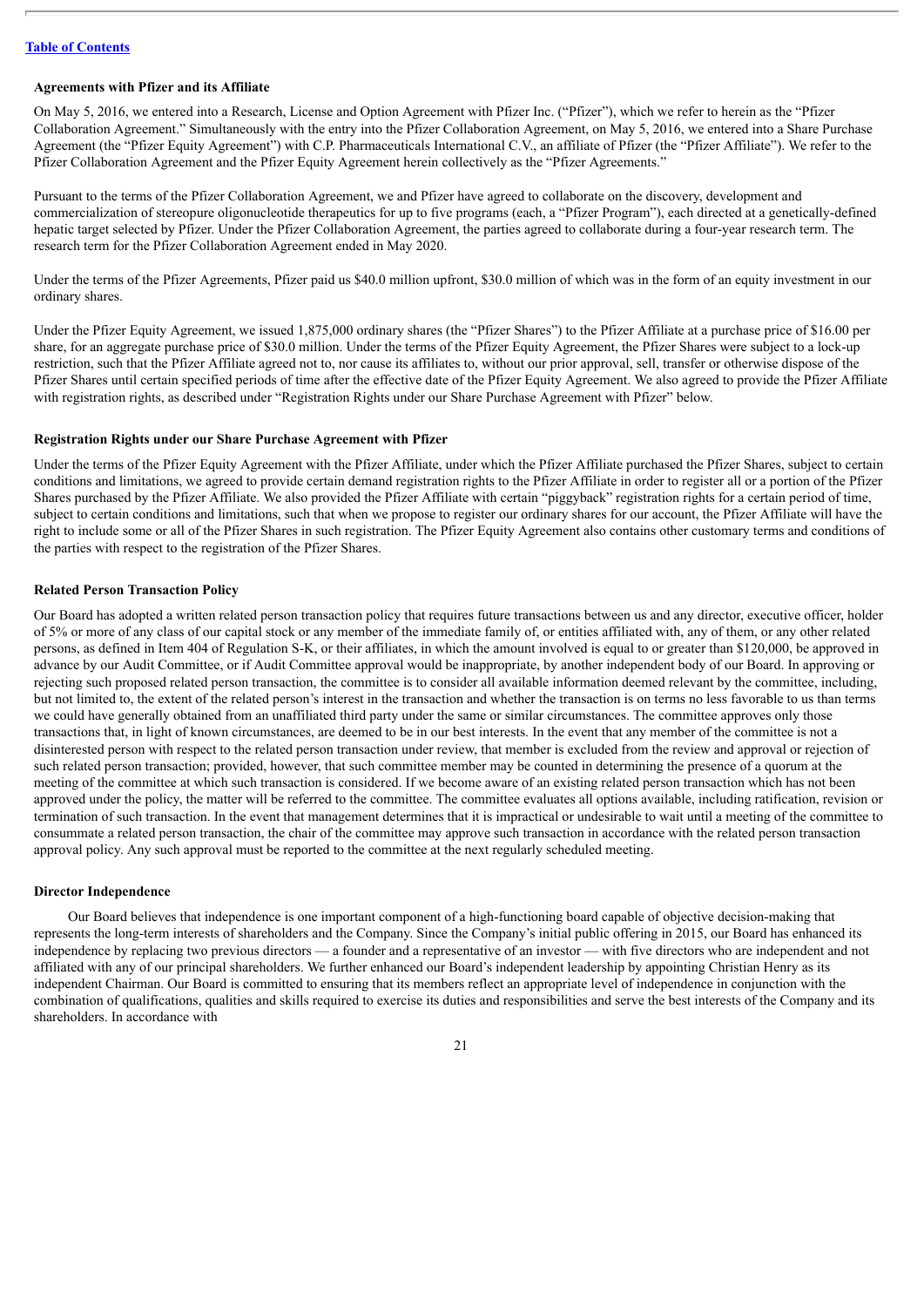**Agreements with Pfizer and its Affiliate**

On May 5, 2016, we entered into a Research, License and Option Agreement with Pfizer Inc. ("Pfizer"), which we refer to herein as the "Pfizer Collaboration Agreement." Simultaneously with the entry into the Pfizer Collaboration Agreement, on May 5, 2016, we entered into a Share Purchase Agreement (the "Pfizer Equity Agreement") with C.P. Pharmaceuticals International C.V., an affiliate of Pfizer (the "Pfizer Affiliate"). We refer to the Pfizer Collaboration Agreement and the Pfizer Equity Agreement herein collectively as the "Pfizer Agreements."

Pursuant to the terms of the Pfizer Collaboration Agreement, we and Pfizer have agreed to collaborate on the discovery, development and commercialization of stereopure oligonucleotide therapeutics for up to five programs (each, a "Pfizer Program"), each directed at a genetically-defined hepatic target selected by Pfizer. Under the Pfizer Collaboration Agreement, the parties agreed to collaborate during a four-year research term. The research term for the Pfizer Collaboration Agreement ended in May 2020.

Under the terms of the Pfizer Agreements, Pfizer paid us $40.0 million upfront, $30.0 million of which was in the form of an equity investment in our ordinary shares.

Under the Pfizer Equity Agreement, we issued 1,875,000 ordinary shares (the "Pfizer Shares") to the Pfizer Affiliate at a purchase price of $16.00 per share, for an aggregate purchase price of $30.0 million. Under the terms of the Pfizer Equity Agreement, the Pfizer Shares were subject to a lock-up restriction, such that the Pfizer Affiliate agreed not to, nor cause its affiliates to, without our prior approval, sell, transfer or otherwise dispose of the Pfizer Shares until certain specified periods of time after the effective date of the Pfizer Equity Agreement. We also agreed to provide the Pfizer Affiliate with registration rights, as described under "Registration Rights under our Share Purchase Agreement with Pfizer" below.

**Registration Rights under our Share Purchase Agreement with Pfizer**

Under the terms of the Pfizer Equity Agreement with the Pfizer Affiliate, under which the Pfizer Affiliate purchased the Pfizer Shares, subject to certain conditions and limitations, we agreed to provide certain demand registration rights to the Pfizer Affiliate in order to register all or a portion of the Pfizer Shares purchased by the Pfizer Affiliate. We also provided the Pfizer Affiliate with certain "piggyback" registration rights for a certain period of time, subject to certain conditions and limitations, such that when we propose to register our ordinary shares for our account, the Pfizer Affiliate will have the right to include some or all of the Pfizer Shares in such registration. The Pfizer Equity Agreement also contains other customary terms and conditions of the parties with respect to the registration of the Pfizer Shares.

**Related Person Transaction Policy**

Our Board has adopted a written related person transaction policy that requires future transactions between us and any director, executive officer, holder of 5% or more of any class of our capital stock or any member of the immediate family of, or entities affiliated with, any of them, or any other related persons, as defined in Item 404 of Regulation S-K, or their affiliates, in which the amount involved is equal to or greater than $120,000, be approved in advance by our Audit Committee, or if Audit Committee approval would be inappropriate, by another independent body of our Board. In approving or rejecting such proposed related person transaction, the committee is to consider all available information deemed relevant by the committee, including, but not limited to, the extent of the related person's interest in the transaction and whether the transaction is on terms no less favorable to us than terms we could have generally obtained from an unaffiliated third party under the same or similar circumstances. The committee approves only those transactions that, in light of known circumstances, are deemed to be in our best interests. In the event that any member of the committee is not a disinterested person with respect to the related person transaction under review, that member is excluded from the review and approval or rejection of such related person transaction; provided, however, that such committee member may be counted in determining the presence of a quorum at the meeting of the committee at which such transaction is considered. If we become aware of an existing related person transaction which has not been approved under the policy, the matter will be referred to the committee. The committee evaluates all options available, including ratification, revision or termination of such transaction. In the event that management determines that it is impractical or undesirable to wait until a meeting of the committee to consummate a related person transaction, the chair of the committee may approve such transaction in accordance with the related person transaction approval policy. Any such approval must be reported to the committee at the next regularly scheduled meeting.

**Director Independence**

Our Board believes that independence is one important component of a high-functioning board capable of objective decision-making that represents the long-term interests of shareholders and the Company. Since the Company's initial public offering in 2015, our Board has enhanced its independence by replacing two previous directors — a founder and a representative of an investor — with five directors who are independent and not affiliated with any of our principal shareholders. We further enhanced our Board's independent leadership by appointing Christian Henry as its independent Chairman. Our Board is committed to ensuring that its members reflect an appropriate level of independence in conjunction with the combination of qualifications, qualities and skills required to exercise its duties and responsibilities and serve the best interests of the Company and its shareholders. In accordance with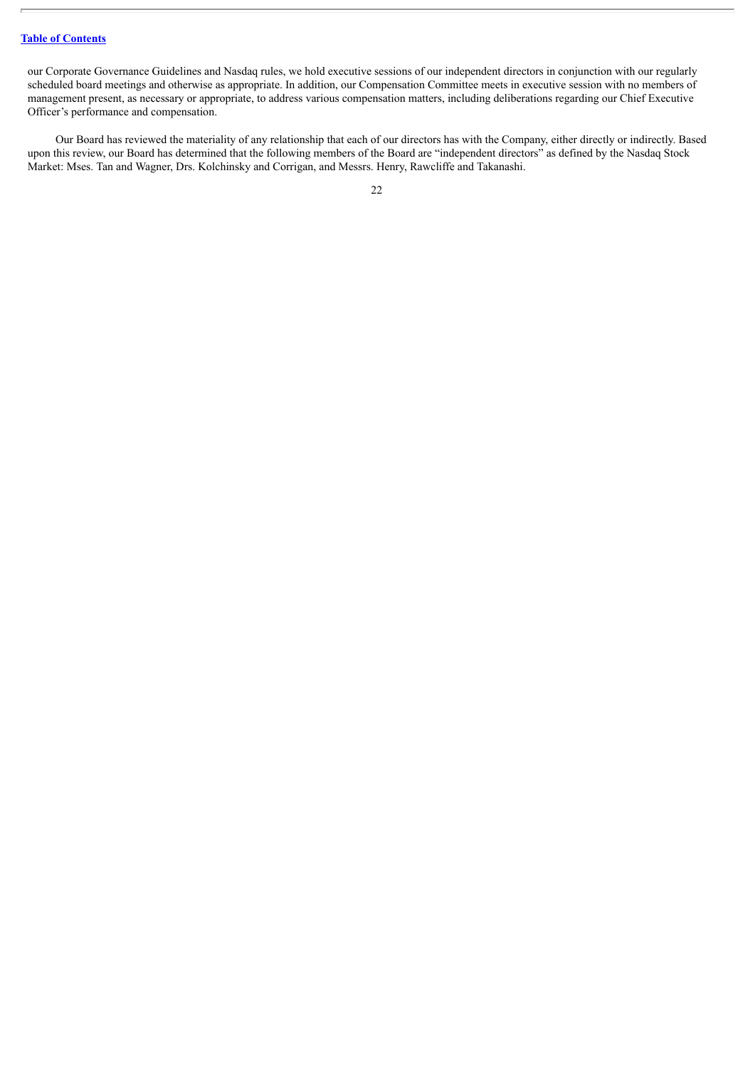our Corporate Governance Guidelines and Nasdaq rules, we hold executive sessions of our independent directors in conjunction with our regularly scheduled board meetings and otherwise as appropriate. In addition, our Compensation Committee meets in executive session with no members of management present, as necessary or appropriate, to address various compensation matters, including deliberations regarding our Chief Executive Officer's performance and compensation.

Our Board has reviewed the materiality of any relationship that each of our directors has with the Company, either directly or indirectly. Based upon this review, our Board has determined that the following members of the Board are "independent directors" as defined by the Nasdaq Stock Market: Mses. Tan and Wagner, Drs. Kolchinsky and Corrigan, and Messrs. Henry, Rawcliffe and Takanashi.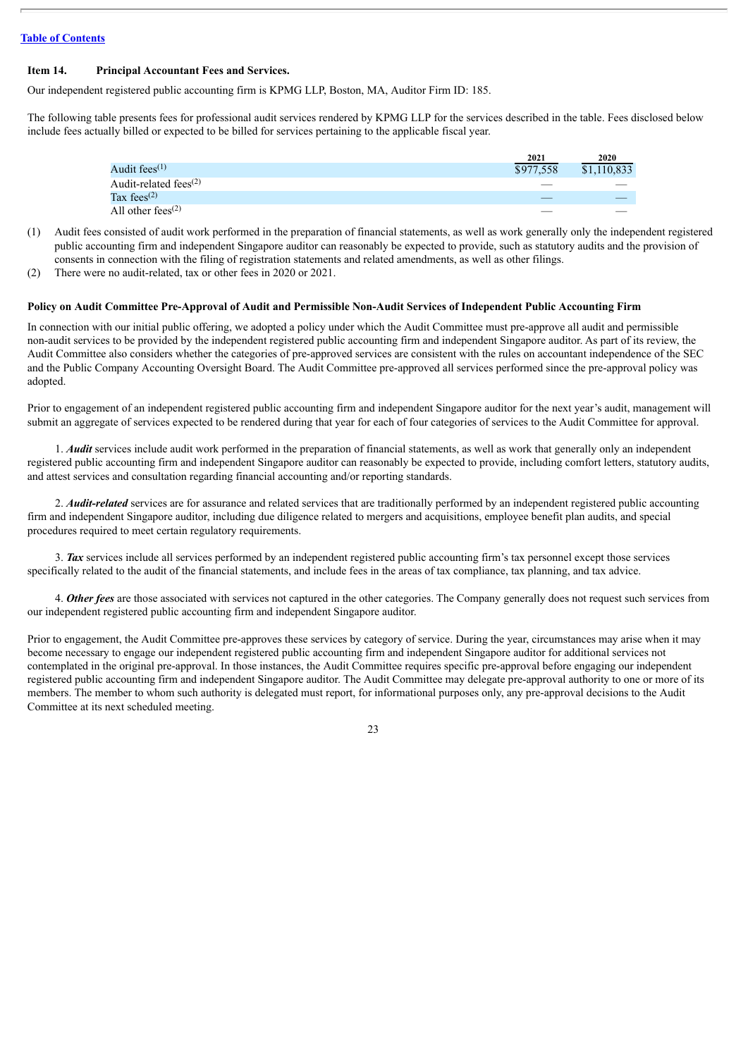### Item 14. Principal Accountant Fees and Services.

Our independent registered public accounting firm is KPMG LLP, Boston, MA, Auditor Firm ID: 185.

The following table presents fees for professional audit services rendered by KPMG LLP for the services described in the table. Fees disclosed below include fees actually billed or expected to be billed for services pertaining to the applicable fiscal year.

| | 2021 | 2020 |
|---|---|---|
| Audit fees[1] | $977,558 | $1,110,833 |
| Audit-related fees[2] | — | — |
| Tax fees[2] | — | — |
| All other fees[2] | — | — |

(1) Audit fees consisted of audit work performed in the preparation of financial statements, as well as work generally only the independent registered public accounting firm and independent Singapore auditor can reasonably be expected to provide, such as statutory audits and the provision of consents in connection with the filing of registration statements and related amendments, as well as other filings.

(2) There were no audit-related, tax or other fees in 2020 or 2021.

#### Policy on Audit Committee Pre-Approval of Audit and Permissible Non-Audit Services of Independent Public Accounting Firm

In connection with our initial public offering, we adopted a policy under which the Audit Committee must pre-approve all audit and permissible non-audit services to be provided by the independent registered public accounting firm and independent Singapore auditor. As part of its review, the Audit Committee also considers whether the categories of pre-approved services are consistent with the rules on accountant independence of the SEC and the Public Company Accounting Oversight Board. The Audit Committee pre-approved all services performed since the pre-approval policy was adopted.

Prior to engagement of an independent registered public accounting firm and independent Singapore auditor for the next year's audit, management will submit an aggregate of services expected to be rendered during that year for each of four categories of services to the Audit Committee for approval.

1. ***Audit*** services include audit work performed in the preparation of financial statements, as well as work that generally only an independent registered public accounting firm and independent Singapore auditor can reasonably be expected to provide, including comfort letters, statutory audits, and attest services and consultation regarding financial accounting and/or reporting standards.

2. ***Audit-related*** services are for assurance and related services that are traditionally performed by an independent registered public accounting firm and independent Singapore auditor, including due diligence related to mergers and acquisitions, employee benefit plan audits, and special procedures required to meet certain regulatory requirements.

3. ***Tax*** services include all services performed by an independent registered public accounting firm's tax personnel except those services specifically related to the audit of the financial statements, and include fees in the areas of tax compliance, tax planning, and tax advice.

4. ***Other fees*** are those associated with services not captured in the other categories. The Company generally does not request such services from our independent registered public accounting firm and independent Singapore auditor.

Prior to engagement, the Audit Committee pre-approves these services by category of service. During the year, circumstances may arise when it may become necessary to engage our independent registered public accounting firm and independent Singapore auditor for additional services not contemplated in the original pre-approval. In those instances, the Audit Committee requires specific pre-approval before engaging our independent registered public accounting firm and independent Singapore auditor. The Audit Committee may delegate pre-approval authority to one or more of its members. The member to whom such authority is delegated must report, for informational purposes only, any pre-approval decisions to the Audit Committee at its next scheduled meeting.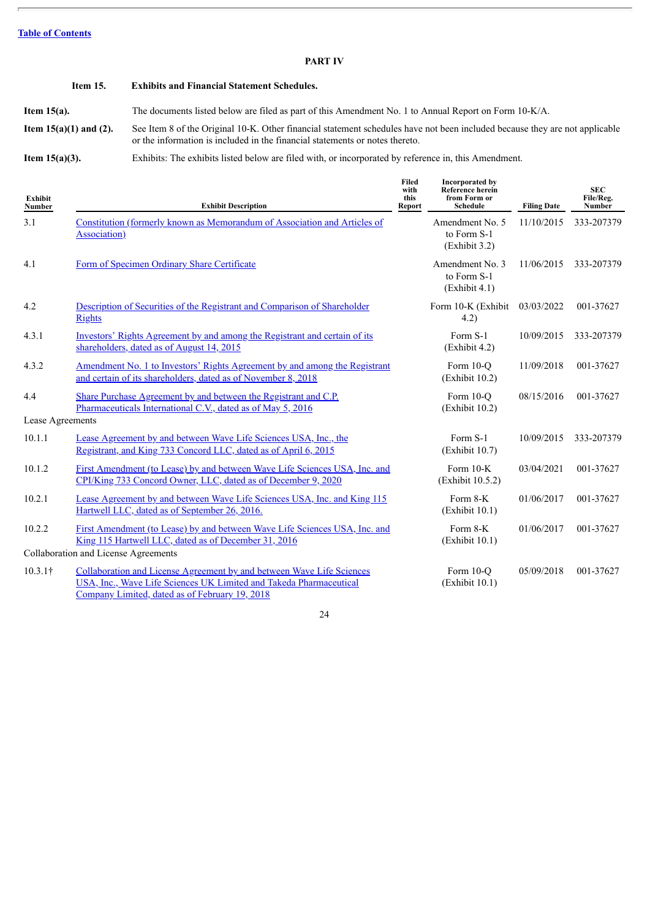[Table of Contents](#)

## PART IV

**Item 15. Exhibits and Financial Statement Schedules.**

**Item 15(a).** The documents listed below are filed as part of this Amendment No. 1 to Annual Report on Form 10-K/A.

**Item 15(a)(1) and (2).** See Item 8 of the Original 10-K. Other financial statement schedules have not been included because they are not applicable or the information is included in the financial statements or notes thereto.

**Item 15(a)(3).** Exhibits: The exhibits listed below are filed with, or incorporated by reference in, this Amendment.

| Exhibit Number | Exhibit Description | Filed with this Report | Incorporated by Reference herein from Form or Schedule | Filing Date | SEC File/Reg. Number |
|---|---|---|---|---|---|
| 3.1 | Constitution (formerly known as Memorandum of Association and Articles of Association) | | Amendment No. 5 to Form S-1 (Exhibit 3.2) | 11/10/2015 | 333-207379 |
| 4.1 | Form of Specimen Ordinary Share Certificate | | Amendment No. 3 to Form S-1 (Exhibit 4.1) | 11/06/2015 | 333-207379 |
| 4.2 | Description of Securities of the Registrant and Comparison of Shareholder Rights | | Form 10-K (Exhibit 4.2) | 03/03/2022 | 001-37627 |
| 4.3.1 | Investors' Rights Agreement by and among the Registrant and certain of its shareholders, dated as of August 14, 2015 | | Form S-1 (Exhibit 4.2) | 10/09/2015 | 333-207379 |
| 4.3.2 | Amendment No. 1 to Investors' Rights Agreement by and among the Registrant and certain of its shareholders, dated as of November 8, 2018 | | Form 10-Q (Exhibit 10.2) | 11/09/2018 | 001-37627 |
| 4.4 | Share Purchase Agreement by and between the Registrant and C.P. Pharmaceuticals International C.V., dated as of May 5, 2016 | | Form 10-Q (Exhibit 10.2) | 08/15/2016 | 001-37627 |
| Lease Agreements | | | | | |
| 10.1.1 | Lease Agreement by and between Wave Life Sciences USA, Inc., the Registrant, and King 733 Concord LLC, dated as of April 6, 2015 | | Form S-1 (Exhibit 10.7) | 10/09/2015 | 333-207379 |
| 10.1.2 | First Amendment (to Lease) by and between Wave Life Sciences USA, Inc. and CPI/King 733 Concord Owner, LLC, dated as of December 9, 2020 | | Form 10-K (Exhibit 10.5.2) | 03/04/2021 | 001-37627 |
| 10.2.1 | Lease Agreement by and between Wave Life Sciences USA, Inc. and King 115 Hartwell LLC, dated as of September 26, 2016. | | Form 8-K (Exhibit 10.1) | 01/06/2017 | 001-37627 |
| 10.2.2 | First Amendment (to Lease) by and between Wave Life Sciences USA, Inc. and King 115 Hartwell LLC, dated as of December 31, 2016 | | Form 8-K (Exhibit 10.1) | 01/06/2017 | 001-37627 |
| Collaboration and License Agreements | | | | | |
| 10.3.1† | Collaboration and License Agreement by and between Wave Life Sciences USA, Inc., Wave Life Sciences UK Limited and Takeda Pharmaceutical Company Limited, dated as of February 19, 2018 | | Form 10-Q (Exhibit 10.1) | 05/09/2018 | 001-37627 |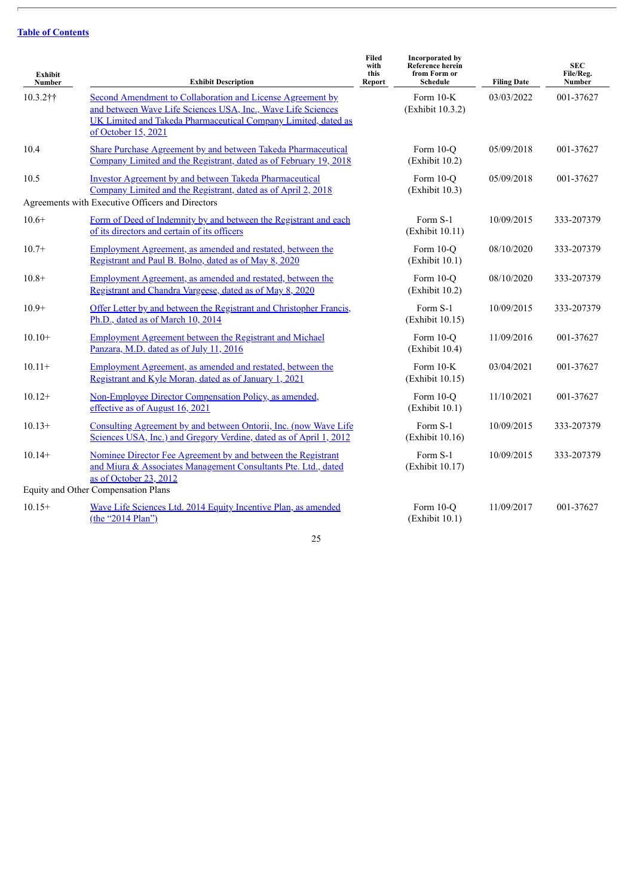[Table of Contents](#)

| Exhibit Number | Exhibit Description | Filed with this Report | Incorporated by Reference herein from Form or Schedule | Filing Date | SEC File/Reg. Number |
|---|---|---|---|---|---|
| 10.3.2†† | Second Amendment to Collaboration and License Agreement by and between Wave Life Sciences USA, Inc., Wave Life Sciences UK Limited and Takeda Pharmaceutical Company Limited, dated as of October 15, 2021 | | Form 10-K (Exhibit 10.3.2) | 03/03/2022 | 001-37627 |
| 10.4 | Share Purchase Agreement by and between Takeda Pharmaceutical Company Limited and the Registrant, dated as of February 19, 2018 | | Form 10-Q (Exhibit 10.2) | 05/09/2018 | 001-37627 |
| 10.5 | Investor Agreement by and between Takeda Pharmaceutical Company Limited and the Registrant, dated as of April 2, 2018 | | Form 10-Q (Exhibit 10.3) | 05/09/2018 | 001-37627 |
| Agreements with Executive Officers and Directors | | | | | |
| 10.6+ | Form of Deed of Indemnity by and between the Registrant and each of its directors and certain of its officers | | Form S-1 (Exhibit 10.11) | 10/09/2015 | 333-207379 |
| 10.7+ | Employment Agreement, as amended and restated, between the Registrant and Paul B. Bolno, dated as of May 8, 2020 | | Form 10-Q (Exhibit 10.1) | 08/10/2020 | 333-207379 |
| 10.8+ | Employment Agreement, as amended and restated, between the Registrant and Chandra Vargeese, dated as of May 8, 2020 | | Form 10-Q (Exhibit 10.2) | 08/10/2020 | 333-207379 |
| 10.9+ | Offer Letter by and between the Registrant and Christopher Francis, Ph.D., dated as of March 10, 2014 | | Form S-1 (Exhibit 10.15) | 10/09/2015 | 333-207379 |
| 10.10+ | Employment Agreement between the Registrant and Michael Panzara, M.D. dated as of July 11, 2016 | | Form 10-Q (Exhibit 10.4) | 11/09/2016 | 001-37627 |
| 10.11+ | Employment Agreement, as amended and restated, between the Registrant and Kyle Moran, dated as of January 1, 2021 | | Form 10-K (Exhibit 10.15) | 03/04/2021 | 001-37627 |
| 10.12+ | Non-Employee Director Compensation Policy, as amended, effective as of August 16, 2021 | | Form 10-Q (Exhibit 10.1) | 11/10/2021 | 001-37627 |
| 10.13+ | Consulting Agreement by and between Ontorii, Inc. (now Wave Life Sciences USA, Inc.) and Gregory Verdine, dated as of April 1, 2012 | | Form S-1 (Exhibit 10.16) | 10/09/2015 | 333-207379 |
| 10.14+ | Nominee Director Fee Agreement by and between the Registrant and Miura & Associates Management Consultants Pte. Ltd., dated as of October 23, 2012 | | Form S-1 (Exhibit 10.17) | 10/09/2015 | 333-207379 |
| Equity and Other Compensation Plans | | | | | |
| 10.15+ | Wave Life Sciences Ltd. 2014 Equity Incentive Plan, as amended (the "2014 Plan") | | Form 10-Q (Exhibit 10.1) | 11/09/2017 | 001-37627 |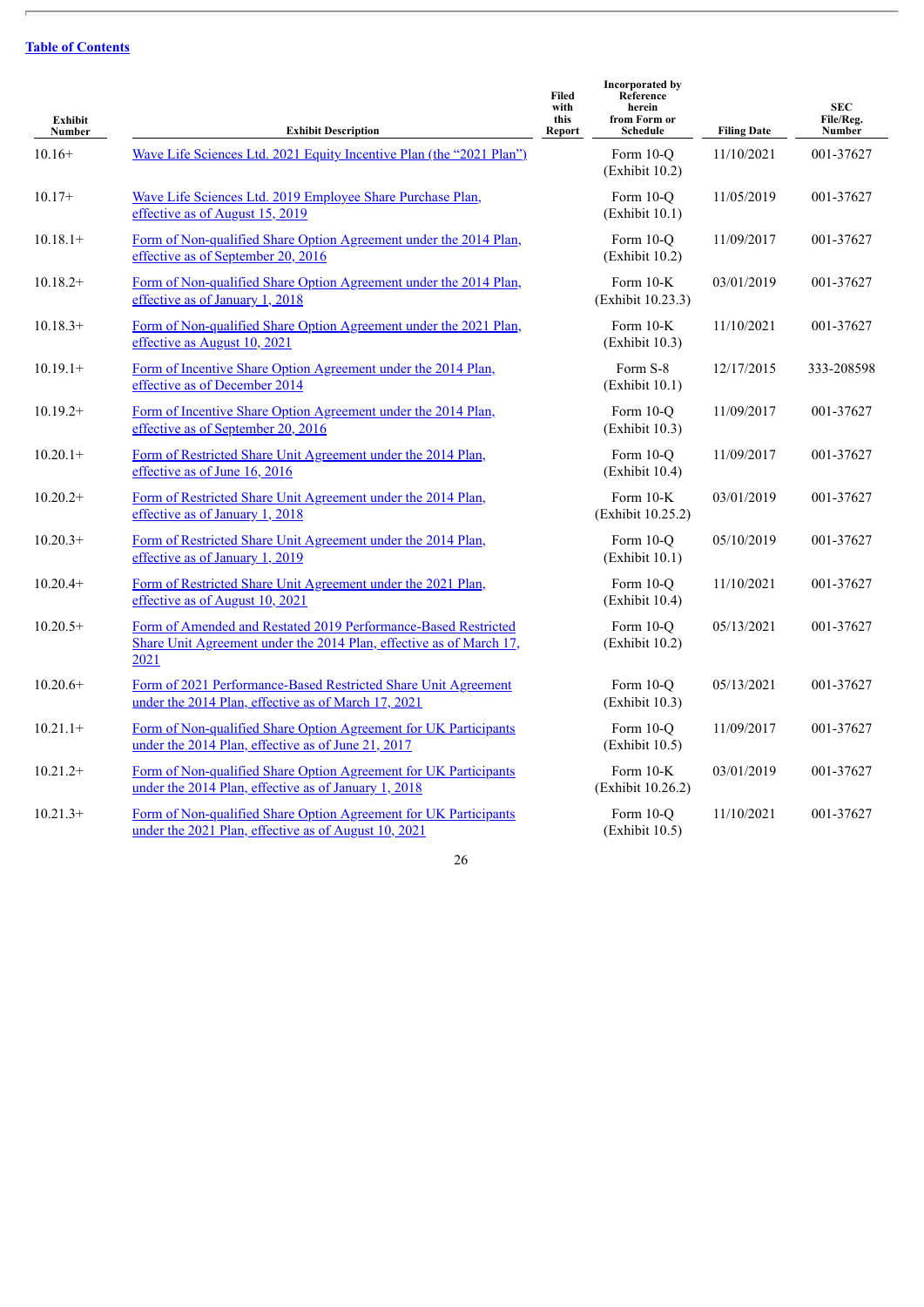[Table of Contents](#)

| Exhibit Number | Exhibit Description | Filed with this Report | Incorporated by Reference herein from Form or Schedule | Filing Date | SEC File/Reg. Number |
|---|---|---|---|---|---|
| 10.16+ | Wave Life Sciences Ltd. 2021 Equity Incentive Plan (the “2021 Plan”) | | Form 10-Q (Exhibit 10.2) | 11/10/2021 | 001-37627 |
| 10.17+ | Wave Life Sciences Ltd. 2019 Employee Share Purchase Plan, effective as of August 15, 2019 | | Form 10-Q (Exhibit 10.1) | 11/05/2019 | 001-37627 |
| 10.18.1+ | Form of Non-qualified Share Option Agreement under the 2014 Plan, effective as of September 20, 2016 | | Form 10-Q (Exhibit 10.2) | 11/09/2017 | 001-37627 |
| 10.18.2+ | Form of Non-qualified Share Option Agreement under the 2014 Plan, effective as of January 1, 2018 | | Form 10-K (Exhibit 10.23.3) | 03/01/2019 | 001-37627 |
| 10.18.3+ | Form of Non-qualified Share Option Agreement under the 2021 Plan, effective as August 10, 2021 | | Form 10-K (Exhibit 10.3) | 11/10/2021 | 001-37627 |
| 10.19.1+ | Form of Incentive Share Option Agreement under the 2014 Plan, effective as of December 2014 | | Form S-8 (Exhibit 10.1) | 12/17/2015 | 333-208598 |
| 10.19.2+ | Form of Incentive Share Option Agreement under the 2014 Plan, effective as of September 20, 2016 | | Form 10-Q (Exhibit 10.3) | 11/09/2017 | 001-37627 |
| 10.20.1+ | Form of Restricted Share Unit Agreement under the 2014 Plan, effective as of June 16, 2016 | | Form 10-Q (Exhibit 10.4) | 11/09/2017 | 001-37627 |
| 10.20.2+ | Form of Restricted Share Unit Agreement under the 2014 Plan, effective as of January 1, 2018 | | Form 10-K (Exhibit 10.25.2) | 03/01/2019 | 001-37627 |
| 10.20.3+ | Form of Restricted Share Unit Agreement under the 2014 Plan, effective as of January 1, 2019 | | Form 10-Q (Exhibit 10.1) | 05/10/2019 | 001-37627 |
| 10.20.4+ | Form of Restricted Share Unit Agreement under the 2021 Plan, effective as of August 10, 2021 | | Form 10-Q (Exhibit 10.4) | 11/10/2021 | 001-37627 |
| 10.20.5+ | Form of Amended and Restated 2019 Performance-Based Restricted Share Unit Agreement under the 2014 Plan, effective as of March 17, 2021 | | Form 10-Q (Exhibit 10.2) | 05/13/2021 | 001-37627 |
| 10.20.6+ | Form of 2021 Performance-Based Restricted Share Unit Agreement under the 2014 Plan, effective as of March 17, 2021 | | Form 10-Q (Exhibit 10.3) | 05/13/2021 | 001-37627 |
| 10.21.1+ | Form of Non-qualified Share Option Agreement for UK Participants under the 2014 Plan, effective as of June 21, 2017 | | Form 10-Q (Exhibit 10.5) | 11/09/2017 | 001-37627 |
| 10.21.2+ | Form of Non-qualified Share Option Agreement for UK Participants under the 2014 Plan, effective as of January 1, 2018 | | Form 10-K (Exhibit 10.26.2) | 03/01/2019 | 001-37627 |
| 10.21.3+ | Form of Non-qualified Share Option Agreement for UK Participants under the 2021 Plan, effective as of August 10, 2021 | | Form 10-Q (Exhibit 10.5) | 11/10/2021 | 001-37627 |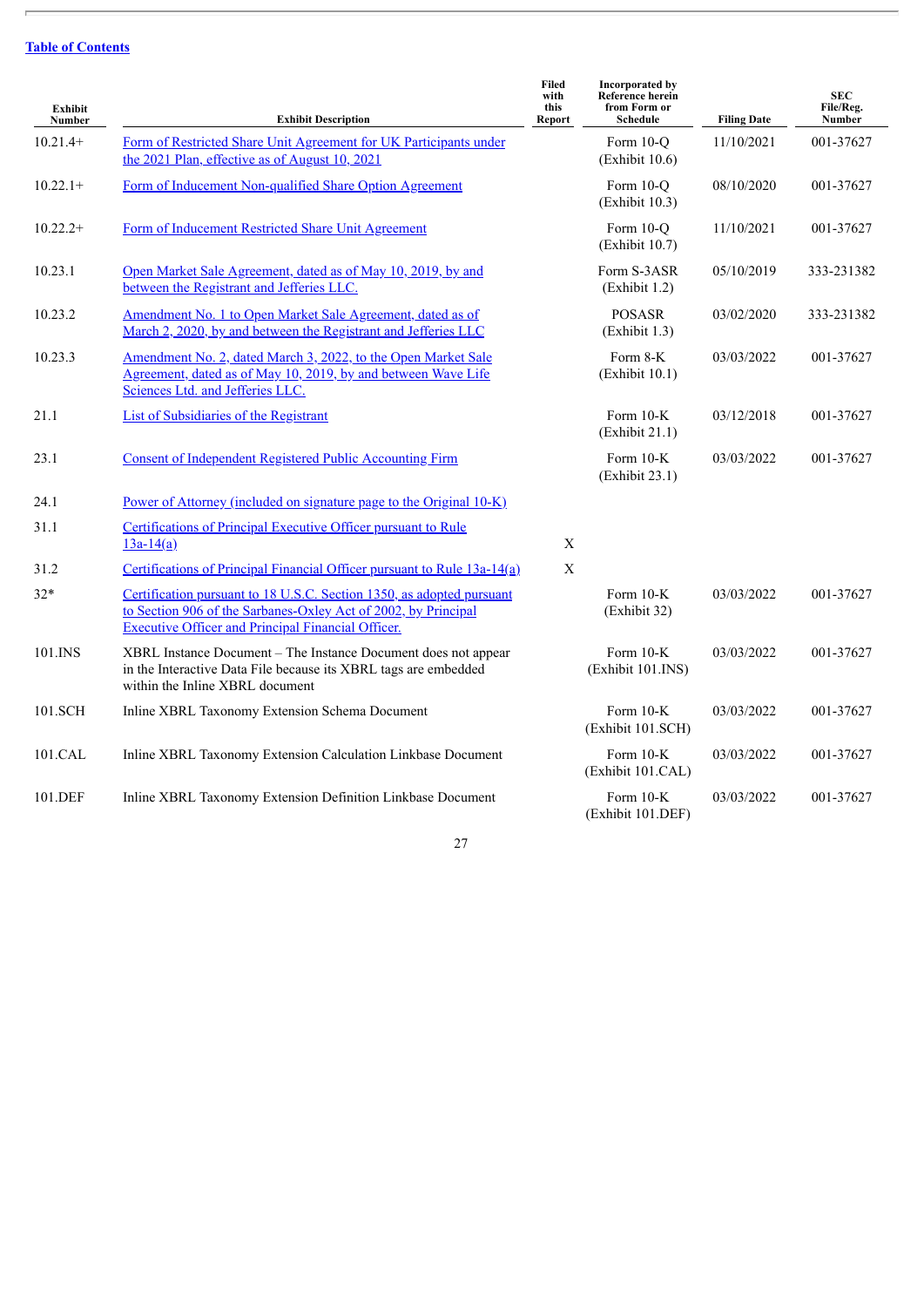[Table of Contents](#)

| Exhibit Number | Exhibit Description | Filed with this Report | Incorporated by Reference herein from Form or Schedule | Filing Date | SEC File/Reg. Number |
|---|---|---|---|---|---|
| 10.21.4+ | Form of Restricted Share Unit Agreement for UK Participants under the 2021 Plan, effective as of August 10, 2021 | | Form 10-Q (Exhibit 10.6) | 11/10/2021 | 001-37627 |
| 10.22.1+ | Form of Inducement Non-qualified Share Option Agreement | | Form 10-Q (Exhibit 10.3) | 08/10/2020 | 001-37627 |
| 10.22.2+ | Form of Inducement Restricted Share Unit Agreement | | Form 10-Q (Exhibit 10.7) | 11/10/2021 | 001-37627 |
| 10.23.1 | Open Market Sale Agreement, dated as of May 10, 2019, by and between the Registrant and Jefferies LLC. | | Form S-3ASR (Exhibit 1.2) | 05/10/2019 | 333-231382 |
| 10.23.2 | Amendment No. 1 to Open Market Sale Agreement, dated as of March 2, 2020, by and between the Registrant and Jefferies LLC | | POSASR (Exhibit 1.3) | 03/02/2020 | 333-231382 |
| 10.23.3 | Amendment No. 2, dated March 3, 2022, to the Open Market Sale Agreement, dated as of May 10, 2019, by and between Wave Life Sciences Ltd. and Jefferies LLC. | | Form 8-K (Exhibit 10.1) | 03/03/2022 | 001-37627 |
| 21.1 | List of Subsidiaries of the Registrant | | Form 10-K (Exhibit 21.1) | 03/12/2018 | 001-37627 |
| 23.1 | Consent of Independent Registered Public Accounting Firm | | Form 10-K (Exhibit 23.1) | 03/03/2022 | 001-37627 |
| 24.1 | Power of Attorney (included on signature page to the Original 10-K) | | | | |
| 31.1 | Certifications of Principal Executive Officer pursuant to Rule 13a-14(a) | X | | | |
| 31.2 | Certifications of Principal Financial Officer pursuant to Rule 13a-14(a) | X | | | |
| 32* | Certification pursuant to 18 U.S.C. Section 1350, as adopted pursuant to Section 906 of the Sarbanes-Oxley Act of 2002, by Principal Executive Officer and Principal Financial Officer. | | Form 10-K (Exhibit 32) | 03/03/2022 | 001-37627 |
| 101.INS | XBRL Instance Document – The Instance Document does not appear in the Interactive Data File because its XBRL tags are embedded within the Inline XBRL document | | Form 10-K (Exhibit 101.INS) | 03/03/2022 | 001-37627 |
| 101.SCH | Inline XBRL Taxonomy Extension Schema Document | | Form 10-K (Exhibit 101.SCH) | 03/03/2022 | 001-37627 |
| 101.CAL | Inline XBRL Taxonomy Extension Calculation Linkbase Document | | Form 10-K (Exhibit 101.CAL) | 03/03/2022 | 001-37627 |
| 101.DEF | Inline XBRL Taxonomy Extension Definition Linkbase Document | | Form 10-K (Exhibit 101.DEF) | 03/03/2022 | 001-37627 |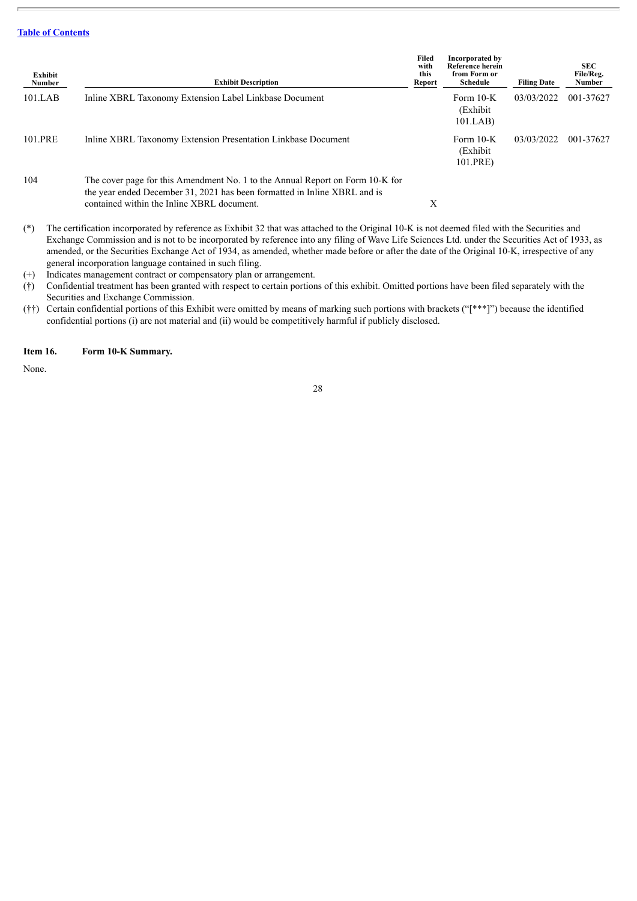[Table of Contents](#)

| Exhibit Number | Exhibit Description | Filed with this Report | Incorporated by Reference herein from Form or Schedule | Filing Date | SEC File/Reg. Number |
|---|---|---|---|---|---|
| 101.LAB | Inline XBRL Taxonomy Extension Label Linkbase Document | | Form 10-K (Exhibit 101.LAB) | 03/03/2022 | 001-37627 |
| 101.PRE | Inline XBRL Taxonomy Extension Presentation Linkbase Document | | Form 10-K (Exhibit 101.PRE) | 03/03/2022 | 001-37627 |
| 104 | The cover page for this Amendment No. 1 to the Annual Report on Form 10-K for the year ended December 31, 2021 has been formatted in Inline XBRL and is contained within the Inline XBRL document. | X | | | |

(*) The certification incorporated by reference as Exhibit 32 that was attached to the Original 10-K is not deemed filed with the Securities and Exchange Commission and is not to be incorporated by reference into any filing of Wave Life Sciences Ltd. under the Securities Act of 1933, as amended, or the Securities Exchange Act of 1934, as amended, whether made before or after the date of the Original 10-K, irrespective of any general incorporation language contained in such filing.

(+) Indicates management contract or compensatory plan or arrangement.

(†) Confidential treatment has been granted with respect to certain portions of this exhibit. Omitted portions have been filed separately with the Securities and Exchange Commission.

(††) Certain confidential portions of this Exhibit were omitted by means of marking such portions with brackets ("[***]") because the identified confidential portions (i) are not material and (ii) would be competitively harmful if publicly disclosed.

**Item 16. Form 10-K Summary.**

None.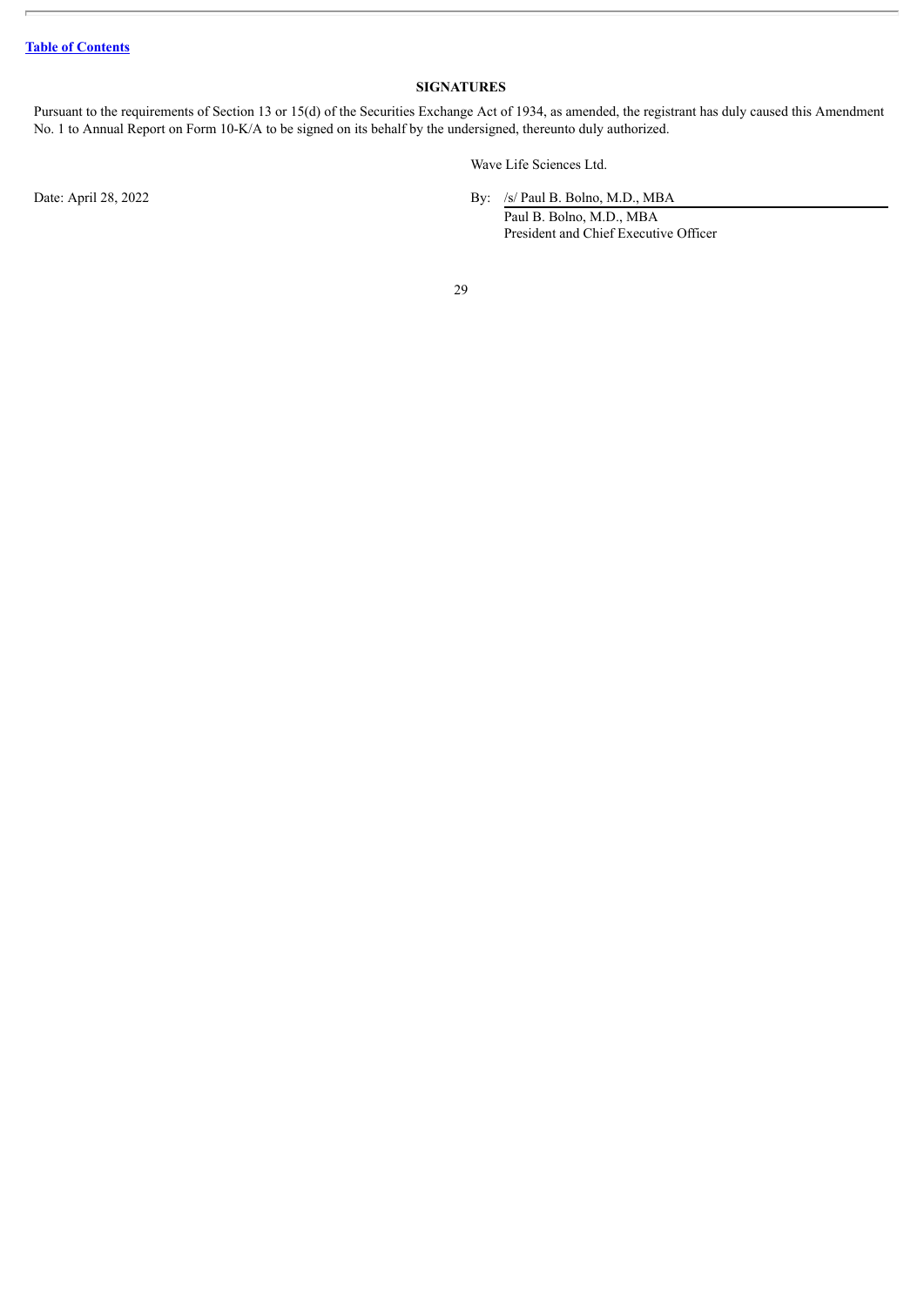[Table of Contents](#)

## SIGNATURES

Pursuant to the requirements of Section 13 or 15(d) of the Securities Exchange Act of 1934, as amended, the registrant has duly caused this Amendment No. 1 to Annual Report on Form 10-K/A to be signed on its behalf by the undersigned, thereunto duly authorized.

Wave Life Sciences Ltd.

Date: April 28, 2022

By: /s/ Paul B. Bolno, M.D., MBA
Paul B. Bolno, M.D., MBA
President and Chief Executive Officer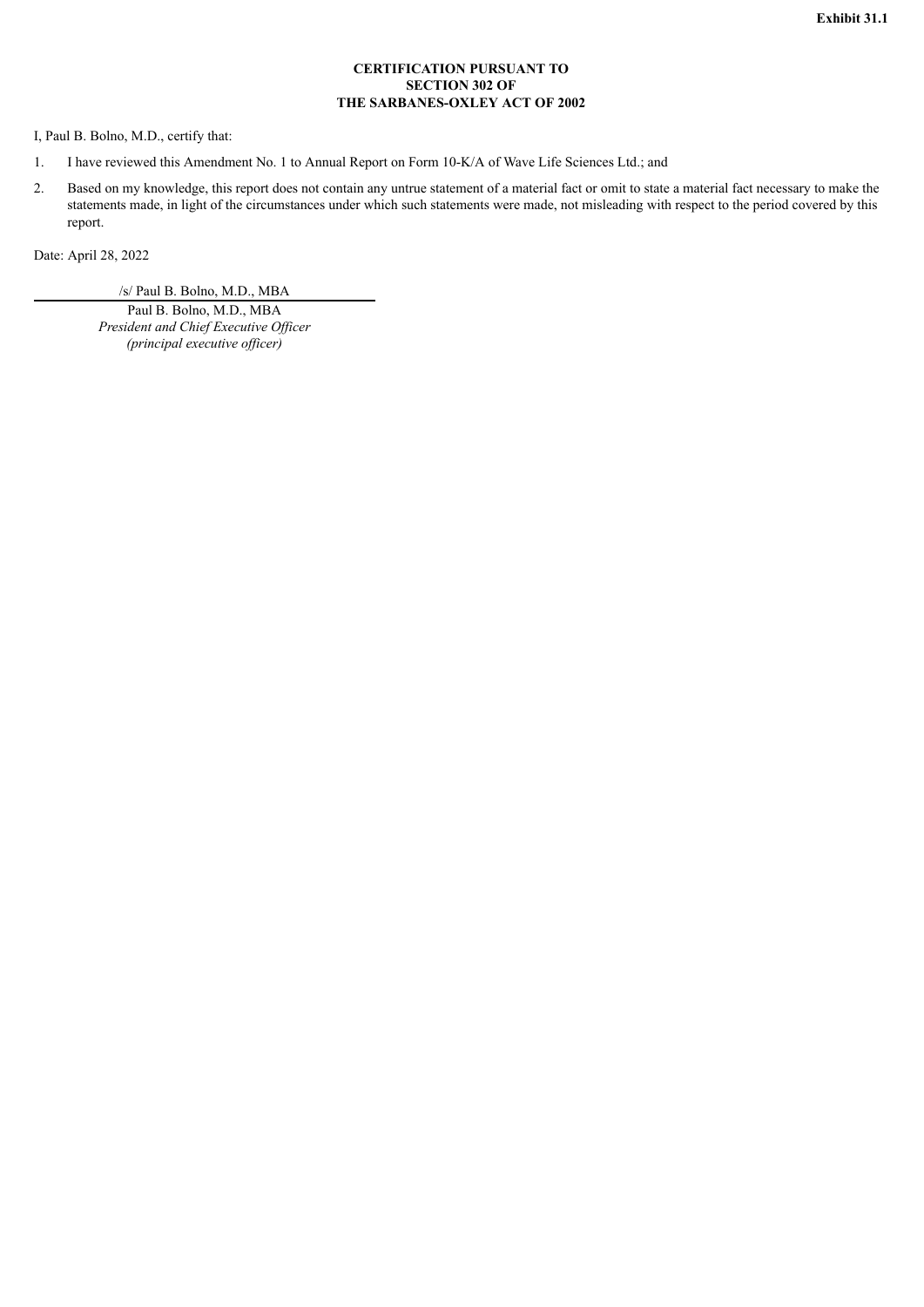**Exhibit 31.1**

**CERTIFICATION PURSUANT TO SECTION 302 OF THE SARBANES-OXLEY ACT OF 2002**

I, Paul B. Bolno, M.D., certify that:

1. I have reviewed this Amendment No. 1 to Annual Report on Form 10-K/A of Wave Life Sciences Ltd.; and
2. Based on my knowledge, this report does not contain any untrue statement of a material fact or omit to state a material fact necessary to make the statements made, in light of the circumstances under which such statements were made, not misleading with respect to the period covered by this report.

Date: April 28, 2022

/s/ Paul B. Bolno, M.D., MBA

Paul B. Bolno, M.D., MBA
*President and Chief Executive Officer*
*(principal executive officer)*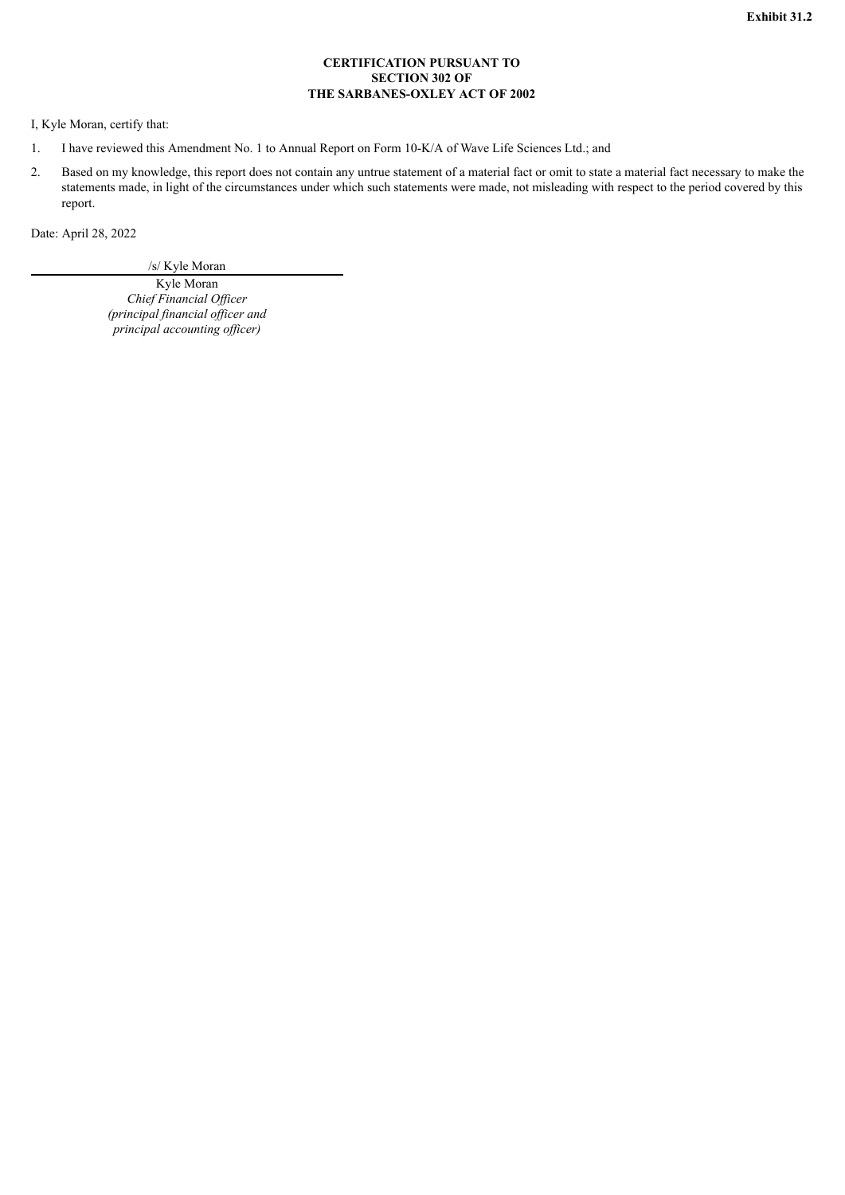**Exhibit 31.2**

**CERTIFICATION PURSUANT TO**
**SECTION 302 OF**
**THE SARBANES-OXLEY ACT OF 2002**

I, Kyle Moran, certify that:

1. I have reviewed this Amendment No. 1 to Annual Report on Form 10-K/A of Wave Life Sciences Ltd.; and
2. Based on my knowledge, this report does not contain any untrue statement of a material fact or omit to state a material fact necessary to make the statements made, in light of the circumstances under which such statements were made, not misleading with respect to the period covered by this report.

Date: April 28, 2022

/s/ Kyle Moran

Kyle Moran
*Chief Financial Officer*
*(principal financial officer and principal accounting officer)*